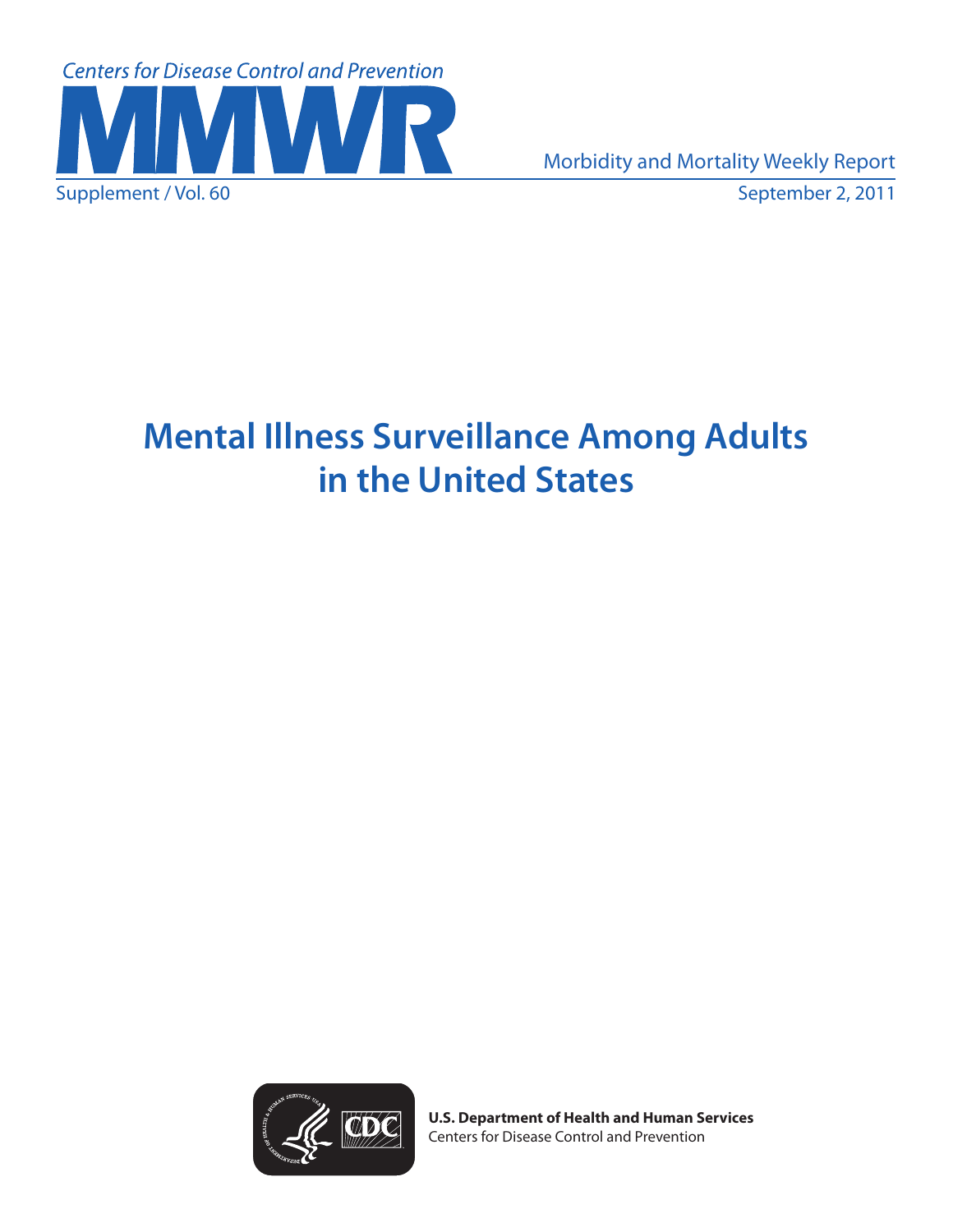Centers for Disease Control and Prevention

# MMWR

Morbidity and Mortality Weekly Report

Supplement / Vol. 60

September 2, 2011

# Mental Illness Surveillance Among Adults in the United States

**U.S. Department of Health and Human Services**
Centers for Disease Control and Prevention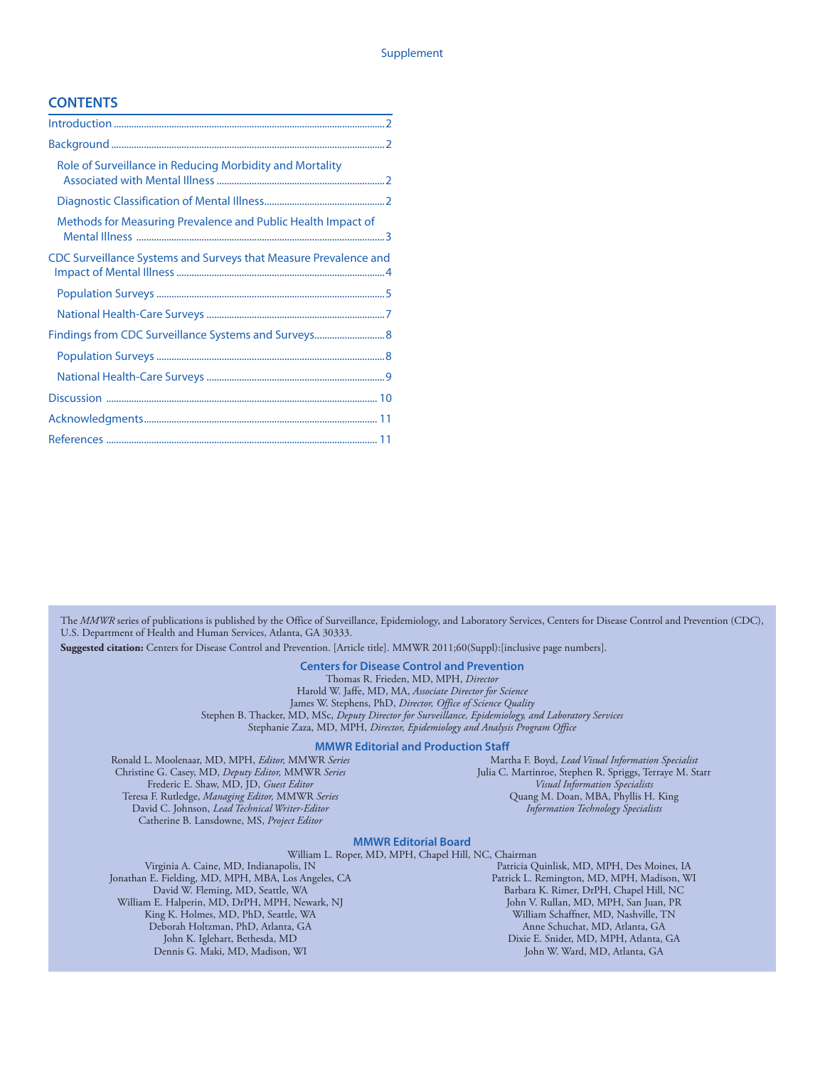## CONTENTS

- Introduction ..... 2
- Background ..... 2
  - Role of Surveillance in Reducing Morbidity and Mortality Associated with Mental Illness ..... 2
  - Diagnostic Classification of Mental Illness ..... 2
  - Methods for Measuring Prevalence and Public Health Impact of Mental Illness ..... 3
- CDC Surveillance Systems and Surveys that Measure Prevalence and Impact of Mental Illness ..... 4
  - Population Surveys ..... 5
  - National Health-Care Surveys ..... 7
- Findings from CDC Surveillance Systems and Surveys ..... 8
  - Population Surveys ..... 8
  - National Health-Care Surveys ..... 9
- Discussion ..... 10
- Acknowledgments ..... 11
- References ..... 11

The *MMWR* series of publications is published by the Office of Surveillance, Epidemiology, and Laboratory Services, Centers for Disease Control and Prevention (CDC), U.S. Department of Health and Human Services, Atlanta, GA 30333.

**Suggested citation:** Centers for Disease Control and Prevention. [Article title]. MMWR 2011;60(Suppl):[inclusive page numbers].

### Centers for Disease Control and Prevention

Thomas R. Frieden, MD, MPH, *Director*
Harold W. Jaffe, MD, MA, *Associate Director for Science*
James W. Stephens, PhD, *Director, Office of Science Quality*
Stephen B. Thacker, MD, MSc, *Deputy Director for Surveillance, Epidemiology, and Laboratory Services*
Stephanie Zaza, MD, MPH, *Director, Epidemiology and Analysis Program Office*

### MMWR Editorial and Production Staff

Ronald L. Moolenaar, MD, MPH, *Editor,* MMWR *Series*
Christine G. Casey, MD, *Deputy Editor,* MMWR *Series*
Frederic E. Shaw, MD, JD, *Guest Editor*
Teresa F. Rutledge, *Managing Editor,* MMWR *Series*
David C. Johnson, *Lead Technical Writer-Editor*
Catherine B. Lansdowne, MS, *Project Editor*
Martha F. Boyd, *Lead Visual Information Specialist*
Julia C. Martinroe, Stephen R. Spriggs, Terraye M. Starr
*Visual Information Specialists*
Quang M. Doan, MBA, Phyllis H. King
*Information Technology Specialists*

### MMWR Editorial Board

William L. Roper, MD, MPH, Chapel Hill, NC, Chairman
Virginia A. Caine, MD, Indianapolis, IN
Jonathan E. Fielding, MD, MPH, MBA, Los Angeles, CA
David W. Fleming, MD, Seattle, WA
William E. Halperin, MD, DrPH, MPH, Newark, NJ
King K. Holmes, MD, PhD, Seattle, WA
Deborah Holtzman, PhD, Atlanta, GA
John K. Iglehart, Bethesda, MD
Dennis G. Maki, MD, Madison, WI
Patricia Quinlisk, MD, MPH, Des Moines, IA
Patrick L. Remington, MD, MPH, Madison, WI
Barbara K. Rimer, DrPH, Chapel Hill, NC
John V. Rullan, MD, MPH, San Juan, PR
William Schaffner, MD, Nashville, TN
Anne Schuchat, MD, Atlanta, GA
Dixie E. Snider, MD, MPH, Atlanta, GA
John W. Ward, MD, Atlanta, GA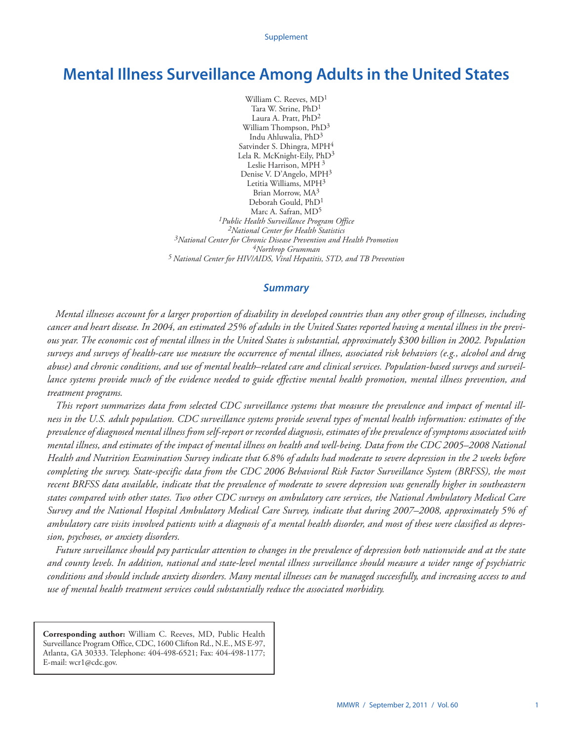Supplement

# Mental Illness Surveillance Among Adults in the United States

William C. Reeves, MD[1]
Tara W. Strine, PhD[1]
Laura A. Pratt, PhD[2]
William Thompson, PhD[3]
Indu Ahluwalia, PhD[3]
Satvinder S. Dhingra, MPH[4]
Lela R. McKnight-Eily, PhD[3]
Leslie Harrison, MPH [3]
Denise V. D'Angelo, MPH[3]
Letitia Williams, MPH[3]
Brian Morrow, MA[3]
Deborah Gould, PhD[1]
Marc A. Safran, MD[5]

*[1]Public Health Surveillance Program Office*
*[2]National Center for Health Statistics*
*[3]National Center for Chronic Disease Prevention and Health Promotion*
*[4]Northrop Grumman*
*[5] National Center for HIV/AIDS, Viral Hepatitis, STD, and TB Prevention*

## Summary

*Mental illnesses account for a larger proportion of disability in developed countries than any other group of illnesses, including cancer and heart disease. In 2004, an estimated 25% of adults in the United States reported having a mental illness in the previous year. The economic cost of mental illness in the United States is substantial, approximately $300 billion in 2002. Population surveys and surveys of health-care use measure the occurrence of mental illness, associated risk behaviors (e.g., alcohol and drug abuse) and chronic conditions, and use of mental health–related care and clinical services. Population-based surveys and surveillance systems provide much of the evidence needed to guide effective mental health promotion, mental illness prevention, and treatment programs.*

*This report summarizes data from selected CDC surveillance systems that measure the prevalence and impact of mental illness in the U.S. adult population. CDC surveillance systems provide several types of mental health information: estimates of the prevalence of diagnosed mental illness from self-report or recorded diagnosis, estimates of the prevalence of symptoms associated with mental illness, and estimates of the impact of mental illness on health and well-being. Data from the CDC 2005–2008 National Health and Nutrition Examination Survey indicate that 6.8% of adults had moderate to severe depression in the 2 weeks before completing the survey. State-specific data from the CDC 2006 Behavioral Risk Factor Surveillance System (BRFSS), the most recent BRFSS data available, indicate that the prevalence of moderate to severe depression was generally higher in southeastern states compared with other states. Two other CDC surveys on ambulatory care services, the National Ambulatory Medical Care Survey and the National Hospital Ambulatory Medical Care Survey, indicate that during 2007–2008, approximately 5% of ambulatory care visits involved patients with a diagnosis of a mental health disorder, and most of these were classified as depression, psychoses, or anxiety disorders.*

*Future surveillance should pay particular attention to changes in the prevalence of depression both nationwide and at the state and county levels. In addition, national and state-level mental illness surveillance should measure a wider range of psychiatric conditions and should include anxiety disorders. Many mental illnesses can be managed successfully, and increasing access to and use of mental health treatment services could substantially reduce the associated morbidity.*

**Corresponding author:** William C. Reeves, MD, Public Health Surveillance Program Office, CDC, 1600 Clifton Rd., N.E., MS E-97, Atlanta, GA 30333. Telephone: 404-498-6521; Fax: 404-498-1177; E-mail: wcr1@cdc.gov.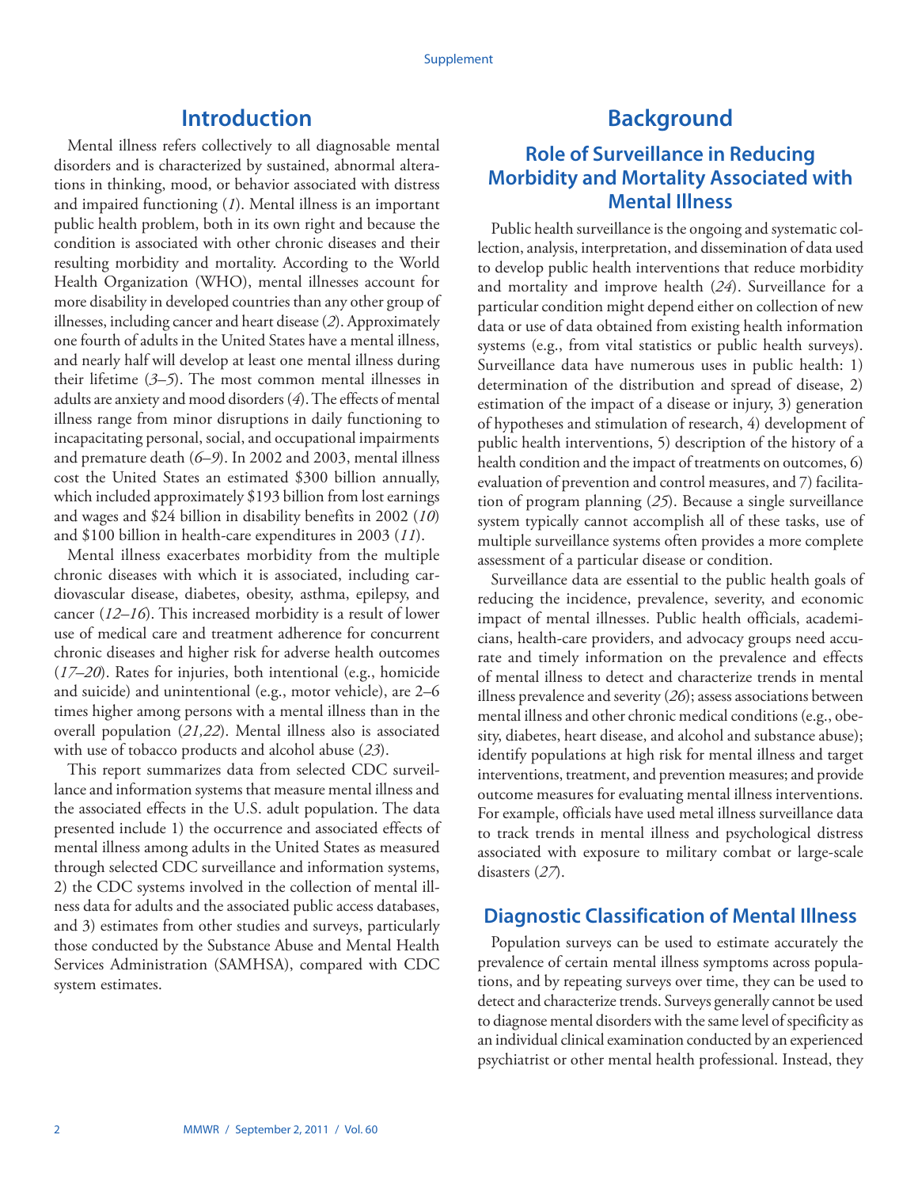## Introduction

Mental illness refers collectively to all diagnosable mental disorders and is characterized by sustained, abnormal alterations in thinking, mood, or behavior associated with distress and impaired functioning (*1*). Mental illness is an important public health problem, both in its own right and because the condition is associated with other chronic diseases and their resulting morbidity and mortality. According to the World Health Organization (WHO), mental illnesses account for more disability in developed countries than any other group of illnesses, including cancer and heart disease (*2*). Approximately one fourth of adults in the United States have a mental illness, and nearly half will develop at least one mental illness during their lifetime (*3–5*). The most common mental illnesses in adults are anxiety and mood disorders (*4*). The effects of mental illness range from minor disruptions in daily functioning to incapacitating personal, social, and occupational impairments and premature death (*6–9*). In 2002 and 2003, mental illness cost the United States an estimated $300 billion annually, which included approximately $193 billion from lost earnings and wages and $24 billion in disability benefits in 2002 (*10*) and $100 billion in health-care expenditures in 2003 (*11*).

Mental illness exacerbates morbidity from the multiple chronic diseases with which it is associated, including cardiovascular disease, diabetes, obesity, asthma, epilepsy, and cancer (*12–16*). This increased morbidity is a result of lower use of medical care and treatment adherence for concurrent chronic diseases and higher risk for adverse health outcomes (*17–20*). Rates for injuries, both intentional (e.g., homicide and suicide) and unintentional (e.g., motor vehicle), are 2–6 times higher among persons with a mental illness than in the overall population (*21,22*). Mental illness also is associated with use of tobacco products and alcohol abuse (*23*).

This report summarizes data from selected CDC surveillance and information systems that measure mental illness and the associated effects in the U.S. adult population. The data presented include 1) the occurrence and associated effects of mental illness among adults in the United States as measured through selected CDC surveillance and information systems, 2) the CDC systems involved in the collection of mental illness data for adults and the associated public access databases, and 3) estimates from other studies and surveys, particularly those conducted by the Substance Abuse and Mental Health Services Administration (SAMHSA), compared with CDC system estimates.

## Background

### Role of Surveillance in Reducing Morbidity and Mortality Associated with Mental Illness

Public health surveillance is the ongoing and systematic collection, analysis, interpretation, and dissemination of data used to develop public health interventions that reduce morbidity and mortality and improve health (*24*). Surveillance for a particular condition might depend either on collection of new data or use of data obtained from existing health information systems (e.g., from vital statistics or public health surveys). Surveillance data have numerous uses in public health: 1) determination of the distribution and spread of disease, 2) estimation of the impact of a disease or injury, 3) generation of hypotheses and stimulation of research, 4) development of public health interventions, 5) description of the history of a health condition and the impact of treatments on outcomes, 6) evaluation of prevention and control measures, and 7) facilitation of program planning (*25*). Because a single surveillance system typically cannot accomplish all of these tasks, use of multiple surveillance systems often provides a more complete assessment of a particular disease or condition.

Surveillance data are essential to the public health goals of reducing the incidence, prevalence, severity, and economic impact of mental illnesses. Public health officials, academicians, health-care providers, and advocacy groups need accurate and timely information on the prevalence and effects of mental illness to detect and characterize trends in mental illness prevalence and severity (*26*); assess associations between mental illness and other chronic medical conditions (e.g., obesity, diabetes, heart disease, and alcohol and substance abuse); identify populations at high risk for mental illness and target interventions, treatment, and prevention measures; and provide outcome measures for evaluating mental illness interventions. For example, officials have used metal illness surveillance data to track trends in mental illness and psychological distress associated with exposure to military combat or large-scale disasters (*27*).

### Diagnostic Classification of Mental Illness

Population surveys can be used to estimate accurately the prevalence of certain mental illness symptoms across populations, and by repeating surveys over time, they can be used to detect and characterize trends. Surveys generally cannot be used to diagnose mental disorders with the same level of specificity as an individual clinical examination conducted by an experienced psychiatrist or other mental health professional. Instead, they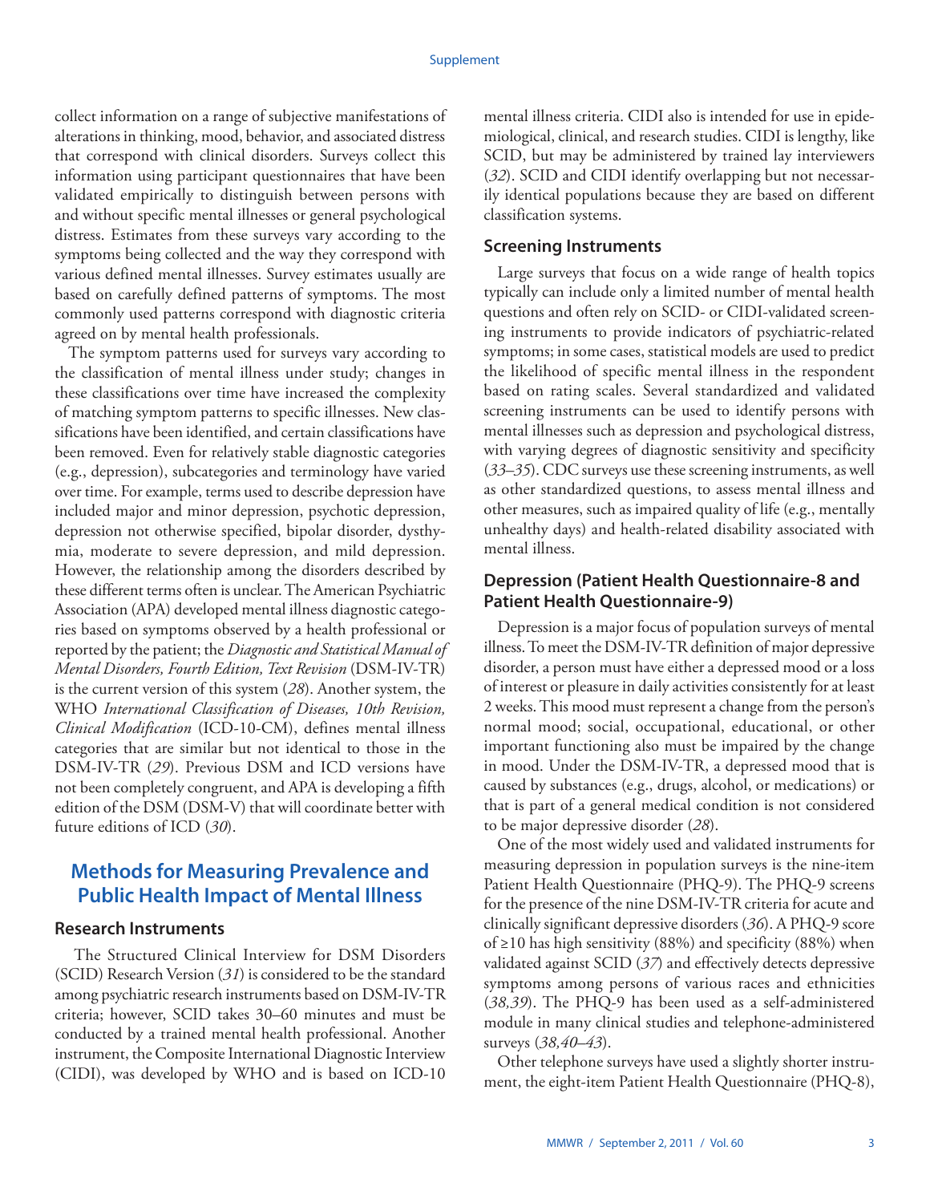collect information on a range of subjective manifestations of alterations in thinking, mood, behavior, and associated distress that correspond with clinical disorders. Surveys collect this information using participant questionnaires that have been validated empirically to distinguish between persons with and without specific mental illnesses or general psychological distress. Estimates from these surveys vary according to the symptoms being collected and the way they correspond with various defined mental illnesses. Survey estimates usually are based on carefully defined patterns of symptoms. The most commonly used patterns correspond with diagnostic criteria agreed on by mental health professionals.

The symptom patterns used for surveys vary according to the classification of mental illness under study; changes in these classifications over time have increased the complexity of matching symptom patterns to specific illnesses. New classifications have been identified, and certain classifications have been removed. Even for relatively stable diagnostic categories (e.g., depression), subcategories and terminology have varied over time. For example, terms used to describe depression have included major and minor depression, psychotic depression, depression not otherwise specified, bipolar disorder, dysthymia, moderate to severe depression, and mild depression. However, the relationship among the disorders described by these different terms often is unclear. The American Psychiatric Association (APA) developed mental illness diagnostic categories based on symptoms observed by a health professional or reported by the patient; the *Diagnostic and Statistical Manual of Mental Disorders, Fourth Edition, Text Revision* (DSM-IV-TR) is the current version of this system (*28*). Another system, the WHO *International Classification of Diseases, 10th Revision, Clinical Modification* (ICD-10-CM), defines mental illness categories that are similar but not identical to those in the DSM-IV-TR (*29*). Previous DSM and ICD versions have not been completely congruent, and APA is developing a fifth edition of the DSM (DSM-V) that will coordinate better with future editions of ICD (*30*).

## Methods for Measuring Prevalence and Public Health Impact of Mental Illness

### Research Instruments

The Structured Clinical Interview for DSM Disorders (SCID) Research Version (*31*) is considered to be the standard among psychiatric research instruments based on DSM-IV-TR criteria; however, SCID takes 30–60 minutes and must be conducted by a trained mental health professional. Another instrument, the Composite International Diagnostic Interview (CIDI), was developed by WHO and is based on ICD-10 mental illness criteria. CIDI also is intended for use in epidemiological, clinical, and research studies. CIDI is lengthy, like SCID, but may be administered by trained lay interviewers (*32*). SCID and CIDI identify overlapping but not necessarily identical populations because they are based on different classification systems.

### Screening Instruments

Large surveys that focus on a wide range of health topics typically can include only a limited number of mental health questions and often rely on SCID- or CIDI-validated screening instruments to provide indicators of psychiatric-related symptoms; in some cases, statistical models are used to predict the likelihood of specific mental illness in the respondent based on rating scales. Several standardized and validated screening instruments can be used to identify persons with mental illnesses such as depression and psychological distress, with varying degrees of diagnostic sensitivity and specificity (*33–35*). CDC surveys use these screening instruments, as well as other standardized questions, to assess mental illness and other measures, such as impaired quality of life (e.g., mentally unhealthy days) and health-related disability associated with mental illness.

### Depression (Patient Health Questionnaire-8 and Patient Health Questionnaire-9)

Depression is a major focus of population surveys of mental illness. To meet the DSM-IV-TR definition of major depressive disorder, a person must have either a depressed mood or a loss of interest or pleasure in daily activities consistently for at least 2 weeks. This mood must represent a change from the person's normal mood; social, occupational, educational, or other important functioning also must be impaired by the change in mood. Under the DSM-IV-TR, a depressed mood that is caused by substances (e.g., drugs, alcohol, or medications) or that is part of a general medical condition is not considered to be major depressive disorder (*28*).

One of the most widely used and validated instruments for measuring depression in population surveys is the nine-item Patient Health Questionnaire (PHQ-9). The PHQ-9 screens for the presence of the nine DSM-IV-TR criteria for acute and clinically significant depressive disorders (*36*). A PHQ-9 score of ≥10 has high sensitivity (88%) and specificity (88%) when validated against SCID (*37*) and effectively detects depressive symptoms among persons of various races and ethnicities (*38,39*). The PHQ-9 has been used as a self-administered module in many clinical studies and telephone-administered surveys (*38,40–43*).

Other telephone surveys have used a slightly shorter instrument, the eight-item Patient Health Questionnaire (PHQ-8),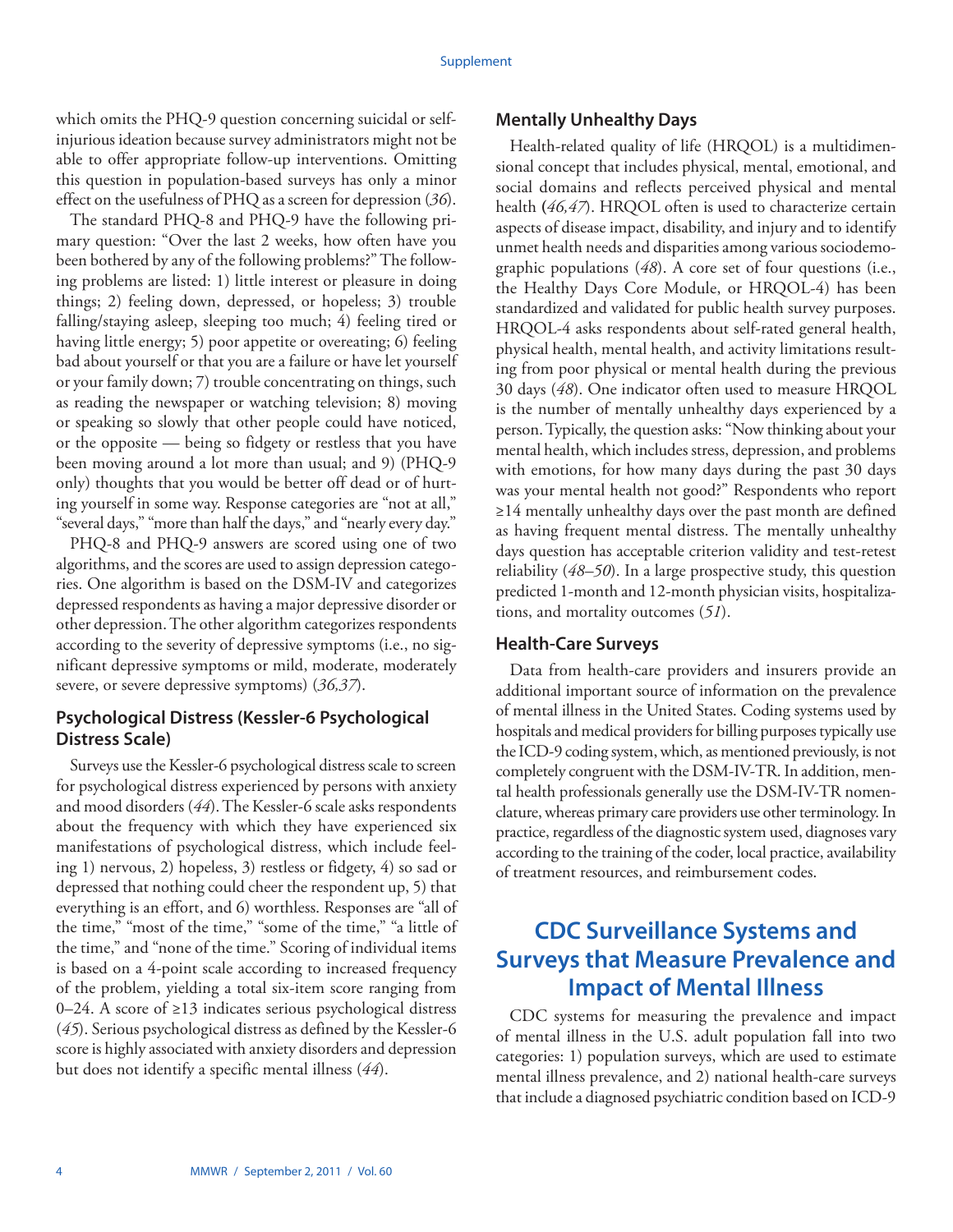which omits the PHQ-9 question concerning suicidal or self-injurious ideation because survey administrators might not be able to offer appropriate follow-up interventions. Omitting this question in population-based surveys has only a minor effect on the usefulness of PHQ as a screen for depression (*36*).

The standard PHQ-8 and PHQ-9 have the following primary question: "Over the last 2 weeks, how often have you been bothered by any of the following problems?" The following problems are listed: 1) little interest or pleasure in doing things; 2) feeling down, depressed, or hopeless; 3) trouble falling/staying asleep, sleeping too much; 4) feeling tired or having little energy; 5) poor appetite or overeating; 6) feeling bad about yourself or that you are a failure or have let yourself or your family down; 7) trouble concentrating on things, such as reading the newspaper or watching television; 8) moving or speaking so slowly that other people could have noticed, or the opposite — being so fidgety or restless that you have been moving around a lot more than usual; and 9) (PHQ-9 only) thoughts that you would be better off dead or of hurting yourself in some way. Response categories are "not at all," "several days," "more than half the days," and "nearly every day."

PHQ-8 and PHQ-9 answers are scored using one of two algorithms, and the scores are used to assign depression categories. One algorithm is based on the DSM-IV and categorizes depressed respondents as having a major depressive disorder or other depression. The other algorithm categorizes respondents according to the severity of depressive symptoms (i.e., no significant depressive symptoms or mild, moderate, moderately severe, or severe depressive symptoms) (*36,37*).

### Psychological Distress (Kessler-6 Psychological Distress Scale)

Surveys use the Kessler-6 psychological distress scale to screen for psychological distress experienced by persons with anxiety and mood disorders (*44*). The Kessler-6 scale asks respondents about the frequency with which they have experienced six manifestations of psychological distress, which include feeling 1) nervous, 2) hopeless, 3) restless or fidgety, 4) so sad or depressed that nothing could cheer the respondent up, 5) that everything is an effort, and 6) worthless. Responses are "all of the time," "most of the time," "some of the time," "a little of the time," and "none of the time." Scoring of individual items is based on a 4-point scale according to increased frequency of the problem, yielding a total six-item score ranging from 0–24. A score of ≥13 indicates serious psychological distress (*45*). Serious psychological distress as defined by the Kessler-6 score is highly associated with anxiety disorders and depression but does not identify a specific mental illness (*44*).

### Mentally Unhealthy Days

Health-related quality of life (HRQOL) is a multidimensional concept that includes physical, mental, emotional, and social domains and reflects perceived physical and mental health (*46,47*). HRQOL often is used to characterize certain aspects of disease impact, disability, and injury and to identify unmet health needs and disparities among various sociodemographic populations (*48*). A core set of four questions (i.e., the Healthy Days Core Module, or HRQOL-4) has been standardized and validated for public health survey purposes. HRQOL-4 asks respondents about self-rated general health, physical health, mental health, and activity limitations resulting from poor physical or mental health during the previous 30 days (*48*). One indicator often used to measure HRQOL is the number of mentally unhealthy days experienced by a person. Typically, the question asks: "Now thinking about your mental health, which includes stress, depression, and problems with emotions, for how many days during the past 30 days was your mental health not good?" Respondents who report ≥14 mentally unhealthy days over the past month are defined as having frequent mental distress. The mentally unhealthy days question has acceptable criterion validity and test-retest reliability (*48–50*). In a large prospective study, this question predicted 1-month and 12-month physician visits, hospitalizations, and mortality outcomes (*51*).

### Health-Care Surveys

Data from health-care providers and insurers provide an additional important source of information on the prevalence of mental illness in the United States. Coding systems used by hospitals and medical providers for billing purposes typically use the ICD-9 coding system, which, as mentioned previously, is not completely congruent with the DSM-IV-TR. In addition, mental health professionals generally use the DSM-IV-TR nomenclature, whereas primary care providers use other terminology. In practice, regardless of the diagnostic system used, diagnoses vary according to the training of the coder, local practice, availability of treatment resources, and reimbursement codes.

## CDC Surveillance Systems and Surveys that Measure Prevalence and Impact of Mental Illness

CDC systems for measuring the prevalence and impact of mental illness in the U.S. adult population fall into two categories: 1) population surveys, which are used to estimate mental illness prevalence, and 2) national health-care surveys that include a diagnosed psychiatric condition based on ICD-9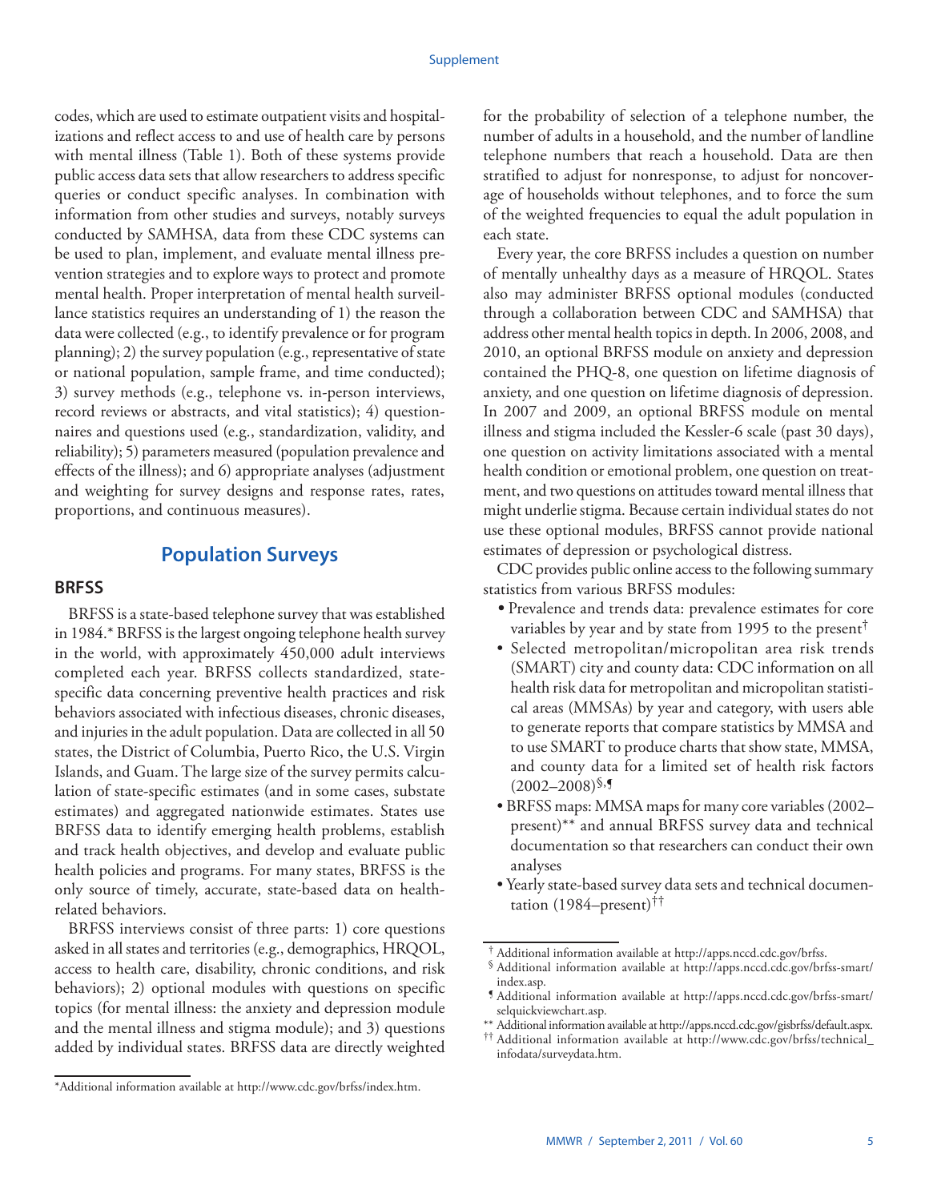codes, which are used to estimate outpatient visits and hospitalizations and reflect access to and use of health care by persons with mental illness (Table 1). Both of these systems provide public access data sets that allow researchers to address specific queries or conduct specific analyses. In combination with information from other studies and surveys, notably surveys conducted by SAMHSA, data from these CDC systems can be used to plan, implement, and evaluate mental illness prevention strategies and to explore ways to protect and promote mental health. Proper interpretation of mental health surveillance statistics requires an understanding of 1) the reason the data were collected (e.g., to identify prevalence or for program planning); 2) the survey population (e.g., representative of state or national population, sample frame, and time conducted); 3) survey methods (e.g., telephone vs. in-person interviews, record reviews or abstracts, and vital statistics); 4) questionnaires and questions used (e.g., standardization, validity, and reliability); 5) parameters measured (population prevalence and effects of the illness); and 6) appropriate analyses (adjustment and weighting for survey designs and response rates, rates, proportions, and continuous measures).

## Population Surveys

### BRFSS

BRFSS is a state-based telephone survey that was established in 1984.* BRFSS is the largest ongoing telephone health survey in the world, with approximately 450,000 adult interviews completed each year. BRFSS collects standardized, state-specific data concerning preventive health practices and risk behaviors associated with infectious diseases, chronic diseases, and injuries in the adult population. Data are collected in all 50 states, the District of Columbia, Puerto Rico, the U.S. Virgin Islands, and Guam. The large size of the survey permits calculation of state-specific estimates (and in some cases, substate estimates) and aggregated nationwide estimates. States use BRFSS data to identify emerging health problems, establish and track health objectives, and develop and evaluate public health policies and programs. For many states, BRFSS is the only source of timely, accurate, state-based data on health-related behaviors.

BRFSS interviews consist of three parts: 1) core questions asked in all states and territories (e.g., demographics, HRQOL, access to health care, disability, chronic conditions, and risk behaviors); 2) optional modules with questions on specific topics (for mental illness: the anxiety and depression module and the mental illness and stigma module); and 3) questions added by individual states. BRFSS data are directly weighted for the probability of selection of a telephone number, the number of adults in a household, and the number of landline telephone numbers that reach a household. Data are then stratified to adjust for nonresponse, to adjust for noncoverage of households without telephones, and to force the sum of the weighted frequencies to equal the adult population in each state.

Every year, the core BRFSS includes a question on number of mentally unhealthy days as a measure of HRQOL. States also may administer BRFSS optional modules (conducted through a collaboration between CDC and SAMHSA) that address other mental health topics in depth. In 2006, 2008, and 2010, an optional BRFSS module on anxiety and depression contained the PHQ-8, one question on lifetime diagnosis of anxiety, and one question on lifetime diagnosis of depression. In 2007 and 2009, an optional BRFSS module on mental illness and stigma included the Kessler-6 scale (past 30 days), one question on activity limitations associated with a mental health condition or emotional problem, one question on treatment, and two questions on attitudes toward mental illness that might underlie stigma. Because certain individual states do not use these optional modules, BRFSS cannot provide national estimates of depression or psychological distress.

CDC provides public online access to the following summary statistics from various BRFSS modules:

- Prevalence and trends data: prevalence estimates for core variables by year and by state from 1995 to the present†
- Selected metropolitan/micropolitan area risk trends (SMART) city and county data: CDC information on all health risk data for metropolitan and micropolitan statistical areas (MMSAs) by year and category, with users able to generate reports that compare statistics by MMSA and to use SMART to produce charts that show state, MMSA, and county data for a limited set of health risk factors (2002–2008)§,¶
- BRFSS maps: MMSA maps for many core variables (2002–present)** and annual BRFSS survey data and technical documentation so that researchers can conduct their own analyses
- Yearly state-based survey data sets and technical documentation (1984–present)††

---

*Additional information available at http://www.cdc.gov/brfss/index.htm.

† Additional information available at http://apps.nccd.cdc.gov/brfss.

§ Additional information available at http://apps.nccd.cdc.gov/brfss-smart/index.asp.

¶ Additional information available at http://apps.nccd.cdc.gov/brfss-smart/selquickviewchart.asp.

** Additional information available at http://apps.nccd.cdc.gov/gisbrfss/default.aspx.

†† Additional information available at http://www.cdc.gov/brfss/technical_infodata/surveydata.htm.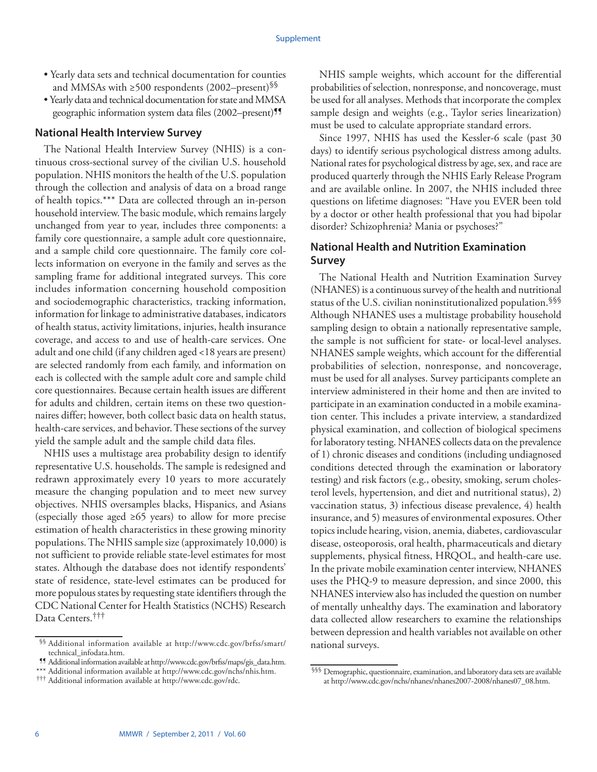- Yearly data sets and technical documentation for counties and MMSAs with ≥500 respondents (2002–present)§§
- Yearly data and technical documentation for state and MMSA geographic information system data files (2002–present)¶¶

## National Health Interview Survey

The National Health Interview Survey (NHIS) is a continuous cross-sectional survey of the civilian U.S. household population. NHIS monitors the health of the U.S. population through the collection and analysis of data on a broad range of health topics.*** Data are collected through an in-person household interview. The basic module, which remains largely unchanged from year to year, includes three components: a family core questionnaire, a sample adult core questionnaire, and a sample child core questionnaire. The family core collects information on everyone in the family and serves as the sampling frame for additional integrated surveys. This core includes information concerning household composition and sociodemographic characteristics, tracking information, information for linkage to administrative databases, indicators of health status, activity limitations, injuries, health insurance coverage, and access to and use of health-care services. One adult and one child (if any children aged <18 years are present) are selected randomly from each family, and information on each is collected with the sample adult core and sample child core questionnaires. Because certain health issues are different for adults and children, certain items on these two questionnaires differ; however, both collect basic data on health status, health-care services, and behavior. These sections of the survey yield the sample adult and the sample child data files.

NHIS uses a multistage area probability design to identify representative U.S. households. The sample is redesigned and redrawn approximately every 10 years to more accurately measure the changing population and to meet new survey objectives. NHIS oversamples blacks, Hispanics, and Asians (especially those aged ≥65 years) to allow for more precise estimation of health characteristics in these growing minority populations. The NHIS sample size (approximately 10,000) is not sufficient to provide reliable state-level estimates for most states. Although the database does not identify respondents' state of residence, state-level estimates can be produced for more populous states by requesting state identifiers through the CDC National Center for Health Statistics (NCHS) Research Data Centers.†††

NHIS sample weights, which account for the differential probabilities of selection, nonresponse, and noncoverage, must be used for all analyses. Methods that incorporate the complex sample design and weights (e.g., Taylor series linearization) must be used to calculate appropriate standard errors.

Since 1997, NHIS has used the Kessler-6 scale (past 30 days) to identify serious psychological distress among adults. National rates for psychological distress by age, sex, and race are produced quarterly through the NHIS Early Release Program and are available online. In 2007, the NHIS included three questions on lifetime diagnoses: "Have you EVER been told by a doctor or other health professional that you had bipolar disorder? Schizophrenia? Mania or psychoses?"

## National Health and Nutrition Examination Survey

The National Health and Nutrition Examination Survey (NHANES) is a continuous survey of the health and nutritional status of the U.S. civilian noninstitutionalized population.§§§ Although NHANES uses a multistage probability household sampling design to obtain a nationally representative sample, the sample is not sufficient for state- or local-level analyses. NHANES sample weights, which account for the differential probabilities of selection, nonresponse, and noncoverage, must be used for all analyses. Survey participants complete an interview administered in their home and then are invited to participate in an examination conducted in a mobile examination center. This includes a private interview, a standardized physical examination, and collection of biological specimens for laboratory testing. NHANES collects data on the prevalence of 1) chronic diseases and conditions (including undiagnosed conditions detected through the examination or laboratory testing) and risk factors (e.g., obesity, smoking, serum cholesterol levels, hypertension, and diet and nutritional status), 2) vaccination status, 3) infectious disease prevalence, 4) health insurance, and 5) measures of environmental exposures. Other topics include hearing, vision, anemia, diabetes, cardiovascular disease, osteoporosis, oral health, pharmaceuticals and dietary supplements, physical fitness, HRQOL, and health-care use. In the private mobile examination center interview, NHANES uses the PHQ-9 to measure depression, and since 2000, this NHANES interview also has included the question on number of mentally unhealthy days. The examination and laboratory data collected allow researchers to examine the relationships between depression and health variables not available on other national surveys.

§§ Additional information available at http://www.cdc.gov/brfss/smart/technical_infodata.htm.

¶¶ Additional information available at http://www.cdc.gov/brfss/maps/gis_data.htm.

*** Additional information available at http://www.cdc.gov/nchs/nhis.htm.

††† Additional information available at http://www.cdc.gov/rdc.

§§§ Demographic, questionnaire, examination, and laboratory data sets are available at http://www.cdc.gov/nchs/nhanes/nhanes2007-2008/nhanes07_08.htm.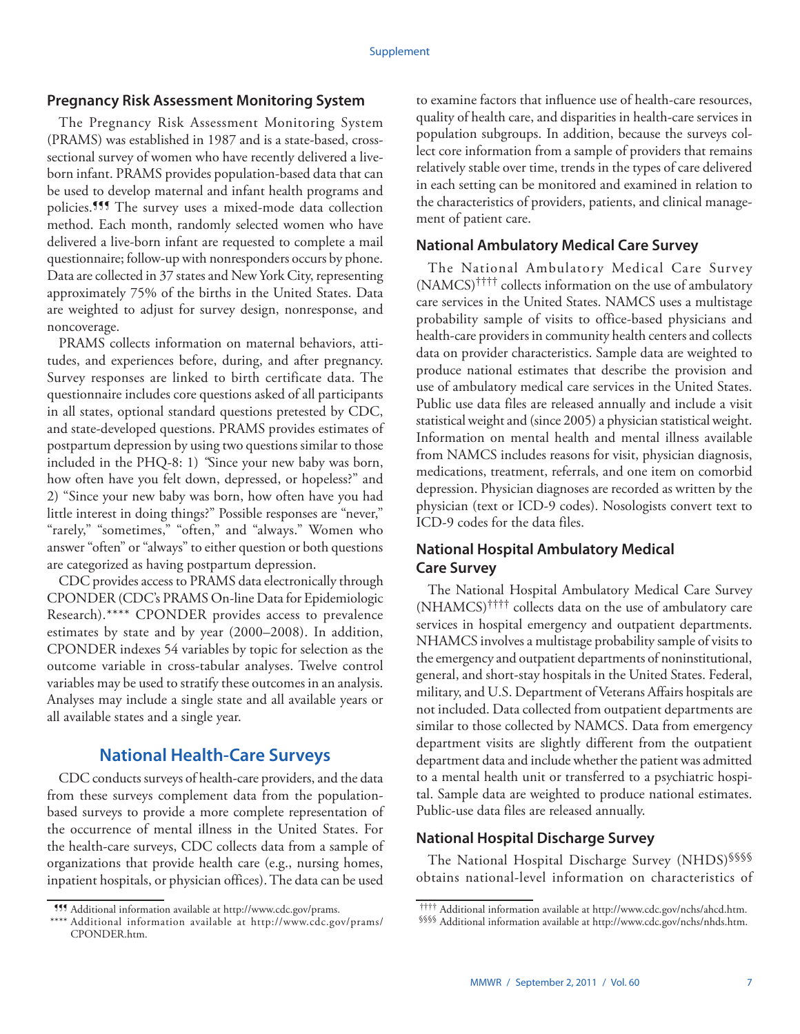### Pregnancy Risk Assessment Monitoring System

The Pregnancy Risk Assessment Monitoring System (PRAMS) was established in 1987 and is a state-based, cross-sectional survey of women who have recently delivered a live-born infant. PRAMS provides population-based data that can be used to develop maternal and infant health programs and policies.[¶¶¶] The survey uses a mixed-mode data collection method. Each month, randomly selected women who have delivered a live-born infant are requested to complete a mail questionnaire; follow-up with nonresponders occurs by phone. Data are collected in 37 states and New York City, representing approximately 75% of the births in the United States. Data are weighted to adjust for survey design, nonresponse, and noncoverage.

PRAMS collects information on maternal behaviors, attitudes, and experiences before, during, and after pregnancy. Survey responses are linked to birth certificate data. The questionnaire includes core questions asked of all participants in all states, optional standard questions pretested by CDC, and state-developed questions. PRAMS provides estimates of postpartum depression by using two questions similar to those included in the PHQ-8: 1) "Since your new baby was born, how often have you felt down, depressed, or hopeless?" and 2) "Since your new baby was born, how often have you had little interest in doing things?" Possible responses are "never," "rarely," "sometimes," "often," and "always." Women who answer "often" or "always" to either question or both questions are categorized as having postpartum depression.

CDC provides access to PRAMS data electronically through CPONDER (CDC's PRAMS On-line Data for Epidemiologic Research).[****] CPONDER provides access to prevalence estimates by state and by year (2000–2008). In addition, CPONDER indexes 54 variables by topic for selection as the outcome variable in cross-tabular analyses. Twelve control variables may be used to stratify these outcomes in an analysis. Analyses may include a single state and all available years or all available states and a single year.

## National Health-Care Surveys

CDC conducts surveys of health-care providers, and the data from these surveys complement data from the population-based surveys to provide a more complete representation of the occurrence of mental illness in the United States. For the health-care surveys, CDC collects data from a sample of organizations that provide health care (e.g., nursing homes, inpatient hospitals, or physician offices). The data can be used to examine factors that influence use of health-care resources, quality of health care, and disparities in health-care services in population subgroups. In addition, because the surveys collect core information from a sample of providers that remains relatively stable over time, trends in the types of care delivered in each setting can be monitored and examined in relation to the characteristics of providers, patients, and clinical management of patient care.

### National Ambulatory Medical Care Survey

The National Ambulatory Medical Care Survey (NAMCS)[††††] collects information on the use of ambulatory care services in the United States. NAMCS uses a multistage probability sample of visits to office-based physicians and health-care providers in community health centers and collects data on provider characteristics. Sample data are weighted to produce national estimates that describe the provision and use of ambulatory medical care services in the United States. Public use data files are released annually and include a visit statistical weight and (since 2005) a physician statistical weight. Information on mental health and mental illness available from NAMCS includes reasons for visit, physician diagnosis, medications, treatment, referrals, and one item on comorbid depression. Physician diagnoses are recorded as written by the physician (text or ICD-9 codes). Nosologists convert text to ICD-9 codes for the data files.

### National Hospital Ambulatory Medical Care Survey

The National Hospital Ambulatory Medical Care Survey (NHAMCS)[††††] collects data on the use of ambulatory care services in hospital emergency and outpatient departments. NHAMCS involves a multistage probability sample of visits to the emergency and outpatient departments of noninstitutional, general, and short-stay hospitals in the United States. Federal, military, and U.S. Department of Veterans Affairs hospitals are not included. Data collected from outpatient departments are similar to those collected by NAMCS. Data from emergency department visits are slightly different from the outpatient department data and include whether the patient was admitted to a mental health unit or transferred to a psychiatric hospital. Sample data are weighted to produce national estimates. Public-use data files are released annually.

### National Hospital Discharge Survey

The National Hospital Discharge Survey (NHDS)[§§§§] obtains national-level information on characteristics of

[¶¶¶] Additional information available at http://www.cdc.gov/prams.

[****] Additional information available at http://www.cdc.gov/prams/CPONDER.htm.

[††††] Additional information available at http://www.cdc.gov/nchs/ahcd.htm.

[§§§§] Additional information available at http://www.cdc.gov/nchs/nhds.htm.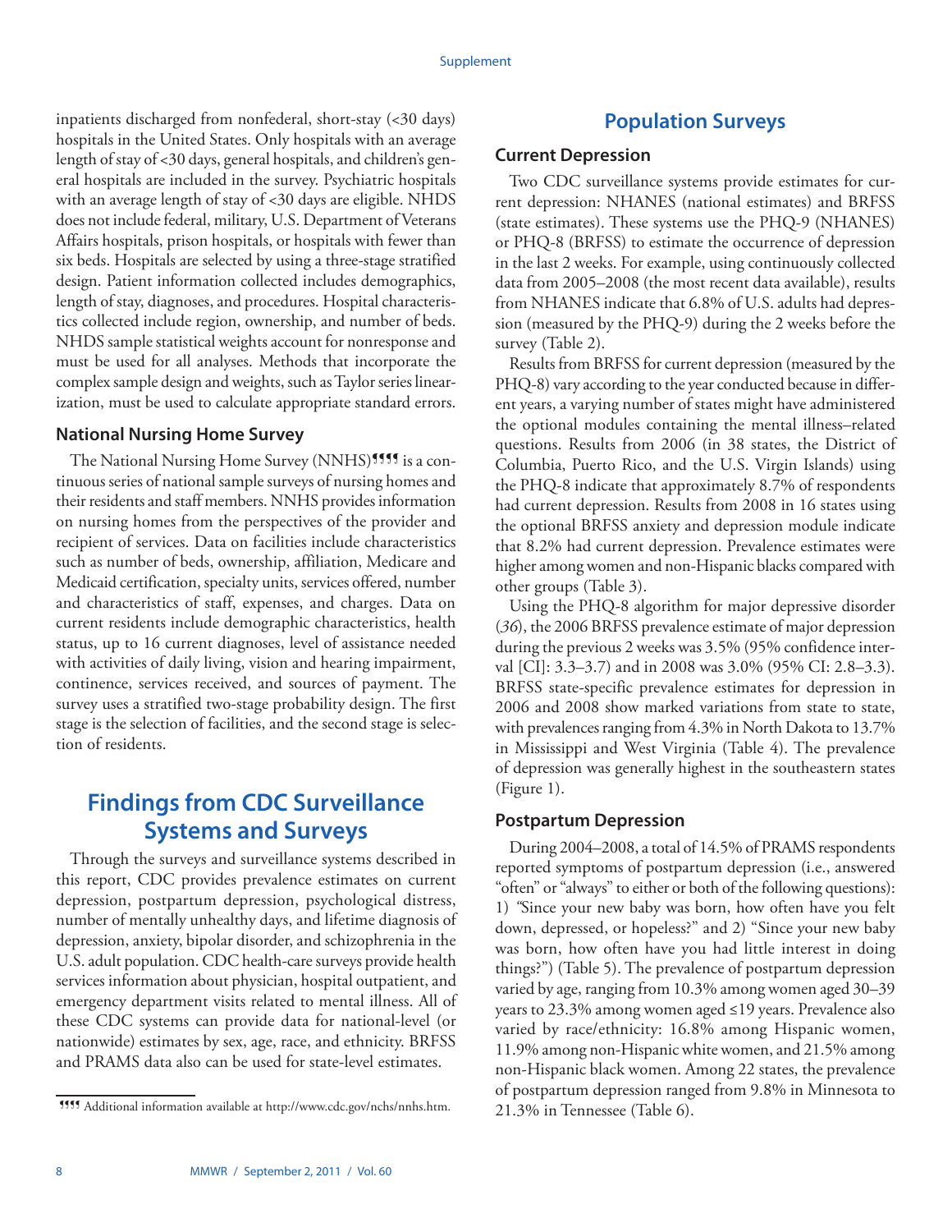inpatients discharged from nonfederal, short-stay (<30 days) hospitals in the United States. Only hospitals with an average length of stay of <30 days, general hospitals, and children's general hospitals are included in the survey. Psychiatric hospitals with an average length of stay of <30 days are eligible. NHDS does not include federal, military, U.S. Department of Veterans Affairs hospitals, prison hospitals, or hospitals with fewer than six beds. Hospitals are selected by using a three-stage stratified design. Patient information collected includes demographics, length of stay, diagnoses, and procedures. Hospital characteristics collected include region, ownership, and number of beds. NHDS sample statistical weights account for nonresponse and must be used for all analyses. Methods that incorporate the complex sample design and weights, such as Taylor series linearization, must be used to calculate appropriate standard errors.

### National Nursing Home Survey

The National Nursing Home Survey (NNHS)¶¶¶¶ is a continuous series of national sample surveys of nursing homes and their residents and staff members. NNHS provides information on nursing homes from the perspectives of the provider and recipient of services. Data on facilities include characteristics such as number of beds, ownership, affiliation, Medicare and Medicaid certification, specialty units, services offered, number and characteristics of staff, expenses, and charges. Data on current residents include demographic characteristics, health status, up to 16 current diagnoses, level of assistance needed with activities of daily living, vision and hearing impairment, continence, services received, and sources of payment. The survey uses a stratified two-stage probability design. The first stage is the selection of facilities, and the second stage is selection of residents.

## Findings from CDC Surveillance Systems and Surveys

Through the surveys and surveillance systems described in this report, CDC provides prevalence estimates on current depression, postpartum depression, psychological distress, number of mentally unhealthy days, and lifetime diagnosis of depression, anxiety, bipolar disorder, and schizophrenia in the U.S. adult population. CDC health-care surveys provide health services information about physician, hospital outpatient, and emergency department visits related to mental illness. All of these CDC systems can provide data for national-level (or nationwide) estimates by sex, age, race, and ethnicity. BRFSS and PRAMS data also can be used for state-level estimates.

¶¶¶¶ Additional information available at http://www.cdc.gov/nchs/nnhs.htm.

## Population Surveys

### Current Depression

Two CDC surveillance systems provide estimates for current depression: NHANES (national estimates) and BRFSS (state estimates). These systems use the PHQ-9 (NHANES) or PHQ-8 (BRFSS) to estimate the occurrence of depression in the last 2 weeks. For example, using continuously collected data from 2005–2008 (the most recent data available), results from NHANES indicate that 6.8% of U.S. adults had depression (measured by the PHQ-9) during the 2 weeks before the survey (Table 2).

Results from BRFSS for current depression (measured by the PHQ-8) vary according to the year conducted because in different years, a varying number of states might have administered the optional modules containing the mental illness–related questions. Results from 2006 (in 38 states, the District of Columbia, Puerto Rico, and the U.S. Virgin Islands) using the PHQ-8 indicate that approximately 8.7% of respondents had current depression. Results from 2008 in 16 states using the optional BRFSS anxiety and depression module indicate that 8.2% had current depression. Prevalence estimates were higher among women and non-Hispanic blacks compared with other groups (Table 3).

Using the PHQ-8 algorithm for major depressive disorder (*36*), the 2006 BRFSS prevalence estimate of major depression during the previous 2 weeks was 3.5% (95% confidence interval [CI]: 3.3–3.7) and in 2008 was 3.0% (95% CI: 2.8–3.3). BRFSS state-specific prevalence estimates for depression in 2006 and 2008 show marked variations from state to state, with prevalences ranging from 4.3% in North Dakota to 13.7% in Mississippi and West Virginia (Table 4). The prevalence of depression was generally highest in the southeastern states (Figure 1).

### Postpartum Depression

During 2004–2008, a total of 14.5% of PRAMS respondents reported symptoms of postpartum depression (i.e., answered "often" or "always" to either or both of the following questions): 1) "Since your new baby was born, how often have you felt down, depressed, or hopeless?" and 2) "Since your new baby was born, how often have you had little interest in doing things?") (Table 5). The prevalence of postpartum depression varied by age, ranging from 10.3% among women aged 30–39 years to 23.3% among women aged ≤19 years. Prevalence also varied by race/ethnicity: 16.8% among Hispanic women, 11.9% among non-Hispanic white women, and 21.5% among non-Hispanic black women. Among 22 states, the prevalence of postpartum depression ranged from 9.8% in Minnesota to 21.3% in Tennessee (Table 6).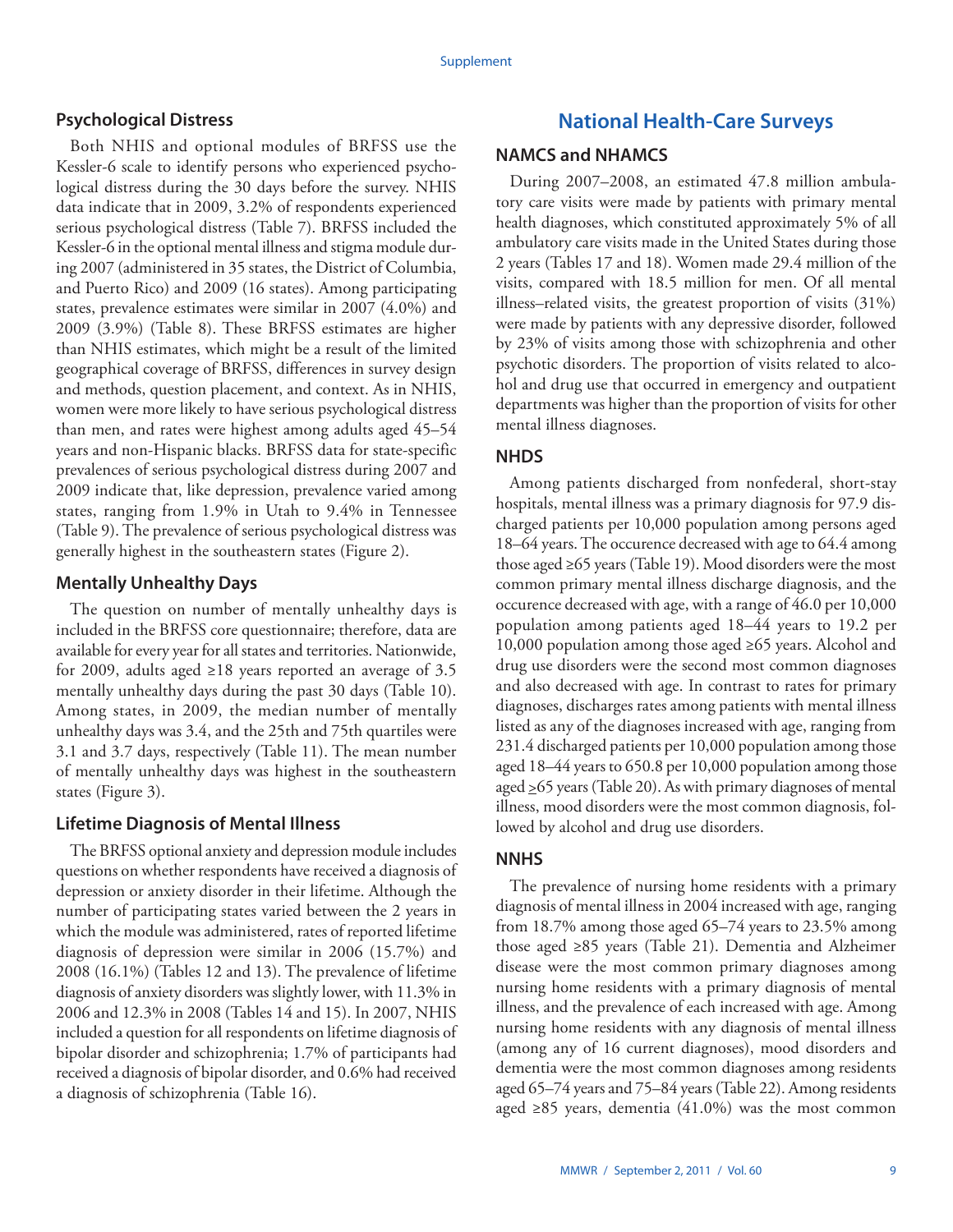### Psychological Distress

Both NHIS and optional modules of BRFSS use the Kessler-6 scale to identify persons who experienced psychological distress during the 30 days before the survey. NHIS data indicate that in 2009, 3.2% of respondents experienced serious psychological distress (Table 7). BRFSS included the Kessler-6 in the optional mental illness and stigma module during 2007 (administered in 35 states, the District of Columbia, and Puerto Rico) and 2009 (16 states). Among participating states, prevalence estimates were similar in 2007 (4.0%) and 2009 (3.9%) (Table 8). These BRFSS estimates are higher than NHIS estimates, which might be a result of the limited geographical coverage of BRFSS, differences in survey design and methods, question placement, and context. As in NHIS, women were more likely to have serious psychological distress than men, and rates were highest among adults aged 45–54 years and non-Hispanic blacks. BRFSS data for state-specific prevalences of serious psychological distress during 2007 and 2009 indicate that, like depression, prevalence varied among states, ranging from 1.9% in Utah to 9.4% in Tennessee (Table 9). The prevalence of serious psychological distress was generally highest in the southeastern states (Figure 2).

### Mentally Unhealthy Days

The question on number of mentally unhealthy days is included in the BRFSS core questionnaire; therefore, data are available for every year for all states and territories. Nationwide, for 2009, adults aged ≥18 years reported an average of 3.5 mentally unhealthy days during the past 30 days (Table 10). Among states, in 2009, the median number of mentally unhealthy days was 3.4, and the 25th and 75th quartiles were 3.1 and 3.7 days, respectively (Table 11). The mean number of mentally unhealthy days was highest in the southeastern states (Figure 3).

### Lifetime Diagnosis of Mental Illness

The BRFSS optional anxiety and depression module includes questions on whether respondents have received a diagnosis of depression or anxiety disorder in their lifetime. Although the number of participating states varied between the 2 years in which the module was administered, rates of reported lifetime diagnosis of depression were similar in 2006 (15.7%) and 2008 (16.1%) (Tables 12 and 13). The prevalence of lifetime diagnosis of anxiety disorders was slightly lower, with 11.3% in 2006 and 12.3% in 2008 (Tables 14 and 15). In 2007, NHIS included a question for all respondents on lifetime diagnosis of bipolar disorder and schizophrenia; 1.7% of participants had received a diagnosis of bipolar disorder, and 0.6% had received a diagnosis of schizophrenia (Table 16).

## National Health-Care Surveys

### NAMCS and NHAMCS

During 2007–2008, an estimated 47.8 million ambulatory care visits were made by patients with primary mental health diagnoses, which constituted approximately 5% of all ambulatory care visits made in the United States during those 2 years (Tables 17 and 18). Women made 29.4 million of the visits, compared with 18.5 million for men. Of all mental illness–related visits, the greatest proportion of visits (31%) were made by patients with any depressive disorder, followed by 23% of visits among those with schizophrenia and other psychotic disorders. The proportion of visits related to alcohol and drug use that occurred in emergency and outpatient departments was higher than the proportion of visits for other mental illness diagnoses.

### NHDS

Among patients discharged from nonfederal, short-stay hospitals, mental illness was a primary diagnosis for 97.9 discharged patients per 10,000 population among persons aged 18–64 years. The occurence decreased with age to 64.4 among those aged ≥65 years (Table 19). Mood disorders were the most common primary mental illness discharge diagnosis, and the occurence decreased with age, with a range of 46.0 per 10,000 population among patients aged 18–44 years to 19.2 per 10,000 population among those aged ≥65 years. Alcohol and drug use disorders were the second most common diagnoses and also decreased with age. In contrast to rates for primary diagnoses, discharges rates among patients with mental illness listed as any of the diagnoses increased with age, ranging from 231.4 discharged patients per 10,000 population among those aged 18–44 years to 650.8 per 10,000 population among those aged ≥65 years (Table 20). As with primary diagnoses of mental illness, mood disorders were the most common diagnosis, followed by alcohol and drug use disorders.

### NNHS

The prevalence of nursing home residents with a primary diagnosis of mental illness in 2004 increased with age, ranging from 18.7% among those aged 65–74 years to 23.5% among those aged ≥85 years (Table 21). Dementia and Alzheimer disease were the most common primary diagnoses among nursing home residents with a primary diagnosis of mental illness, and the prevalence of each increased with age. Among nursing home residents with any diagnosis of mental illness (among any of 16 current diagnoses), mood disorders and dementia were the most common diagnoses among residents aged 65–74 years and 75–84 years (Table 22). Among residents aged ≥85 years, dementia (41.0%) was the most common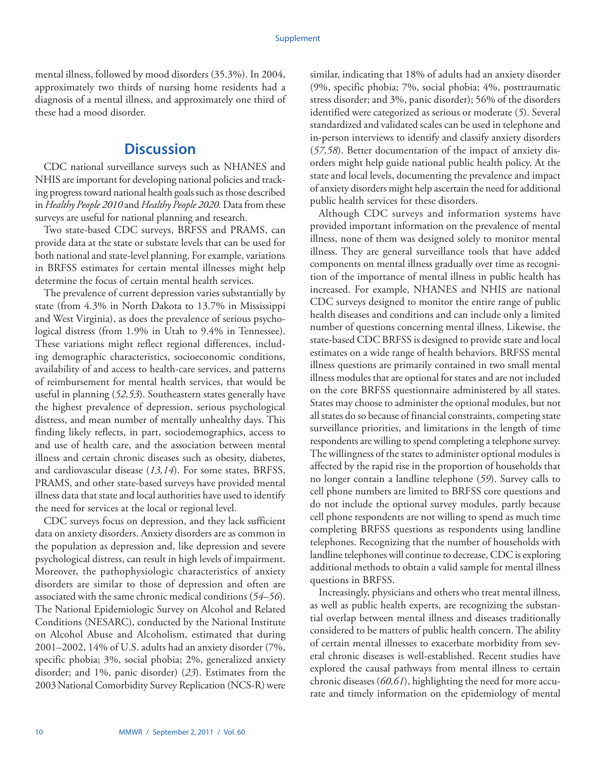mental illness, followed by mood disorders (35.3%). In 2004, approximately two thirds of nursing home residents had a diagnosis of a mental illness, and approximately one third of these had a mood disorder.

## Discussion

CDC national surveillance surveys such as NHANES and NHIS are important for developing national policies and tracking progress toward national health goals such as those described in *Healthy People 2010* and *Healthy People 2020.* Data from these surveys are useful for national planning and research.

Two state-based CDC surveys, BRFSS and PRAMS, can provide data at the state or substate levels that can be used for both national and state-level planning. For example, variations in BRFSS estimates for certain mental illnesses might help determine the focus of certain mental health services.

The prevalence of current depression varies substantially by state (from 4.3% in North Dakota to 13.7% in Mississippi and West Virginia), as does the prevalence of serious psychological distress (from 1.9% in Utah to 9.4% in Tennessee). These variations might reflect regional differences, including demographic characteristics, socioeconomic conditions, availability of and access to health-care services, and patterns of reimbursement for mental health services, that would be useful in planning (*52,53*). Southeastern states generally have the highest prevalence of depression, serious psychological distress, and mean number of mentally unhealthy days. This finding likely reflects, in part, sociodemographics, access to and use of health care, and the association between mental illness and certain chronic diseases such as obesity, diabetes, and cardiovascular disease (*13,14*). For some states, BRFSS, PRAMS, and other state-based surveys have provided mental illness data that state and local authorities have used to identify the need for services at the local or regional level.

CDC surveys focus on depression, and they lack sufficient data on anxiety disorders. Anxiety disorders are as common in the population as depression and, like depression and severe psychological distress, can result in high levels of impairment. Moreover, the pathophysiologic characteristics of anxiety disorders are similar to those of depression and often are associated with the same chronic medical conditions (*54–56*). The National Epidemiologic Survey on Alcohol and Related Conditions (NESARC), conducted by the National Institute on Alcohol Abuse and Alcoholism, estimated that during 2001–2002, 14% of U.S. adults had an anxiety disorder (7%, specific phobia; 3%, social phobia; 2%, generalized anxiety disorder; and 1%, panic disorder) (*23*). Estimates from the 2003 National Comorbidity Survey Replication (NCS-R) were similar, indicating that 18% of adults had an anxiety disorder (9%, specific phobia; 7%, social phobia; 4%, posttraumatic stress disorder; and 3%, panic disorder); 56% of the disorders identified were categorized as serious or moderate (*5*). Several standardized and validated scales can be used in telephone and in-person interviews to identify and classify anxiety disorders (*57,58*). Better documentation of the impact of anxiety disorders might help guide national public health policy. At the state and local levels, documenting the prevalence and impact of anxiety disorders might help ascertain the need for additional public health services for these disorders.

Although CDC surveys and information systems have provided important information on the prevalence of mental illness, none of them was designed solely to monitor mental illness. They are general surveillance tools that have added components on mental illness gradually over time as recognition of the importance of mental illness in public health has increased. For example, NHANES and NHIS are national CDC surveys designed to monitor the entire range of public health diseases and conditions and can include only a limited number of questions concerning mental illness. Likewise, the state-based CDC BRFSS is designed to provide state and local estimates on a wide range of health behaviors. BRFSS mental illness questions are primarily contained in two small mental illness modules that are optional for states and are not included on the core BRFSS questionnaire administered by all states. States may choose to administer the optional modules, but not all states do so because of financial constraints, competing state surveillance priorities, and limitations in the length of time respondents are willing to spend completing a telephone survey. The willingness of the states to administer optional modules is affected by the rapid rise in the proportion of households that no longer contain a landline telephone (*59*). Survey calls to cell phone numbers are limited to BRFSS core questions and do not include the optional survey modules, partly because cell phone respondents are not willing to spend as much time completing BRFSS questions as respondents using landline telephones. Recognizing that the number of households with landline telephones will continue to decrease, CDC is exploring additional methods to obtain a valid sample for mental illness questions in BRFSS.

Increasingly, physicians and others who treat mental illness, as well as public health experts, are recognizing the substantial overlap between mental illness and diseases traditionally considered to be matters of public health concern. The ability of certain mental illnesses to exacerbate morbidity from several chronic diseases is well-established. Recent studies have explored the causal pathways from mental illness to certain chronic diseases (*60,61*), highlighting the need for more accurate and timely information on the epidemiology of mental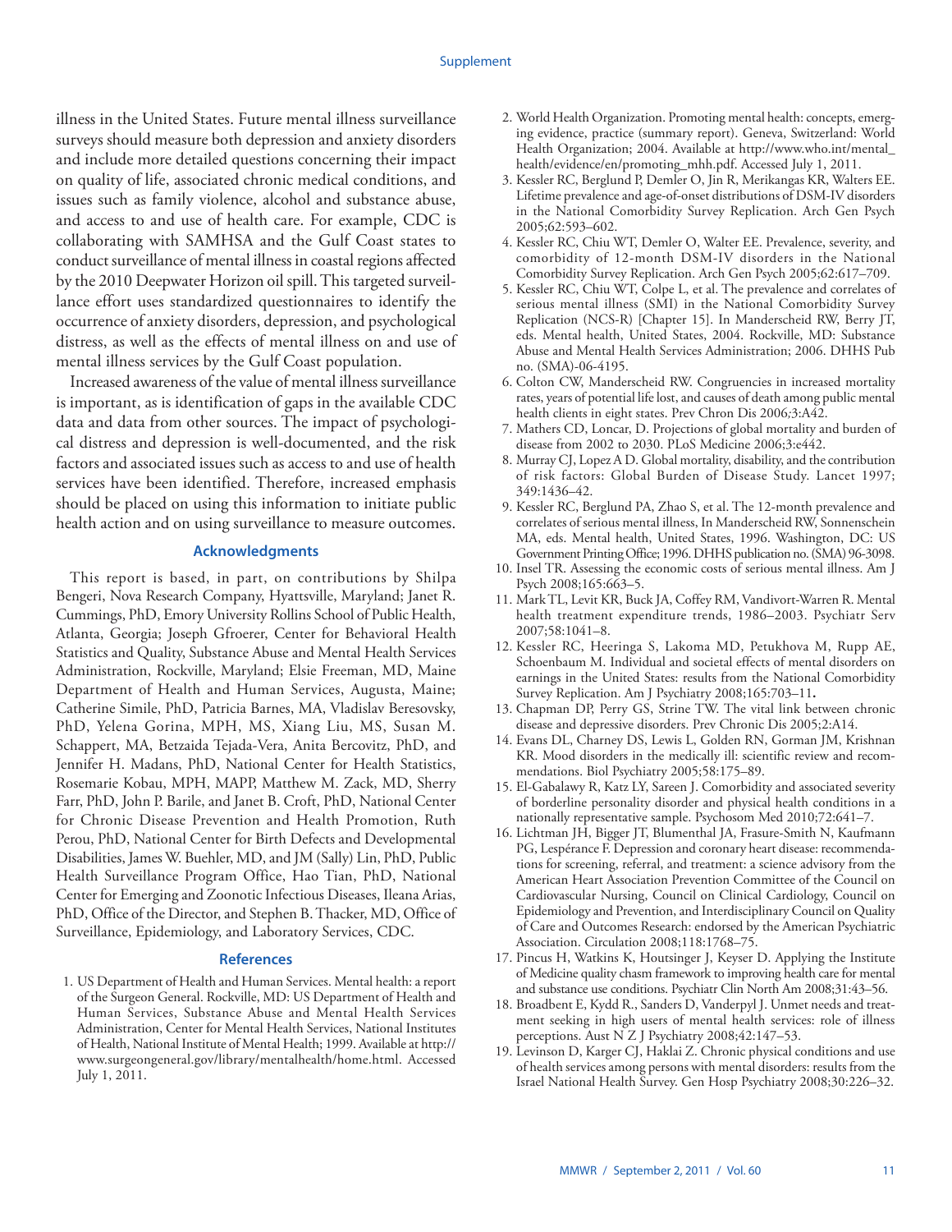illness in the United States. Future mental illness surveillance surveys should measure both depression and anxiety disorders and include more detailed questions concerning their impact on quality of life, associated chronic medical conditions, and issues such as family violence, alcohol and substance abuse, and access to and use of health care. For example, CDC is collaborating with SAMHSA and the Gulf Coast states to conduct surveillance of mental illness in coastal regions affected by the 2010 Deepwater Horizon oil spill. This targeted surveillance effort uses standardized questionnaires to identify the occurrence of anxiety disorders, depression, and psychological distress, as well as the effects of mental illness on and use of mental illness services by the Gulf Coast population.

Increased awareness of the value of mental illness surveillance is important, as is identification of gaps in the available CDC data and data from other sources. The impact of psychological distress and depression is well-documented, and the risk factors and associated issues such as access to and use of health services have been identified. Therefore, increased emphasis should be placed on using this information to initiate public health action and on using surveillance to measure outcomes.

## Acknowledgments

This report is based, in part, on contributions by Shilpa Bengeri, Nova Research Company, Hyattsville, Maryland; Janet R. Cummings, PhD, Emory University Rollins School of Public Health, Atlanta, Georgia; Joseph Gfroerer, Center for Behavioral Health Statistics and Quality, Substance Abuse and Mental Health Services Administration, Rockville, Maryland; Elsie Freeman, MD, Maine Department of Health and Human Services, Augusta, Maine; Catherine Simile, PhD, Patricia Barnes, MA, Vladislav Beresovsky, PhD, Yelena Gorina, MPH, MS, Xiang Liu, MS, Susan M. Schappert, MA, Betzaida Tejada-Vera, Anita Bercovitz, PhD, and Jennifer H. Madans, PhD, National Center for Health Statistics, Rosemarie Kobau, MPH, MAPP, Matthew M. Zack, MD, Sherry Farr, PhD, John P. Barile, and Janet B. Croft, PhD, National Center for Chronic Disease Prevention and Health Promotion, Ruth Perou, PhD, National Center for Birth Defects and Developmental Disabilities, James W. Buehler, MD, and JM (Sally) Lin, PhD, Public Health Surveillance Program Office, Hao Tian, PhD, National Center for Emerging and Zoonotic Infectious Diseases, Ileana Arias, PhD, Office of the Director, and Stephen B. Thacker, MD, Office of Surveillance, Epidemiology, and Laboratory Services, CDC.

## References

1. US Department of Health and Human Services. Mental health: a report of the Surgeon General. Rockville, MD: US Department of Health and Human Services, Substance Abuse and Mental Health Services Administration, Center for Mental Health Services, National Institutes of Health, National Institute of Mental Health; 1999. Available at http://www.surgeongeneral.gov/library/mentalhealth/home.html. Accessed July 1, 2011.
2. World Health Organization. Promoting mental health: concepts, emerging evidence, practice (summary report). Geneva, Switzerland: World Health Organization; 2004. Available at http://www.who.int/mental_health/evidence/en/promoting_mhh.pdf. Accessed July 1, 2011.
3. Kessler RC, Berglund P, Demler O, Jin R, Merikangas KR, Walters EE. Lifetime prevalence and age-of-onset distributions of DSM-IV disorders in the National Comorbidity Survey Replication. Arch Gen Psych 2005;62:593–602.
4. Kessler RC, Chiu WT, Demler O, Walter EE. Prevalence, severity, and comorbidity of 12-month DSM-IV disorders in the National Comorbidity Survey Replication. Arch Gen Psych 2005;62:617–709.
5. Kessler RC, Chiu WT, Colpe L, et al. The prevalence and correlates of serious mental illness (SMI) in the National Comorbidity Survey Replication (NCS-R) [Chapter 15]. In Manderscheid RW, Berry JT, eds. Mental health, United States, 2004. Rockville, MD: Substance Abuse and Mental Health Services Administration; 2006. DHHS Pub no. (SMA)-06-4195.
6. Colton CW, Manderscheid RW. Congruencies in increased mortality rates, years of potential life lost, and causes of death among public mental health clients in eight states. Prev Chron Dis 2006;3:A42.
7. Mathers CD, Loncar, D. Projections of global mortality and burden of disease from 2002 to 2030. PLoS Medicine 2006;3:e442.
8. Murray CJ, Lopez A D. Global mortality, disability, and the contribution of risk factors: Global Burden of Disease Study. Lancet 1997; 349:1436–42.
9. Kessler RC, Berglund PA, Zhao S, et al. The 12-month prevalence and correlates of serious mental illness, In Manderscheid RW, Sonnenschein MA, eds. Mental health, United States, 1996. Washington, DC: US Government Printing Office; 1996. DHHS publication no. (SMA) 96-3098.
10. Insel TR. Assessing the economic costs of serious mental illness. Am J Psych 2008;165:663–5.
11. Mark TL, Levit KR, Buck JA, Coffey RM, Vandivort-Warren R. Mental health treatment expenditure trends, 1986–2003. Psychiatr Serv 2007;58:1041–8.
12. Kessler RC, Heeringa S, Lakoma MD, Petukhova M, Rupp AE, Schoenbaum M. Individual and societal effects of mental disorders on earnings in the United States: results from the National Comorbidity Survey Replication. Am J Psychiatry 2008;165:703–11**.**
13. Chapman DP, Perry GS, Strine TW. The vital link between chronic disease and depressive disorders. Prev Chronic Dis 2005;2:A14.
14. Evans DL, Charney DS, Lewis L, Golden RN, Gorman JM, Krishnan KR. Mood disorders in the medically ill: scientific review and recommendations. Biol Psychiatry 2005;58:175–89.
15. El-Gabalawy R, Katz LY, Sareen J. Comorbidity and associated severity of borderline personality disorder and physical health conditions in a nationally representative sample. Psychosom Med 2010;72:641–7.
16. Lichtman JH, Bigger JT, Blumenthal JA, Frasure-Smith N, Kaufmann PG, Lespérance F. Depression and coronary heart disease: recommendations for screening, referral, and treatment: a science advisory from the American Heart Association Prevention Committee of the Council on Cardiovascular Nursing, Council on Clinical Cardiology, Council on Epidemiology and Prevention, and Interdisciplinary Council on Quality of Care and Outcomes Research: endorsed by the American Psychiatric Association. Circulation 2008;118:1768–75.
17. Pincus H, Watkins K, Houtsinger J, Keyser D. Applying the Institute of Medicine quality chasm framework to improving health care for mental and substance use conditions. Psychiatr Clin North Am 2008;31:43–56.
18. Broadbent E, Kydd R., Sanders D, Vanderpyl J. Unmet needs and treatment seeking in high users of mental health services: role of illness perceptions. Aust N Z J Psychiatry 2008;42:147–53.
19. Levinson D, Karger CJ, Haklai Z. Chronic physical conditions and use of health services among persons with mental disorders: results from the Israel National Health Survey. Gen Hosp Psychiatry 2008;30:226–32.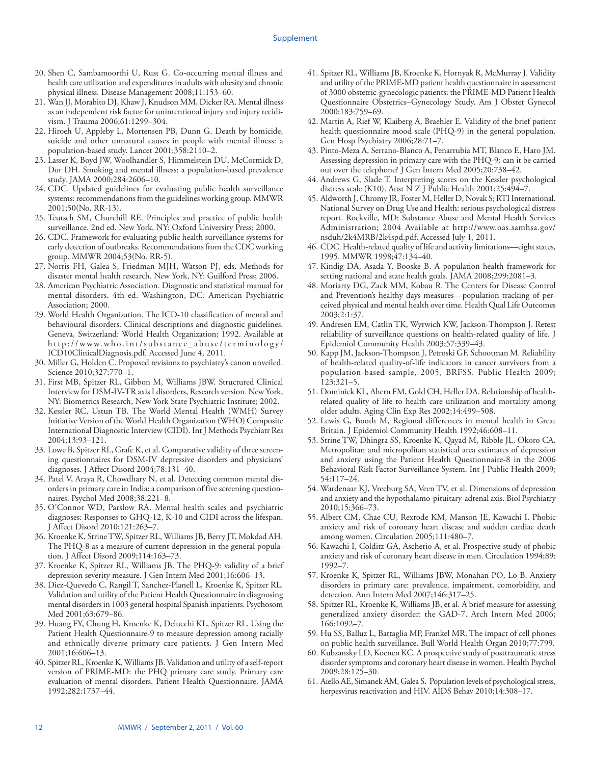20. Shen C, Sambamoorthi U, Rust G. Co-occurring mental illness and health care utilization and expenditures in adults with obesity and chronic physical illness. Disease Management 2008;11:153–60.
21. Wan JJ, Morabito DJ, Khaw J, Knudson MM, Dicker RA. Mental illness as an independent risk factor for unintentional injury and injury recidivism. J Trauma 2006;61:1299–304.
22. Hiroeh U, Appleby L, Mortensen PB, Dunn G. Death by homicide, suicide and other unnatural causes in people with mental illness: a population-based study. Lancet 2001;358:2110–2.
23. Lasser K, Boyd JW, Woolhandler S, Himmelstein DU, McCormick D, Dor DH. Smoking and mental illness: a population-based prevalence study. JAMA 2000;284:2606–10.
24. CDC. Updated guidelines for evaluating public health surveillance systems: recommendations from the guidelines working group. MMWR 2001;50(No. RR-13).
25. Teutsch SM, Churchill RE. Principles and practice of public health surveillance. 2nd ed. New York, NY: Oxford University Press; 2000.
26. CDC. Framework for evaluating public health surveillance systems for early detection of outbreaks. Recommendations from the CDC working group. MMWR 2004;53(No. RR-5).
27. Norris FH, Galea S, Friedman MJH, Watson PJ, eds. Methods for disaster mental health research. New York, NY: Guilford Press; 2006.
28. American Psychiatric Association. Diagnostic and statistical manual for mental disorders. 4th ed. Washington, DC: American Psychiatric Association; 2000.
29. World Health Organization. The ICD-10 classification of mental and behavioural disorders. Clinical descriptions and diagnostic guidelines. Geneva, Switzerland: World Health Organization; 1992. Available at http://www.who.int/substance_abuse/terminology/ICD10ClinicalDiagnosis.pdf. Accessed June 4, 2011.
30. Miller G, Holden C. Proposed revisions to psychiatry's canon unveiled. Science 2010;327:770–1.
31. First MB, Spitzer RL, Gibbon M, Williams JBW. Structured Clinical Interview for DSM-IV-TR axis I disorders, Research version. New York, NY: Biometrics Research, New York State Psychiatric Institute; 2002.
32. Kessler RC, Ustun TB. The World Mental Health (WMH) Survey Initiative Version of the World Health Organization (WHO) Composite International Diagnostic Interview (CIDI). Int J Methods Psychiatr Res 2004;13:93–121.
33. Lowe B, Spitzer RL, Grafe K, et al. Comparative validity of three screening questionnaires for DSM-IV depressive disorders and physicians' diagnoses. J Affect Disord 2004;78:131–40.
34. Patel V, Araya R, Chowdhary N, et al. Detecting common mental disorders in primary care in India: a comparison of five screening questionnaires. Psychol Med 2008;38:221–8.
35. O'Connor WD, Parslow RA. Mental health scales and psychiatric diagnoses: Responses to GHQ-12, K-10 and CIDI across the lifespan. J Affect Disord 2010;121:263–7.
36. Kroenke K, Strine TW, Spitzer RL, Williams JB, Berry JT, Mokdad AH. The PHQ-8 as a measure of current depression in the general population. J Affect Disord 2009;114:163–73.
37. Kroenke K, Spitzer RL, Williams JB. The PHQ-9: validity of a brief depression severity measure. J Gen Intern Med 2001;16:606–13.
38. Diez-Quevedo C, Rangil T, Sanchez-Planell L, Kroenke K, Spitzer RL. Validation and utility of the Patient Health Questionnaire in diagnosing mental disorders in 1003 general hospital Spanish inpatients. Psychosom Med 2001;63:679–86.
39. Huang FY, Chung H, Kroenke K, Delucchi KL, Spitzer RL. Using the Patient Health Questionnaire-9 to measure depression among racially and ethnically diverse primary care patients. J Gen Intern Med 2001;16:606–13.
40. Spitzer RL, Kroenke K, Williams JB. Validation and utility of a self-report version of PRIME-MD: the PHQ primary care study. Primary care evaluation of mental disorders. Patient Health Questionnaire. JAMA 1992;282:1737–44.
41. Spitzer RL, Williams JB, Kroenke K, Hornyak R, McMurray J. Validity and utility of the PRIME-MD patient health questionnaire in assessment of 3000 obstetric-gynecologic patients: the PRIME-MD Patient Health Questionnaire Obstetrics–Gynecology Study. Am J Obstet Gynecol 2000;183:759–69.
42. Martin A, Rief W, Klaiberg A, Braehler E. Validity of the brief patient health questionnaire mood scale (PHQ-9) in the general population. Gen Hosp Psychiatry 2006;28:71–7.
43. Pinto-Meza A, Serrano-Blanco A, Penarrubia MT, Blanco E, Haro JM. Assessing depression in primary care with the PHQ-9: can it be carried out over the telephone? J Gen Intern Med 2005;20:738–42.
44. Andrews G, Slade T. Interpreting scores on the Kessler psychological distress scale (K10). Aust N Z J Public Health 2001;25:494–7.
45. Aldworth J, Chromy JR, Foster M, Heller D, Novak S; RTI International. National Survey on Drug Use and Health: serious psychological distress report. Rockville, MD: Substance Abuse and Mental Health Services Administration; 2004 Available at http://www.oas.samhsa.gov/nsduh/2k4MRB/2k4spd.pdf. Accessed July 1, 2011.
46. CDC. Health-related quality of life and activity limitations—eight states, 1995. MMWR 1998;47:134–40.
47. Kindig DA, Asada Y, Booske B. A population health framework for setting national and state health goals. JAMA 2008;299:2081–3.
48. Moriarty DG, Zack MM, Kobau R. The Centers for Disease Control and Prevention's healthy days measures—population tracking of perceived physical and mental health over time. Health Qual Life Outcomes 2003;2:1:37.
49. Andresen EM, Catlin TK, Wyrwich KW, Jackson-Thompson J. Retest reliability of surveillance questions on health-related quality of life. J Epidemiol Community Health 2003;57:339–43.
50. Kapp JM, Jackson-Thompson J, Petroski GF, Schootman M. Reliability of health-related quality-of-life indicators in cancer survivors from a population-based sample, 2005, BRFSS. Public Health 2009; 123:321–5.
51. Dominick KL, Ahern FM, Gold CH, Heller DA. Relationship of health-related quality of life to health care utilization and mortality among older adults. Aging Clin Exp Res 2002;14:499–508.
52. Lewis G, Booth M, Regional differences in mental health in Great Britain. J Epidemiol Community Health 1992;46:608–11.
53. Strine TW, Dhingra SS, Kroenke K, Qayad M, Ribble JL, Okoro CA. Metropolitan and micropolitan statistical area estimates of depression and anxiety using the Patient Health Questionnaire-8 in the 2006 Behavioral Risk Factor Surveillance System. Int J Public Health 2009; 54:117–24.
54. Wardenaar KJ, Vreeburg SA, Veen TV, et al. Dimensions of depression and anxiety and the hypothalamo-pituitary-adrenal axis. Biol Psychiatry 2010;15:366–73.
55. Albert CM, Chae CU, Rexrode KM, Manson JE, Kawachi I. Phobic anxiety and risk of coronary heart disease and sudden cardiac death among women. Circulation 2005;111:480–7.
56. Kawachi I, Colditz GA, Ascherio A, et al. Prospective study of phobic anxiety and risk of coronary heart disease in men. Circulation 1994;89: 1992–7.
57. Kroenke K, Spitzer RL, Williams JBW, Monahan PO, Lo B. Anxiety disorders in primary care: prevalence, impairment, comorbidity, and detection. Ann Intern Med 2007;146:317–25.
58. Spitzer RL, Kroenke K, Williams JB, et al. A brief measure for assessing generalized anxiety disorder: the GAD-7. Arch Intern Med 2006; 166:1092–7.
59. Hu SS, Balluz L, Battaglia MP, Frankel MR. The impact of cell phones on public health surveillance. Bull World Health Organ 2010;77:799.
60. Kubzansky LD, Koenen KC. A prospective study of posttraumatic stress disorder symptoms and coronary heart disease in women. Health Psychol 2009;28:125–30.
61. Aiello AE, Simanek AM, Galea S. Population levels of psychological stress, herpesvirus reactivation and HIV. AIDS Behav 2010;14:308–17.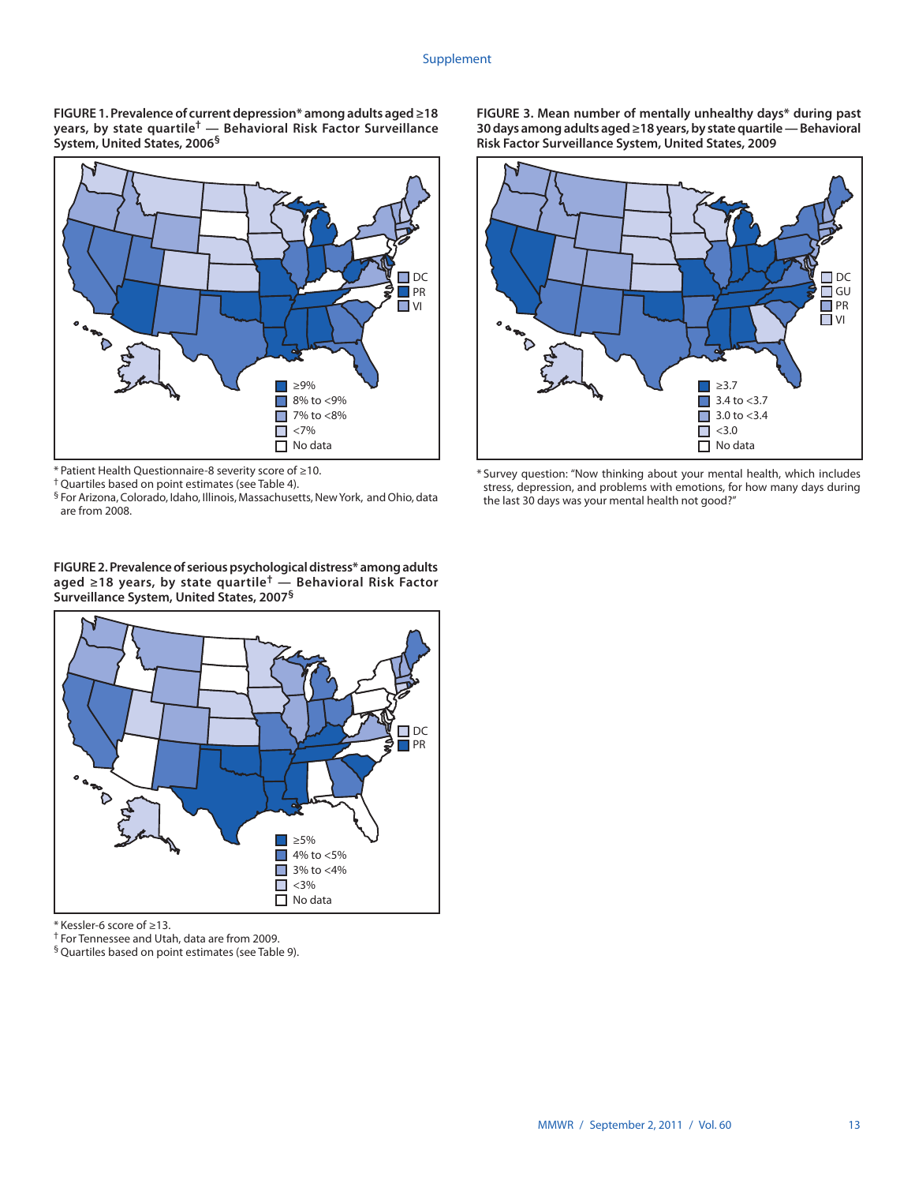**FIGURE 1. Prevalence of current depression* among adults aged ≥18 years, by state quartile† — Behavioral Risk Factor Surveillance System, United States, 2006§**

DC
PR
VI

≥9%
8% to <9%
7% to <8%
<7%
No data

\* Patient Health Questionnaire-8 severity score of ≥10.
† Quartiles based on point estimates (see Table 4).
§ For Arizona, Colorado, Idaho, Illinois, Massachusetts, New York, and Ohio, data are from 2008.

**FIGURE 2. Prevalence of serious psychological distress* among adults aged ≥18 years, by state quartile† — Behavioral Risk Factor Surveillance System, United States, 2007§**

DC
PR

≥5%
4% to <5%
3% to <4%
<3%
No data

\* Kessler-6 score of ≥13.
† For Tennessee and Utah, data are from 2009.
§ Quartiles based on point estimates (see Table 9).

**FIGURE 3. Mean number of mentally unhealthy days* during past 30 days among adults aged ≥18 years, by state quartile — Behavioral Risk Factor Surveillance System, United States, 2009**

DC
GU
PR
VI

≥3.7
3.4 to <3.7
3.0 to <3.4
<3.0
No data

\* Survey question: "Now thinking about your mental health, which includes stress, depression, and problems with emotions, for how many days during the last 30 days was your mental health not good?"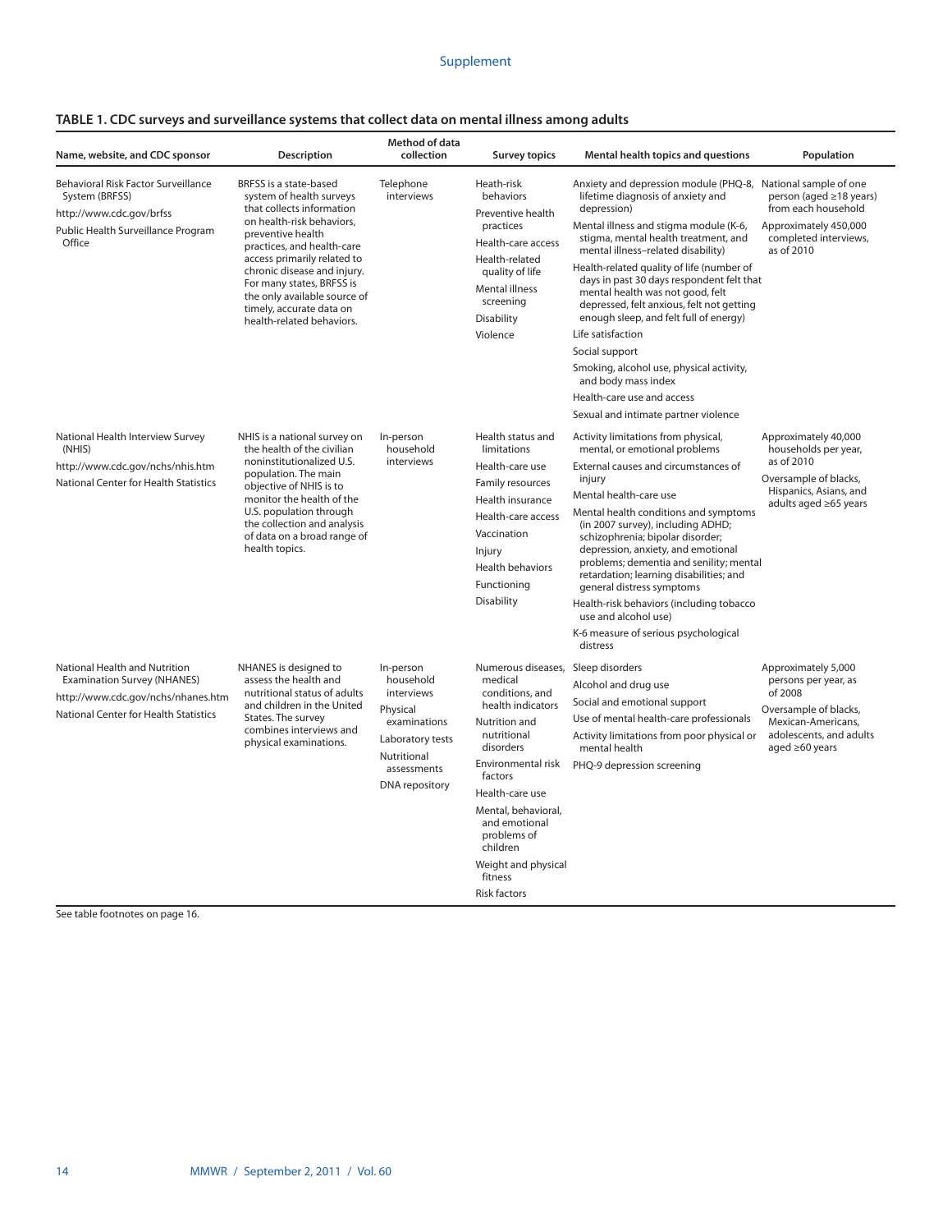**TABLE 1. CDC surveys and surveillance systems that collect data on mental illness among adults**

| Name, website, and CDC sponsor | Description | Method of data collection | Survey topics | Mental health topics and questions | Population |
|---|---|---|---|---|---|
| Behavioral Risk Factor Surveillance System (BRFSS)<br>http://www.cdc.gov/brfss<br>Public Health Surveillance Program Office | BRFSS is a state-based system of health surveys that collects information on health-risk behaviors, preventive health practices, and health-care access primarily related to chronic disease and injury. For many states, BRFSS is the only available source of timely, accurate data on health-related behaviors. | Telephone interviews | Heath-risk behaviors<br>Preventive health practices<br>Health-care access<br>Health-related quality of life<br>Mental illness screening<br>Disability<br>Violence | Anxiety and depression module (PHQ-8, lifetime diagnosis of anxiety and depression)<br>Mental illness and stigma module (K-6, stigma, mental health treatment, and mental illness–related disability)<br>Health-related quality of life (number of days in past 30 days respondent felt that mental health was not good, felt depressed, felt anxious, felt not getting enough sleep, and felt full of energy)<br>Life satisfaction<br>Social support<br>Smoking, alcohol use, physical activity, and body mass index<br>Health-care use and access<br>Sexual and intimate partner violence | National sample of one person (aged ≥18 years) from each household<br>Approximately 450,000 completed interviews, as of 2010 |
| National Health Interview Survey (NHIS)<br>http://www.cdc.gov/nchs/nhis.htm<br>National Center for Health Statistics | NHIS is a national survey on the health of the civilian noninstitutionalized U.S. population. The main objective of NHIS is to monitor the health of the U.S. population through the collection and analysis of data on a broad range of health topics. | In-person household interviews | Health status and limitations<br>Health-care use<br>Family resources<br>Health insurance<br>Health-care access<br>Vaccination<br>Injury<br>Health behaviors<br>Functioning<br>Disability | Activity limitations from physical, mental, or emotional problems<br>External causes and circumstances of injury<br>Mental health-care use<br>Mental health conditions and symptoms (in 2007 survey), including ADHD; schizophrenia; bipolar disorder; depression, anxiety, and emotional problems; dementia and senility; mental retardation; learning disabilities; and general distress symptoms<br>Health-risk behaviors (including tobacco use and alcohol use)<br>K-6 measure of serious psychological distress | Approximately 40,000 households per year, as of 2010<br>Oversample of blacks, Hispanics, Asians, and adults aged ≥65 years |
| National Health and Nutrition Examination Survey (NHANES)<br>http://www.cdc.gov/nchs/nhanes.htm<br>National Center for Health Statistics | NHANES is designed to assess the health and nutritional status of adults and children in the United States. The survey combines interviews and physical examinations. | In-person household interviews<br>Physical examinations<br>Laboratory tests<br>Nutritional assessments<br>DNA repository | Numerous diseases, medical conditions, and health indicators<br>Nutrition and nutritional disorders<br>Environmental risk factors<br>Health-care use<br>Mental, behavioral, and emotional problems of children<br>Weight and physical fitness<br>Risk factors | Sleep disorders<br>Alcohol and drug use<br>Social and emotional support<br>Use of mental health-care professionals<br>Activity limitations from poor physical or mental health<br>PHQ-9 depression screening | Approximately 5,000 persons per year, as of 2008<br>Oversample of blacks, Mexican-Americans, adolescents, and adults aged ≥60 years |

See table footnotes on page 16.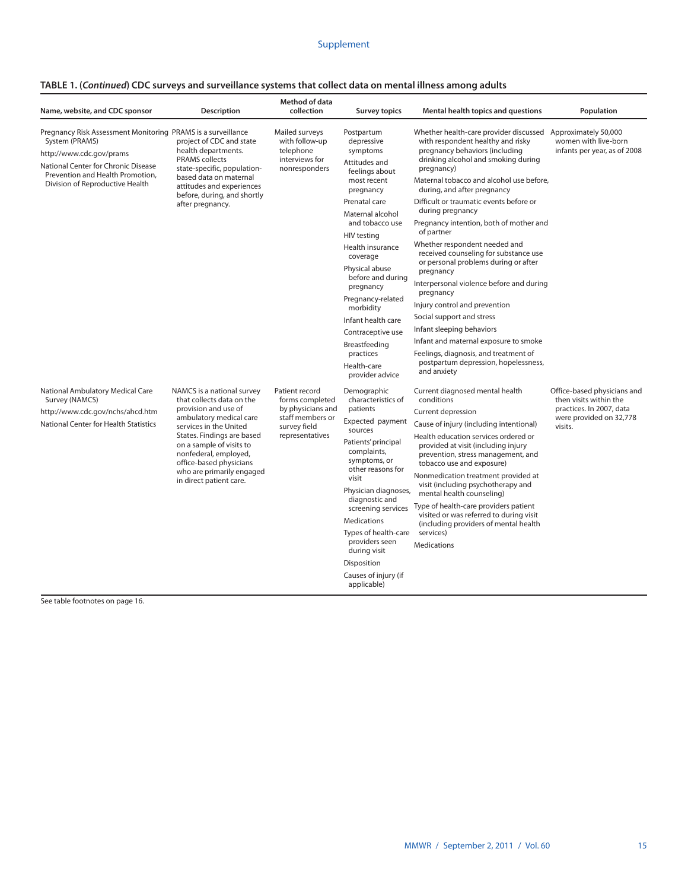**TABLE 1. (*Continued*) CDC surveys and surveillance systems that collect data on mental illness among adults**

| Name, website, and CDC sponsor | Description | Method of data collection | Survey topics | Mental health topics and questions | Population |
|---|---|---|---|---|---|
| Pregnancy Risk Assessment Monitoring System (PRAMS)<br>http://www.cdc.gov/prams<br>National Center for Chronic Disease Prevention and Health Promotion, Division of Reproductive Health | PRAMS is a surveillance project of CDC and state health departments. PRAMS collects state-specific, population-based data on maternal attitudes and experiences before, during, and shortly after pregnancy. | Mailed surveys with follow-up telephone interviews for nonresponders | Postpartum depressive symptoms<br>Attitudes and feelings about most recent pregnancy<br>Prenatal care<br>Maternal alcohol and tobacco use<br>HIV testing<br>Health insurance coverage<br>Physical abuse before and during pregnancy<br>Pregnancy-related morbidity<br>Infant health care<br>Contraceptive use<br>Breastfeeding practices<br>Health-care provider advice | Whether health-care provider discussed with respondent healthy and risky pregnancy behaviors (including drinking alcohol and smoking during pregnancy)<br>Maternal tobacco and alcohol use before, during, and after pregnancy<br>Difficult or traumatic events before or during pregnancy<br>Pregnancy intention, both of mother and of partner<br>Whether respondent needed and received counseling for substance use or personal problems during or after pregnancy<br>Interpersonal violence before and during pregnancy<br>Injury control and prevention<br>Social support and stress<br>Infant sleeping behaviors<br>Infant and maternal exposure to smoke<br>Feelings, diagnosis, and treatment of postpartum depression, hopelessness, and anxiety | Approximately 50,000 women with live-born infants per year, as of 2008 |
| National Ambulatory Medical Care Survey (NAMCS)<br>http://www.cdc.gov/nchs/ahcd.htm<br>National Center for Health Statistics | NAMCS is a national survey that collects data on the provision and use of ambulatory medical care services in the United States. Findings are based on a sample of visits to nonfederal, employed, office-based physicians who are primarily engaged in direct patient care. | Patient record forms completed by physicians and staff members or survey field representatives | Demographic characteristics of patients<br>Expected payment sources<br>Patients' principal complaints, symptoms, or other reasons for visit<br>Physician diagnoses, diagnostic and screening services<br>Medications<br>Types of health-care providers seen during visit<br>Disposition<br>Causes of injury (if applicable) | Current diagnosed mental health conditions<br>Current depression<br>Cause of injury (including intentional)<br>Health education services ordered or provided at visit (including injury prevention, stress management, and tobacco use and exposure)<br>Nonmedication treatment provided at visit (including psychotherapy and mental health counseling)<br>Type of health-care providers patient visited or was referred to during visit (including providers of mental health services)<br>Medications | Office-based physicians and then visits within the practices. In 2007, data were provided on 32,778 visits. |

See table footnotes on page 16.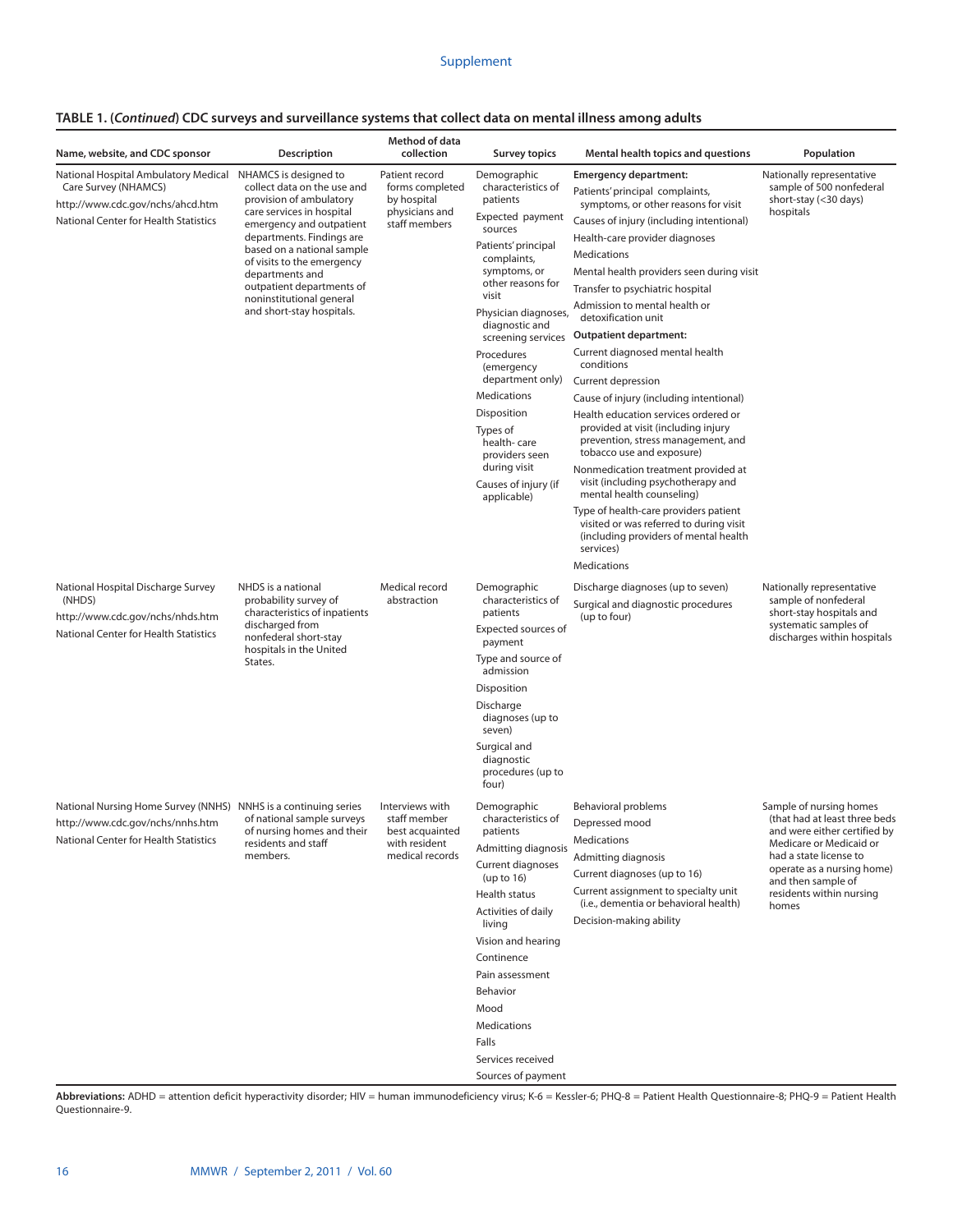**TABLE 1. (*Continued*) CDC surveys and surveillance systems that collect data on mental illness among adults**

| Name, website, and CDC sponsor | Description | Method of data collection | Survey topics | Mental health topics and questions | Population |
|---|---|---|---|---|---|
| National Hospital Ambulatory Medical Care Survey (NHAMCS)<br>http://www.cdc.gov/nchs/ahcd.htm<br>National Center for Health Statistics | NHAMCS is designed to collect data on the use and provision of ambulatory care services in hospital emergency and outpatient departments. Findings are based on a national sample of visits to the emergency departments and outpatient departments of noninstitutional general and short-stay hospitals. | Patient record forms completed by hospital physicians and staff members | Demographic characteristics of patients<br>Expected payment sources<br>Patients' principal complaints, symptoms, or other reasons for visit<br>Physician diagnoses, diagnostic and screening services<br>Procedures (emergency department only)<br>Medications<br>Disposition<br>Types of health- care providers seen during visit<br>Causes of injury (if applicable) | **Emergency department:**<br>Patients' principal complaints, symptoms, or other reasons for visit<br>Causes of injury (including intentional)<br>Health-care provider diagnoses<br>Medications<br>Mental health providers seen during visit<br>Transfer to psychiatric hospital<br>Admission to mental health or detoxification unit<br>**Outpatient department:**<br>Current diagnosed mental health conditions<br>Current depression<br>Cause of injury (including intentional)<br>Health education services ordered or provided at visit (including injury prevention, stress management, and tobacco use and exposure)<br>Nonmedication treatment provided at visit (including psychotherapy and mental health counseling)<br>Type of health-care providers patient visited or was referred to during visit (including providers of mental health services)<br>Medications | Nationally representative sample of 500 nonfederal short-stay (<30 days) hospitals |
| National Hospital Discharge Survey (NHDS)<br>http://www.cdc.gov/nchs/nhds.htm<br>National Center for Health Statistics | NHDS is a national probability survey of characteristics of inpatients discharged from nonfederal short-stay hospitals in the United States. | Medical record abstraction | Demographic characteristics of patients<br>Expected sources of payment<br>Type and source of admission<br>Disposition<br>Discharge diagnoses (up to seven)<br>Surgical and diagnostic procedures (up to four) | Discharge diagnoses (up to seven)<br>Surgical and diagnostic procedures (up to four) | Nationally representative sample of nonfederal short-stay hospitals and systematic samples of discharges within hospitals |
| National Nursing Home Survey (NNHS)<br>http://www.cdc.gov/nchs/nnhs.htm<br>National Center for Health Statistics | NNHS is a continuing series of national sample surveys of nursing homes and their residents and staff members. | Interviews with staff member best acquainted with resident medical records | Demographic characteristics of patients<br>Admitting diagnosis<br>Current diagnoses (up to 16)<br>Health status<br>Activities of daily living<br>Vision and hearing<br>Continence<br>Pain assessment<br>Behavior<br>Mood<br>Medications<br>Falls<br>Services received<br>Sources of payment | Behavioral problems<br>Depressed mood<br>Medications<br>Admitting diagnosis<br>Current diagnoses (up to 16)<br>Current assignment to specialty unit (i.e., dementia or behavioral health)<br>Decision-making ability | Sample of nursing homes (that had at least three beds and were either certified by Medicare or Medicaid or had a state license to operate as a nursing home) and then sample of residents within nursing homes |

**Abbreviations:** ADHD = attention deficit hyperactivity disorder; HIV = human immunodeficiency virus; K-6 = Kessler-6; PHQ-8 = Patient Health Questionnaire-8; PHQ-9 = Patient Health Questionnaire-9.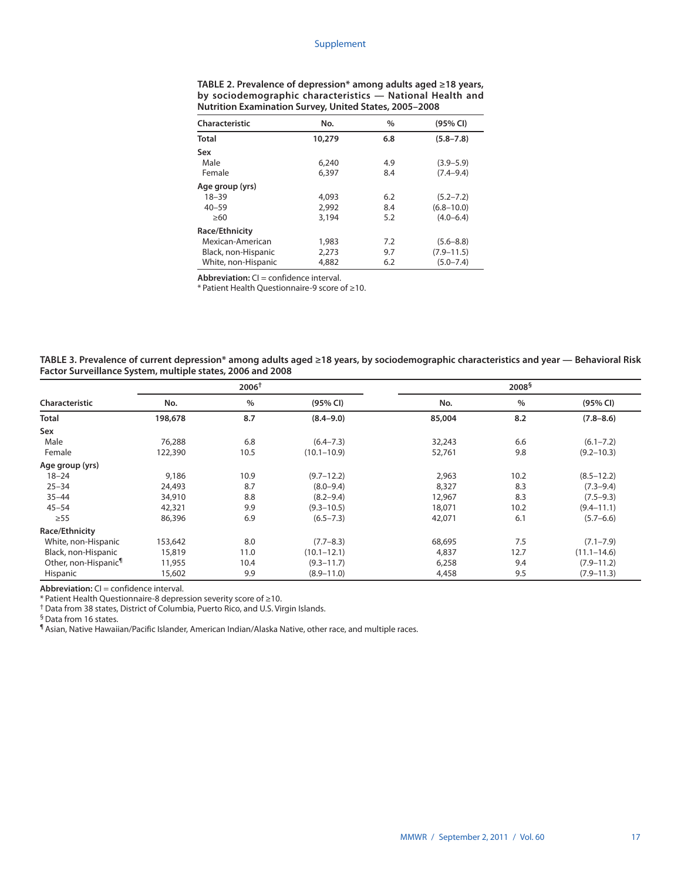**TABLE 2. Prevalence of depression* among adults aged ≥18 years, by sociodemographic characteristics — National Health and Nutrition Examination Survey, United States, 2005–2008**

| Characteristic | No. | % | (95% CI) |
|---|---|---|---|
| **Total** | **10,279** | **6.8** | **(5.8–7.8)** |
| **Sex** | | | |
| Male | 6,240 | 4.9 | (3.9–5.9) |
| Female | 6,397 | 8.4 | (7.4–9.4) |
| **Age group (yrs)** | | | |
| 18–39 | 4,093 | 6.2 | (5.2–7.2) |
| 40–59 | 2,992 | 8.4 | (6.8–10.0) |
| ≥60 | 3,194 | 5.2 | (4.0–6.4) |
| **Race/Ethnicity** | | | |
| Mexican-American | 1,983 | 7.2 | (5.6–8.8) |
| Black, non-Hispanic | 2,273 | 9.7 | (7.9–11.5) |
| White, non-Hispanic | 4,882 | 6.2 | (5.0–7.4) |

**Abbreviation:** CI = confidence interval.

* Patient Health Questionnaire-9 score of ≥10.

**TABLE 3. Prevalence of current depression* among adults aged ≥18 years, by sociodemographic characteristics and year — Behavioral Risk Factor Surveillance System, multiple states, 2006 and 2008**

| | 2006[†] | | | 2008[§] | | |
|---|---|---|---|---|---|---|
| Characteristic | No. | % | (95% CI) | No. | % | (95% CI) |
| **Total** | **198,678** | **8.7** | **(8.4–9.0)** | **85,004** | **8.2** | **(7.8–8.6)** |
| **Sex** | | | | | | |
| Male | 76,288 | 6.8 | (6.4–7.3) | 32,243 | 6.6 | (6.1–7.2) |
| Female | 122,390 | 10.5 | (10.1–10.9) | 52,761 | 9.8 | (9.2–10.3) |
| **Age group (yrs)** | | | | | | |
| 18–24 | 9,186 | 10.9 | (9.7–12.2) | 2,963 | 10.2 | (8.5–12.2) |
| 25–34 | 24,493 | 8.7 | (8.0–9.4) | 8,327 | 8.3 | (7.3–9.4) |
| 35–44 | 34,910 | 8.8 | (8.2–9.4) | 12,967 | 8.3 | (7.5–9.3) |
| 45–54 | 42,321 | 9.9 | (9.3–10.5) | 18,071 | 10.2 | (9.4–11.1) |
| ≥55 | 86,396 | 6.9 | (6.5–7.3) | 42,071 | 6.1 | (5.7–6.6) |
| **Race/Ethnicity** | | | | | | |
| White, non-Hispanic | 153,642 | 8.0 | (7.7–8.3) | 68,695 | 7.5 | (7.1–7.9) |
| Black, non-Hispanic | 15,819 | 11.0 | (10.1–12.1) | 4,837 | 12.7 | (11.1–14.6) |
| Other, non-Hispanic[¶] | 11,955 | 10.4 | (9.3–11.7) | 6,258 | 9.4 | (7.9–11.2) |
| Hispanic | 15,602 | 9.9 | (8.9–11.0) | 4,458 | 9.5 | (7.9–11.3) |

**Abbreviation:** CI = confidence interval.

* Patient Health Questionnaire-8 depression severity score of ≥10.

† Data from 38 states, District of Columbia, Puerto Rico, and U.S. Virgin Islands.

§ Data from 16 states.

¶ Asian, Native Hawaiian/Pacific Islander, American Indian/Alaska Native, other race, and multiple races.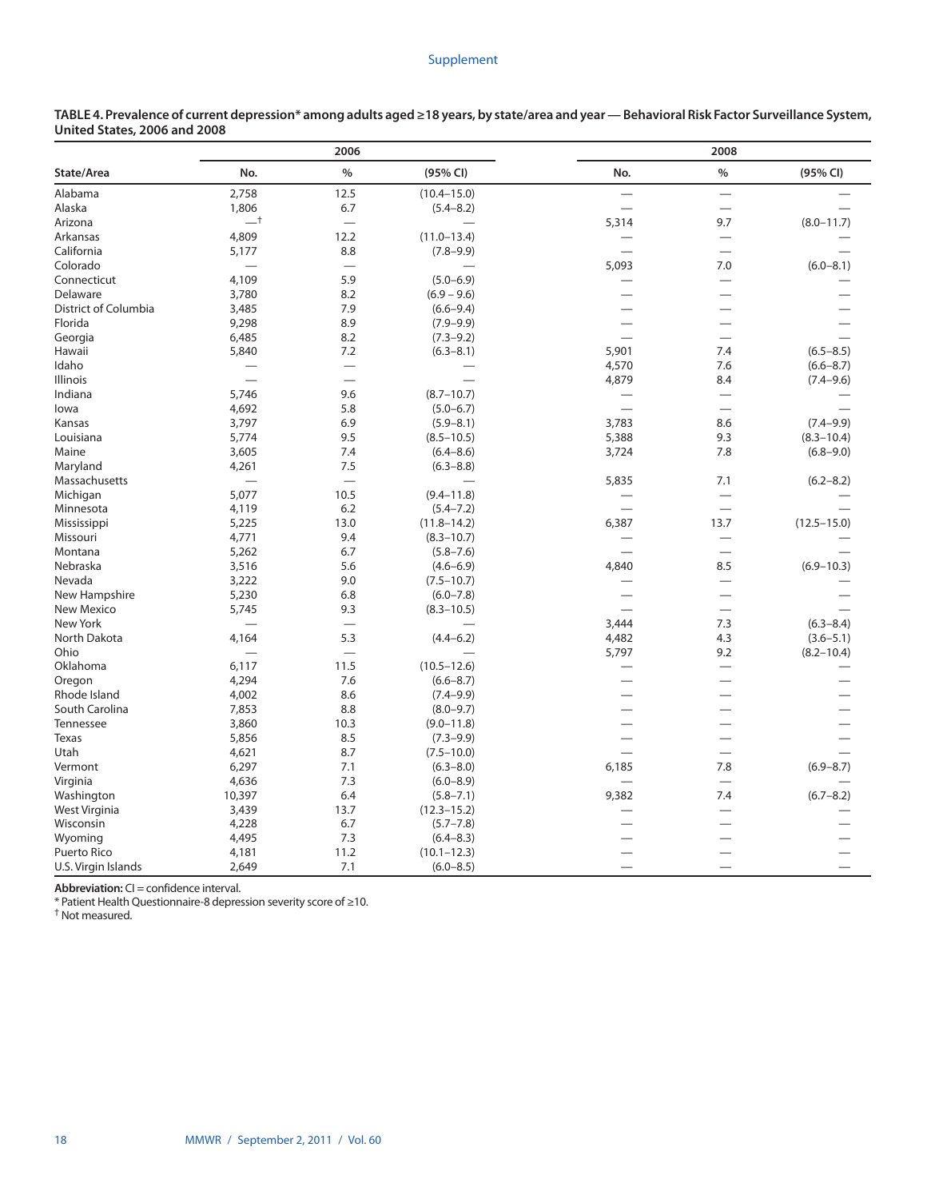**TABLE 4. Prevalence of current depression* among adults aged ≥18 years, by state/area and year — Behavioral Risk Factor Surveillance System, United States, 2006 and 2008**

| State/Area | 2006 | | | 2008 | | |
|---|---|---|---|---|---|---|
| | No. | % | (95% CI) | No. | % | (95% CI) |
| Alabama | 2,758 | 12.5 | (10.4–15.0) | — | — | — |
| Alaska | 1,806 | 6.7 | (5.4–8.2) | — | — | — |
| Arizona | —[†] | — | — | 5,314 | 9.7 | (8.0–11.7) |
| Arkansas | 4,809 | 12.2 | (11.0–13.4) | — | — | — |
| California | 5,177 | 8.8 | (7.8–9.9) | — | — | — |
| Colorado | — | — | — | 5,093 | 7.0 | (6.0–8.1) |
| Connecticut | 4,109 | 5.9 | (5.0–6.9) | — | — | — |
| Delaware | 3,780 | 8.2 | (6.9 – 9.6) | — | — | — |
| District of Columbia | 3,485 | 7.9 | (6.6–9.4) | — | — | — |
| Florida | 9,298 | 8.9 | (7.9–9.9) | — | — | — |
| Georgia | 6,485 | 8.2 | (7.3–9.2) | — | — | — |
| Hawaii | 5,840 | 7.2 | (6.3–8.1) | 5,901 | 7.4 | (6.5–8.5) |
| Idaho | — | — | — | 4,570 | 7.6 | (6.6–8.7) |
| Illinois | — | — | — | 4,879 | 8.4 | (7.4–9.6) |
| Indiana | 5,746 | 9.6 | (8.7–10.7) | — | — | — |
| Iowa | 4,692 | 5.8 | (5.0–6.7) | — | — | — |
| Kansas | 3,797 | 6.9 | (5.9–8.1) | 3,783 | 8.6 | (7.4–9.9) |
| Louisiana | 5,774 | 9.5 | (8.5–10.5) | 5,388 | 9.3 | (8.3–10.4) |
| Maine | 3,605 | 7.4 | (6.4–8.6) | 3,724 | 7.8 | (6.8–9.0) |
| Maryland | 4,261 | 7.5 | (6.3–8.8) | | | |
| Massachusetts | — | — | — | 5,835 | 7.1 | (6.2–8.2) |
| Michigan | 5,077 | 10.5 | (9.4–11.8) | — | — | — |
| Minnesota | 4,119 | 6.2 | (5.4–7.2) | — | — | — |
| Mississippi | 5,225 | 13.0 | (11.8–14.2) | 6,387 | 13.7 | (12.5–15.0) |
| Missouri | 4,771 | 9.4 | (8.3–10.7) | — | — | — |
| Montana | 5,262 | 6.7 | (5.8–7.6) | — | — | — |
| Nebraska | 3,516 | 5.6 | (4.6–6.9) | 4,840 | 8.5 | (6.9–10.3) |
| Nevada | 3,222 | 9.0 | (7.5–10.7) | — | — | — |
| New Hampshire | 5,230 | 6.8 | (6.0–7.8) | — | — | — |
| New Mexico | 5,745 | 9.3 | (8.3–10.5) | — | — | — |
| New York | — | — | — | 3,444 | 7.3 | (6.3–8.4) |
| North Dakota | 4,164 | 5.3 | (4.4–6.2) | 4,482 | 4.3 | (3.6–5.1) |
| Ohio | — | — | — | 5,797 | 9.2 | (8.2–10.4) |
| Oklahoma | 6,117 | 11.5 | (10.5–12.6) | — | — | — |
| Oregon | 4,294 | 7.6 | (6.6–8.7) | — | — | — |
| Rhode Island | 4,002 | 8.6 | (7.4–9.9) | — | — | — |
| South Carolina | 7,853 | 8.8 | (8.0–9.7) | — | — | — |
| Tennessee | 3,860 | 10.3 | (9.0–11.8) | — | — | — |
| Texas | 5,856 | 8.5 | (7.3–9.9) | — | — | — |
| Utah | 4,621 | 8.7 | (7.5–10.0) | — | — | — |
| Vermont | 6,297 | 7.1 | (6.3–8.0) | 6,185 | 7.8 | (6.9–8.7) |
| Virginia | 4,636 | 7.3 | (6.0–8.9) | — | — | — |
| Washington | 10,397 | 6.4 | (5.8–7.1) | 9,382 | 7.4 | (6.7–8.2) |
| West Virginia | 3,439 | 13.7 | (12.3–15.2) | — | — | — |
| Wisconsin | 4,228 | 6.7 | (5.7–7.8) | — | — | — |
| Wyoming | 4,495 | 7.3 | (6.4–8.3) | — | — | — |
| Puerto Rico | 4,181 | 11.2 | (10.1–12.3) | — | — | — |
| U.S. Virgin Islands | 2,649 | 7.1 | (6.0–8.5) | — | — | — |

**Abbreviation:** CI = confidence interval.

* Patient Health Questionnaire-8 depression severity score of ≥10.

[†] Not measured.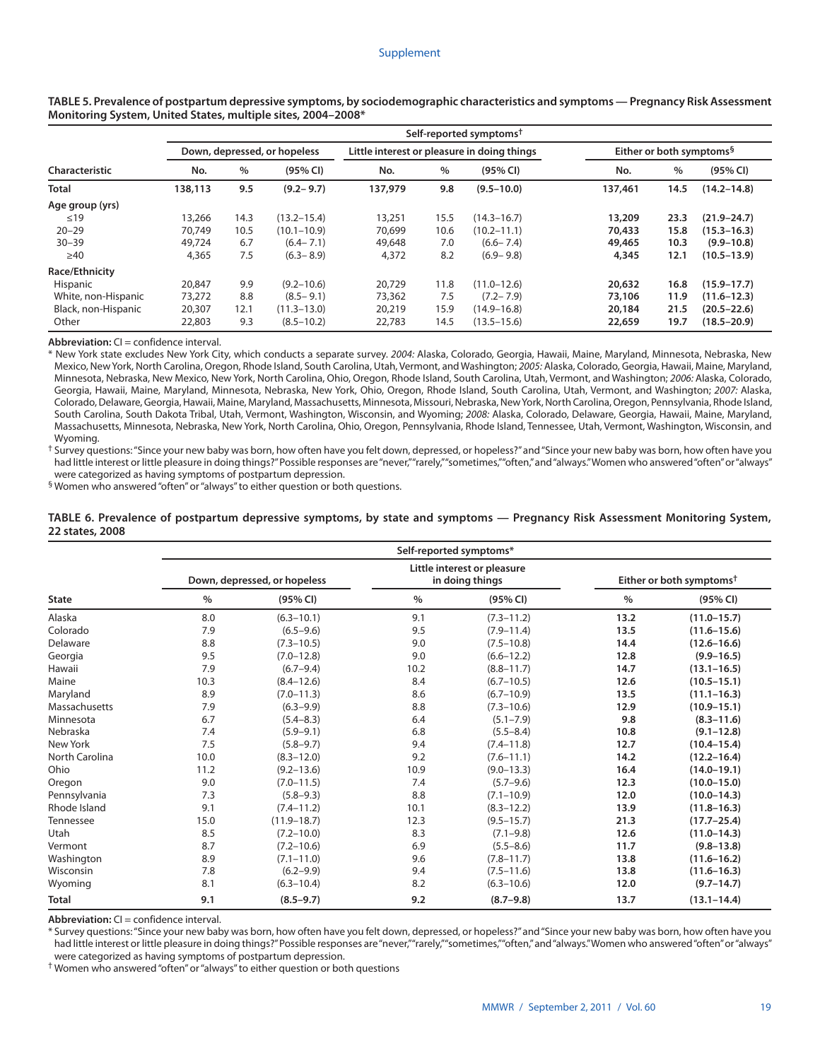**TABLE 5. Prevalence of postpartum depressive symptoms, by sociodemographic characteristics and symptoms — Pregnancy Risk Assessment Monitoring System, United States, multiple sites, 2004–2008***

| | Self-reported symptoms† | | | | | | | | |
|---|---|---|---|---|---|---|---|---|---|
| | Down, depressed, or hopeless | | | Little interest or pleasure in doing things | | | Either or both symptoms§ | | |
| Characteristic | No. | % | (95% CI) | No. | % | (95% CI) | No. | % | (95% CI) |
| **Total** | **138,113** | **9.5** | **(9.2– 9.7)** | **137,979** | **9.8** | **(9.5–10.0)** | **137,461** | **14.5** | **(14.2–14.8)** |
| **Age group (yrs)** | | | | | | | | | |
| ≤19 | 13,266 | 14.3 | (13.2–15.4) | 13,251 | 15.5 | (14.3–16.7) | **13,209** | **23.3** | **(21.9–24.7)** |
| 20–29 | 70,749 | 10.5 | (10.1–10.9) | 70,699 | 10.6 | (10.2–11.1) | **70,433** | **15.8** | **(15.3–16.3)** |
| 30–39 | 49,724 | 6.7 | (6.4– 7.1) | 49,648 | 7.0 | (6.6– 7.4) | **49,465** | **10.3** | **(9.9–10.8)** |
| ≥40 | 4,365 | 7.5 | (6.3– 8.9) | 4,372 | 8.2 | (6.9– 9.8) | **4,345** | **12.1** | **(10.5–13.9)** |
| **Race/Ethnicity** | | | | | | | | | |
| Hispanic | 20,847 | 9.9 | (9.2–10.6) | 20,729 | 11.8 | (11.0–12.6) | **20,632** | **16.8** | **(15.9–17.7)** |
| White, non-Hispanic | 73,272 | 8.8 | (8.5– 9.1) | 73,362 | 7.5 | (7.2– 7.9) | **73,106** | **11.9** | **(11.6–12.3)** |
| Black, non-Hispanic | 20,307 | 12.1 | (11.3–13.0) | 20,219 | 15.9 | (14.9–16.8) | **20,184** | **21.5** | **(20.5–22.6)** |
| Other | 22,803 | 9.3 | (8.5–10.2) | 22,783 | 14.5 | (13.5–15.6) | **22,659** | **19.7** | **(18.5–20.9)** |

**Abbreviation:** CI = confidence interval.

\* New York state excludes New York City, which conducts a separate survey. *2004:* Alaska, Colorado, Georgia, Hawaii, Maine, Maryland, Minnesota, Nebraska, New Mexico, New York, North Carolina, Oregon, Rhode Island, South Carolina, Utah, Vermont, and Washington; *2005:* Alaska, Colorado, Georgia, Hawaii, Maine, Maryland, Minnesota, Nebraska, New Mexico, New York, North Carolina, Ohio, Oregon, Rhode Island, South Carolina, Utah, Vermont, and Washington; *2006:* Alaska, Colorado, Georgia, Hawaii, Maine, Maryland, Minnesota, Nebraska, New York, Ohio, Oregon, Rhode Island, South Carolina, Utah, Vermont, and Washington; *2007:* Alaska, Colorado, Delaware, Georgia, Hawaii, Maine, Maryland, Massachusetts, Minnesota, Missouri, Nebraska, New York, North Carolina, Oregon, Pennsylvania, Rhode Island, South Carolina, South Dakota Tribal, Utah, Vermont, Washington, Wisconsin, and Wyoming; *2008:* Alaska, Colorado, Delaware, Georgia, Hawaii, Maine, Maryland, Massachusetts, Minnesota, Nebraska, New York, North Carolina, Ohio, Oregon, Pennsylvania, Rhode Island, Tennessee, Utah, Vermont, Washington, Wisconsin, and Wyoming.

† Survey questions: "Since your new baby was born, how often have you felt down, depressed, or hopeless?" and "Since your new baby was born, how often have you had little interest or little pleasure in doing things?" Possible responses are "never," "rarely," "sometimes," "often," and "always." Women who answered "often" or "always" were categorized as having symptoms of postpartum depression.

§ Women who answered "often" or "always" to either question or both questions.

**TABLE 6. Prevalence of postpartum depressive symptoms, by state and symptoms — Pregnancy Risk Assessment Monitoring System, 22 states, 2008**

| | Self-reported symptoms* | | | | | |
|---|---|---|---|---|---|---|
| | Down, depressed, or hopeless | | Little interest or pleasure in doing things | | Either or both symptoms† | |
| State | % | (95% CI) | % | (95% CI) | % | (95% CI) |
| Alaska | 8.0 | (6.3–10.1) | 9.1 | (7.3–11.2) | **13.2** | **(11.0–15.7)** |
| Colorado | 7.9 | (6.5–9.6) | 9.5 | (7.9–11.4) | **13.5** | **(11.6–15.6)** |
| Delaware | 8.8 | (7.3–10.5) | 9.0 | (7.5–10.8) | **14.4** | **(12.6–16.6)** |
| Georgia | 9.5 | (7.0–12.8) | 9.0 | (6.6–12.2) | **12.8** | **(9.9–16.5)** |
| Hawaii | 7.9 | (6.7–9.4) | 10.2 | (8.8–11.7) | **14.7** | **(13.1–16.5)** |
| Maine | 10.3 | (8.4–12.6) | 8.4 | (6.7–10.5) | **12.6** | **(10.5–15.1)** |
| Maryland | 8.9 | (7.0–11.3) | 8.6 | (6.7–10.9) | **13.5** | **(11.1–16.3)** |
| Massachusetts | 7.9 | (6.3–9.9) | 8.8 | (7.3–10.6) | **12.9** | **(10.9–15.1)** |
| Minnesota | 6.7 | (5.4–8.3) | 6.4 | (5.1–7.9) | **9.8** | **(8.3–11.6)** |
| Nebraska | 7.4 | (5.9–9.1) | 6.8 | (5.5–8.4) | **10.8** | **(9.1–12.8)** |
| New York | 7.5 | (5.8–9.7) | 9.4 | (7.4–11.8) | **12.7** | **(10.4–15.4)** |
| North Carolina | 10.0 | (8.3–12.0) | 9.2 | (7.6–11.1) | **14.2** | **(12.2–16.4)** |
| Ohio | 11.2 | (9.2–13.6) | 10.9 | (9.0–13.3) | **16.4** | **(14.0–19.1)** |
| Oregon | 9.0 | (7.0–11.5) | 7.4 | (5.7–9.6) | **12.3** | **(10.0–15.0)** |
| Pennsylvania | 7.3 | (5.8–9.3) | 8.8 | (7.1–10.9) | **12.0** | **(10.0–14.3)** |
| Rhode Island | 9.1 | (7.4–11.2) | 10.1 | (8.3–12.2) | **13.9** | **(11.8–16.3)** |
| Tennessee | 15.0 | (11.9–18.7) | 12.3 | (9.5–15.7) | **21.3** | **(17.7–25.4)** |
| Utah | 8.5 | (7.2–10.0) | 8.3 | (7.1–9.8) | **12.6** | **(11.0–14.3)** |
| Vermont | 8.7 | (7.2–10.6) | 6.9 | (5.5–8.6) | **11.7** | **(9.8–13.8)** |
| Washington | 8.9 | (7.1–11.0) | 9.6 | (7.8–11.7) | **13.8** | **(11.6–16.2)** |
| Wisconsin | 7.8 | (6.2–9.9) | 9.4 | (7.5–11.6) | **13.8** | **(11.6–16.3)** |
| Wyoming | 8.1 | (6.3–10.4) | 8.2 | (6.3–10.6) | **12.0** | **(9.7–14.7)** |
| **Total** | **9.1** | **(8.5–9.7)** | **9.2** | **(8.7–9.8)** | **13.7** | **(13.1–14.4)** |

**Abbreviation:** CI = confidence interval.

\* Survey questions: "Since your new baby was born, how often have you felt down, depressed, or hopeless?" and "Since your new baby was born, how often have you had little interest or little pleasure in doing things?" Possible responses are "never," "rarely," "sometimes," "often," and "always." Women who answered "often" or "always" were categorized as having symptoms of postpartum depression.

† Women who answered "often" or "always" to either question or both questions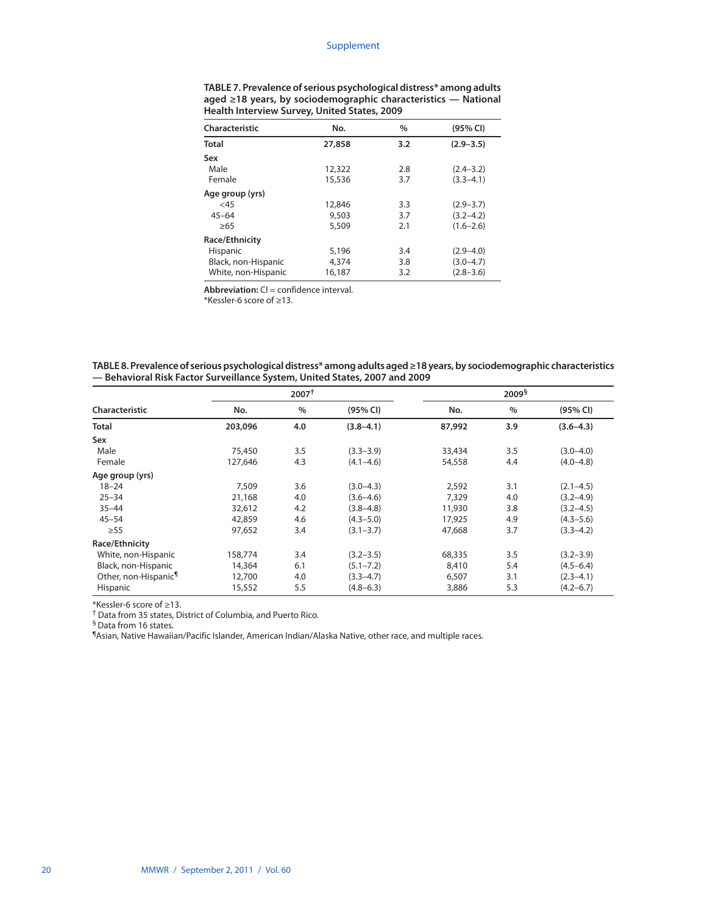**TABLE 7. Prevalence of serious psychological distress* among adults aged ≥18 years, by sociodemographic characteristics — National Health Interview Survey, United States, 2009**

| Characteristic | No. | % | (95% CI) |
|---|---|---|---|
| **Total** | **27,858** | **3.2** | **(2.9–3.5)** |
| **Sex** | | | |
| Male | 12,322 | 2.8 | (2.4–3.2) |
| Female | 15,536 | 3.7 | (3.3–4.1) |
| **Age group (yrs)** | | | |
| <45 | 12,846 | 3.3 | (2.9–3.7) |
| 45–64 | 9,503 | 3.7 | (3.2–4.2) |
| ≥65 | 5,509 | 2.1 | (1.6–2.6) |
| **Race/Ethnicity** | | | |
| Hispanic | 5,196 | 3.4 | (2.9–4.0) |
| Black, non-Hispanic | 4,374 | 3.8 | (3.0–4.7) |
| White, non-Hispanic | 16,187 | 3.2 | (2.8–3.6) |

**Abbreviation:** CI = confidence interval.
*Kessler-6 score of ≥13.

**TABLE 8. Prevalence of serious psychological distress* among adults aged ≥18 years, by sociodemographic characteristics — Behavioral Risk Factor Surveillance System, United States, 2007 and 2009**

| | 2007† | | | 2009§ | | |
|---|---|---|---|---|---|---|
| Characteristic | No. | % | (95% CI) | No. | % | (95% CI) |
| **Total** | **203,096** | **4.0** | **(3.8–4.1)** | **87,992** | **3.9** | **(3.6–4.3)** |
| **Sex** | | | | | | |
| Male | 75,450 | 3.5 | (3.3–3.9) | 33,434 | 3.5 | (3.0–4.0) |
| Female | 127,646 | 4.3 | (4.1–4.6) | 54,558 | 4.4 | (4.0–4.8) |
| **Age group (yrs)** | | | | | | |
| 18–24 | 7,509 | 3.6 | (3.0–4.3) | 2,592 | 3.1 | (2.1–4.5) |
| 25–34 | 21,168 | 4.0 | (3.6–4.6) | 7,329 | 4.0 | (3.2–4.9) |
| 35–44 | 32,612 | 4.2 | (3.8–4.8) | 11,930 | 3.8 | (3.2–4.5) |
| 45–54 | 42,859 | 4.6 | (4.3–5.0) | 17,925 | 4.9 | (4.3–5.6) |
| ≥55 | 97,652 | 3.4 | (3.1–3.7) | 47,668 | 3.7 | (3.3–4.2) |
| **Race/Ethnicity** | | | | | | |
| White, non-Hispanic | 158,774 | 3.4 | (3.2–3.5) | 68,335 | 3.5 | (3.2–3.9) |
| Black, non-Hispanic | 14,364 | 6.1 | (5.1–7.2) | 8,410 | 5.4 | (4.5–6.4) |
| Other, non-Hispanic¶ | 12,700 | 4.0 | (3.3–4.7) | 6,507 | 3.1 | (2.3–4.1) |
| Hispanic | 15,552 | 5.5 | (4.8–6.3) | 3,886 | 5.3 | (4.2–6.7) |

*Kessler-6 score of ≥13.
† Data from 35 states, District of Columbia, and Puerto Rico.
§ Data from 16 states.
¶ Asian, Native Hawaiian/Pacific Islander, American Indian/Alaska Native, other race, and multiple races.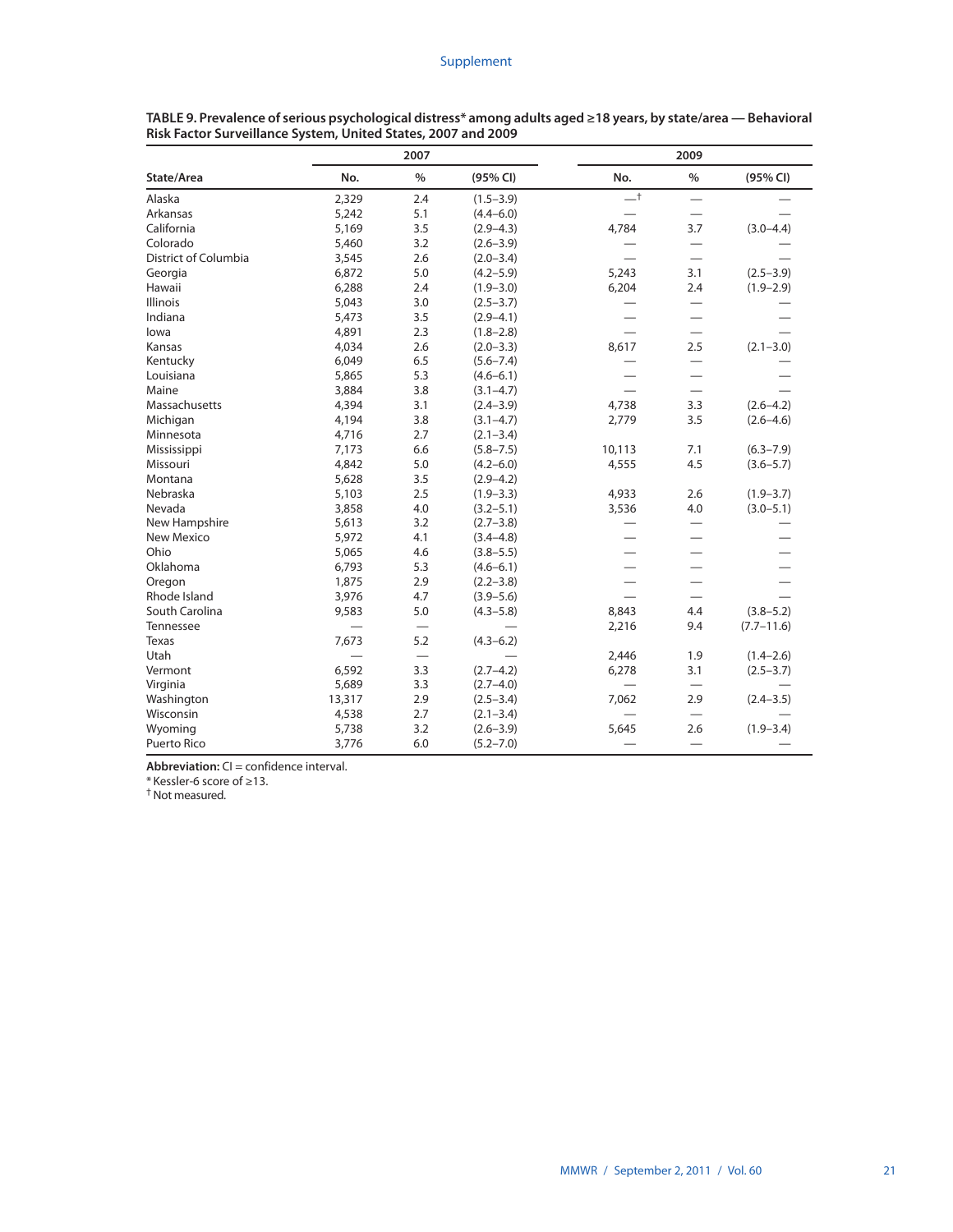**TABLE 9. Prevalence of serious psychological distress* among adults aged ≥18 years, by state/area — Behavioral Risk Factor Surveillance System, United States, 2007 and 2009**

| State/Area | 2007 | | | 2009 | | |
|---|---|---|---|---|---|---|
| | No. | % | (95% CI) | No. | % | (95% CI) |
| Alaska | 2,329 | 2.4 | (1.5–3.9) | —† | — | — |
| Arkansas | 5,242 | 5.1 | (4.4–6.0) | — | — | — |
| California | 5,169 | 3.5 | (2.9–4.3) | 4,784 | 3.7 | (3.0–4.4) |
| Colorado | 5,460 | 3.2 | (2.6–3.9) | — | — | — |
| District of Columbia | 3,545 | 2.6 | (2.0–3.4) | — | — | — |
| Georgia | 6,872 | 5.0 | (4.2–5.9) | 5,243 | 3.1 | (2.5–3.9) |
| Hawaii | 6,288 | 2.4 | (1.9–3.0) | 6,204 | 2.4 | (1.9–2.9) |
| Illinois | 5,043 | 3.0 | (2.5–3.7) | — | — | — |
| Indiana | 5,473 | 3.5 | (2.9–4.1) | — | — | — |
| Iowa | 4,891 | 2.3 | (1.8–2.8) | — | — | — |
| Kansas | 4,034 | 2.6 | (2.0–3.3) | 8,617 | 2.5 | (2.1–3.0) |
| Kentucky | 6,049 | 6.5 | (5.6–7.4) | — | — | — |
| Louisiana | 5,865 | 5.3 | (4.6–6.1) | — | — | — |
| Maine | 3,884 | 3.8 | (3.1–4.7) | — | — | — |
| Massachusetts | 4,394 | 3.1 | (2.4–3.9) | 4,738 | 3.3 | (2.6–4.2) |
| Michigan | 4,194 | 3.8 | (3.1–4.7) | 2,779 | 3.5 | (2.6–4.6) |
| Minnesota | 4,716 | 2.7 | (2.1–3.4) | | | |
| Mississippi | 7,173 | 6.6 | (5.8–7.5) | 10,113 | 7.1 | (6.3–7.9) |
| Missouri | 4,842 | 5.0 | (4.2–6.0) | 4,555 | 4.5 | (3.6–5.7) |
| Montana | 5,628 | 3.5 | (2.9–4.2) | | | |
| Nebraska | 5,103 | 2.5 | (1.9–3.3) | 4,933 | 2.6 | (1.9–3.7) |
| Nevada | 3,858 | 4.0 | (3.2–5.1) | 3,536 | 4.0 | (3.0–5.1) |
| New Hampshire | 5,613 | 3.2 | (2.7–3.8) | — | — | — |
| New Mexico | 5,972 | 4.1 | (3.4–4.8) | — | — | — |
| Ohio | 5,065 | 4.6 | (3.8–5.5) | — | — | — |
| Oklahoma | 6,793 | 5.3 | (4.6–6.1) | — | — | — |
| Oregon | 1,875 | 2.9 | (2.2–3.8) | — | — | — |
| Rhode Island | 3,976 | 4.7 | (3.9–5.6) | — | — | — |
| South Carolina | 9,583 | 5.0 | (4.3–5.8) | 8,843 | 4.4 | (3.8–5.2) |
| Tennessee | — | — | — | 2,216 | 9.4 | (7.7–11.6) |
| Texas | 7,673 | 5.2 | (4.3–6.2) | | | |
| Utah | — | — | — | 2,446 | 1.9 | (1.4–2.6) |
| Vermont | 6,592 | 3.3 | (2.7–4.2) | 6,278 | 3.1 | (2.5–3.7) |
| Virginia | 5,689 | 3.3 | (2.7–4.0) | — | — | — |
| Washington | 13,317 | 2.9 | (2.5–3.4) | 7,062 | 2.9 | (2.4–3.5) |
| Wisconsin | 4,538 | 2.7 | (2.1–3.4) | — | — | — |
| Wyoming | 5,738 | 3.2 | (2.6–3.9) | 5,645 | 2.6 | (1.9–3.4) |
| Puerto Rico | 3,776 | 6.0 | (5.2–7.0) | — | — | — |

**Abbreviation:** CI = confidence interval.

* Kessler-6 score of ≥13.

† Not measured.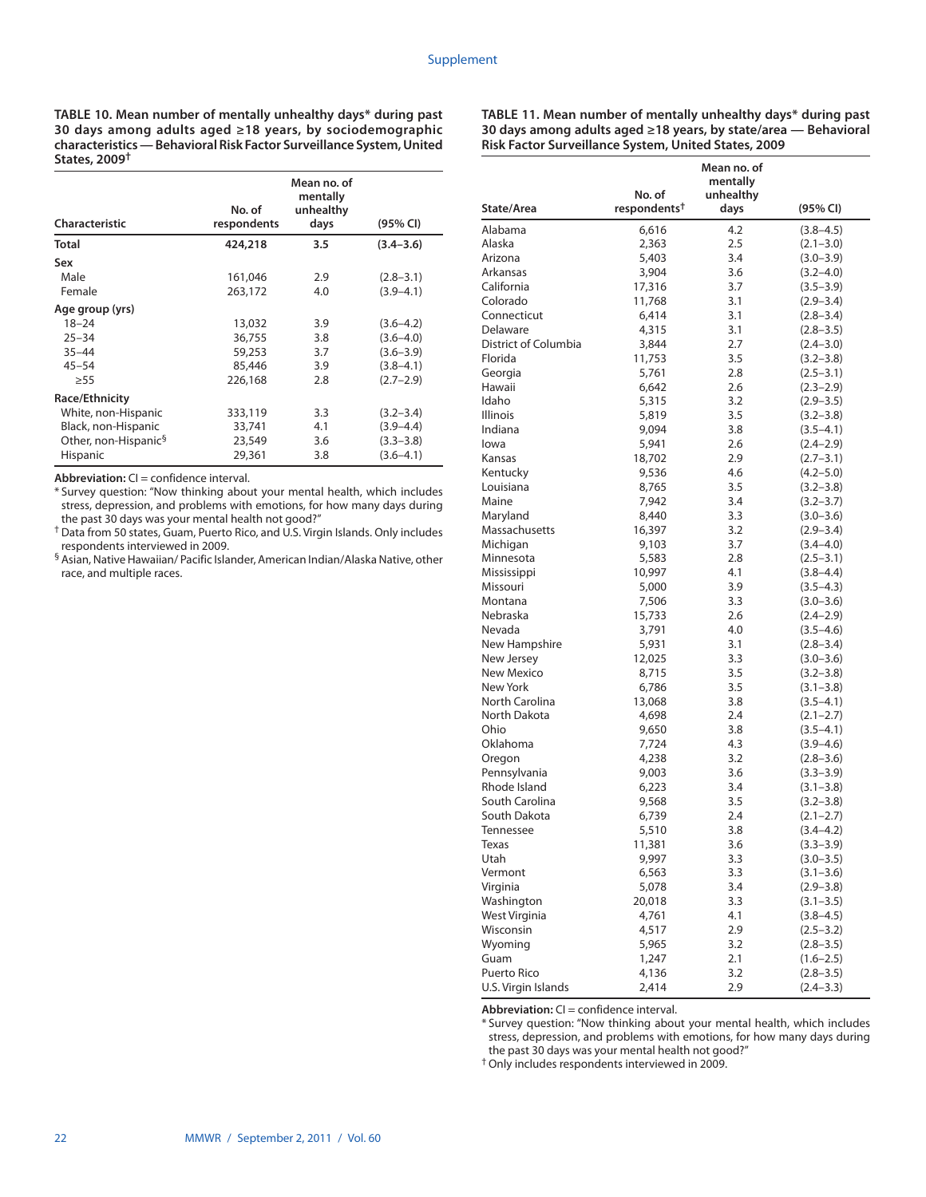**TABLE 10. Mean number of mentally unhealthy days* during past 30 days among adults aged ≥18 years, by sociodemographic characteristics — Behavioral Risk Factor Surveillance System, United States, 2009†**

| Characteristic | No. of respondents | Mean no. of mentally unhealthy days | (95% CI) |
|---|---|---|---|
| **Total** | **424,218** | **3.5** | **(3.4–3.6)** |
| **Sex** | | | |
| Male | 161,046 | 2.9 | (2.8–3.1) |
| Female | 263,172 | 4.0 | (3.9–4.1) |
| **Age group (yrs)** | | | |
| 18–24 | 13,032 | 3.9 | (3.6–4.2) |
| 25–34 | 36,755 | 3.8 | (3.6–4.0) |
| 35–44 | 59,253 | 3.7 | (3.6–3.9) |
| 45–54 | 85,446 | 3.9 | (3.8–4.1) |
| ≥55 | 226,168 | 2.8 | (2.7–2.9) |
| **Race/Ethnicity** | | | |
| White, non-Hispanic | 333,119 | 3.3 | (3.2–3.4) |
| Black, non-Hispanic | 33,741 | 4.1 | (3.9–4.4) |
| Other, non-Hispanic§ | 23,549 | 3.6 | (3.3–3.8) |
| Hispanic | 29,361 | 3.8 | (3.6–4.1) |

**Abbreviation:** CI = confidence interval.

* Survey question: "Now thinking about your mental health, which includes stress, depression, and problems with emotions, for how many days during the past 30 days was your mental health not good?"

† Data from 50 states, Guam, Puerto Rico, and U.S. Virgin Islands. Only includes respondents interviewed in 2009.

§ Asian, Native Hawaiian/ Pacific Islander, American Indian/Alaska Native, other race, and multiple races.

**TABLE 11. Mean number of mentally unhealthy days* during past 30 days among adults aged ≥18 years, by state/area — Behavioral Risk Factor Surveillance System, United States, 2009**

| State/Area | No. of respondents† | Mean no. of mentally unhealthy days | (95% CI) |
|---|---|---|---|
| Alabama | 6,616 | 4.2 | (3.8–4.5) |
| Alaska | 2,363 | 2.5 | (2.1–3.0) |
| Arizona | 5,403 | 3.4 | (3.0–3.9) |
| Arkansas | 3,904 | 3.6 | (3.2–4.0) |
| California | 17,316 | 3.7 | (3.5–3.9) |
| Colorado | 11,768 | 3.1 | (2.9–3.4) |
| Connecticut | 6,414 | 3.1 | (2.8–3.4) |
| Delaware | 4,315 | 3.1 | (2.8–3.5) |
| District of Columbia | 3,844 | 2.7 | (2.4–3.0) |
| Florida | 11,753 | 3.5 | (3.2–3.8) |
| Georgia | 5,761 | 2.8 | (2.5–3.1) |
| Hawaii | 6,642 | 2.6 | (2.3–2.9) |
| Idaho | 5,315 | 3.2 | (2.9–3.5) |
| Illinois | 5,819 | 3.5 | (3.2–3.8) |
| Indiana | 9,094 | 3.8 | (3.5–4.1) |
| Iowa | 5,941 | 2.6 | (2.4–2.9) |
| Kansas | 18,702 | 2.9 | (2.7–3.1) |
| Kentucky | 9,536 | 4.6 | (4.2–5.0) |
| Louisiana | 8,765 | 3.5 | (3.2–3.8) |
| Maine | 7,942 | 3.4 | (3.2–3.7) |
| Maryland | 8,440 | 3.3 | (3.0–3.6) |
| Massachusetts | 16,397 | 3.2 | (2.9–3.4) |
| Michigan | 9,103 | 3.7 | (3.4–4.0) |
| Minnesota | 5,583 | 2.8 | (2.5–3.1) |
| Mississippi | 10,997 | 4.1 | (3.8–4.4) |
| Missouri | 5,000 | 3.9 | (3.5–4.3) |
| Montana | 7,506 | 3.3 | (3.0–3.6) |
| Nebraska | 15,733 | 2.6 | (2.4–2.9) |
| Nevada | 3,791 | 4.0 | (3.5–4.6) |
| New Hampshire | 5,931 | 3.1 | (2.8–3.4) |
| New Jersey | 12,025 | 3.3 | (3.0–3.6) |
| New Mexico | 8,715 | 3.5 | (3.2–3.8) |
| New York | 6,786 | 3.5 | (3.1–3.8) |
| North Carolina | 13,068 | 3.8 | (3.5–4.1) |
| North Dakota | 4,698 | 2.4 | (2.1–2.7) |
| Ohio | 9,650 | 3.8 | (3.5–4.1) |
| Oklahoma | 7,724 | 4.3 | (3.9–4.6) |
| Oregon | 4,238 | 3.2 | (2.8–3.6) |
| Pennsylvania | 9,003 | 3.6 | (3.3–3.9) |
| Rhode Island | 6,223 | 3.4 | (3.1–3.8) |
| South Carolina | 9,568 | 3.5 | (3.2–3.8) |
| South Dakota | 6,739 | 2.4 | (2.1–2.7) |
| Tennessee | 5,510 | 3.8 | (3.4–4.2) |
| Texas | 11,381 | 3.6 | (3.3–3.9) |
| Utah | 9,997 | 3.3 | (3.0–3.5) |
| Vermont | 6,563 | 3.3 | (3.1–3.6) |
| Virginia | 5,078 | 3.4 | (2.9–3.8) |
| Washington | 20,018 | 3.3 | (3.1–3.5) |
| West Virginia | 4,761 | 4.1 | (3.8–4.5) |
| Wisconsin | 4,517 | 2.9 | (2.5–3.2) |
| Wyoming | 5,965 | 3.2 | (2.8–3.5) |
| Guam | 1,247 | 2.1 | (1.6–2.5) |
| Puerto Rico | 4,136 | 3.2 | (2.8–3.5) |
| U.S. Virgin Islands | 2,414 | 2.9 | (2.4–3.3) |

**Abbreviation:** CI = confidence interval.

* Survey question: "Now thinking about your mental health, which includes stress, depression, and problems with emotions, for how many days during the past 30 days was your mental health not good?"

† Only includes respondents interviewed in 2009.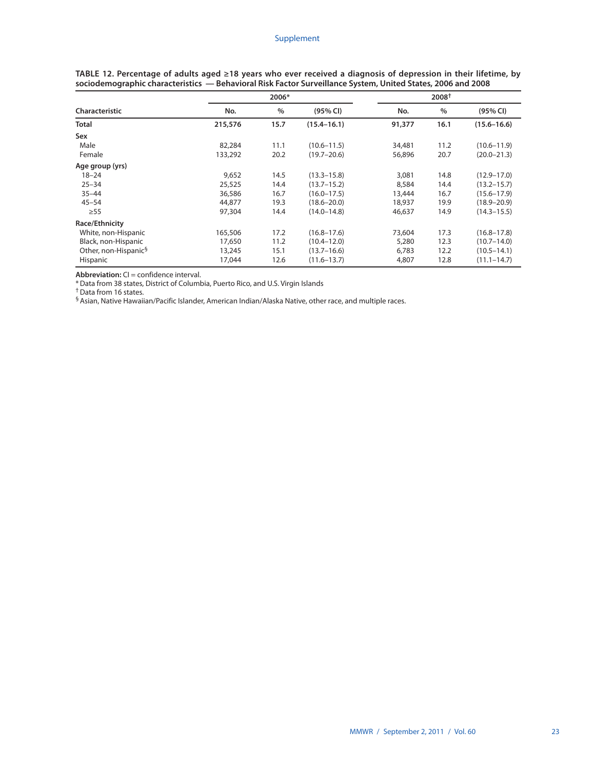**TABLE 12. Percentage of adults aged ≥18 years who ever received a diagnosis of depression in their lifetime, by sociodemographic characteristics — Behavioral Risk Factor Surveillance System, United States, 2006 and 2008**

| Characteristic | 2006* | | | 2008† | | |
|---|---|---|---|---|---|---|
| | No. | % | (95% CI) | No. | % | (95% CI) |
| **Total** | **215,576** | **15.7** | **(15.4–16.1)** | **91,377** | **16.1** | **(15.6–16.6)** |
| **Sex** | | | | | | |
| Male | 82,284 | 11.1 | (10.6–11.5) | 34,481 | 11.2 | (10.6–11.9) |
| Female | 133,292 | 20.2 | (19.7–20.6) | 56,896 | 20.7 | (20.0–21.3) |
| **Age group (yrs)** | | | | | | |
| 18–24 | 9,652 | 14.5 | (13.3–15.8) | 3,081 | 14.8 | (12.9–17.0) |
| 25–34 | 25,525 | 14.4 | (13.7–15.2) | 8,584 | 14.4 | (13.2–15.7) |
| 35–44 | 36,586 | 16.7 | (16.0–17.5) | 13,444 | 16.7 | (15.6–17.9) |
| 45–54 | 44,877 | 19.3 | (18.6–20.0) | 18,937 | 19.9 | (18.9–20.9) |
| ≥55 | 97,304 | 14.4 | (14.0–14.8) | 46,637 | 14.9 | (14.3–15.5) |
| **Race/Ethnicity** | | | | | | |
| White, non-Hispanic | 165,506 | 17.2 | (16.8–17.6) | 73,604 | 17.3 | (16.8–17.8) |
| Black, non-Hispanic | 17,650 | 11.2 | (10.4–12.0) | 5,280 | 12.3 | (10.7–14.0) |
| Other, non-Hispanic§ | 13,245 | 15.1 | (13.7–16.6) | 6,783 | 12.2 | (10.5–14.1) |
| Hispanic | 17,044 | 12.6 | (11.6–13.7) | 4,807 | 12.8 | (11.1–14.7) |

**Abbreviation:** CI = confidence interval.

* Data from 38 states, District of Columbia, Puerto Rico, and U.S. Virgin Islands

† Data from 16 states.

§ Asian, Native Hawaiian/Pacific Islander, American Indian/Alaska Native, other race, and multiple races.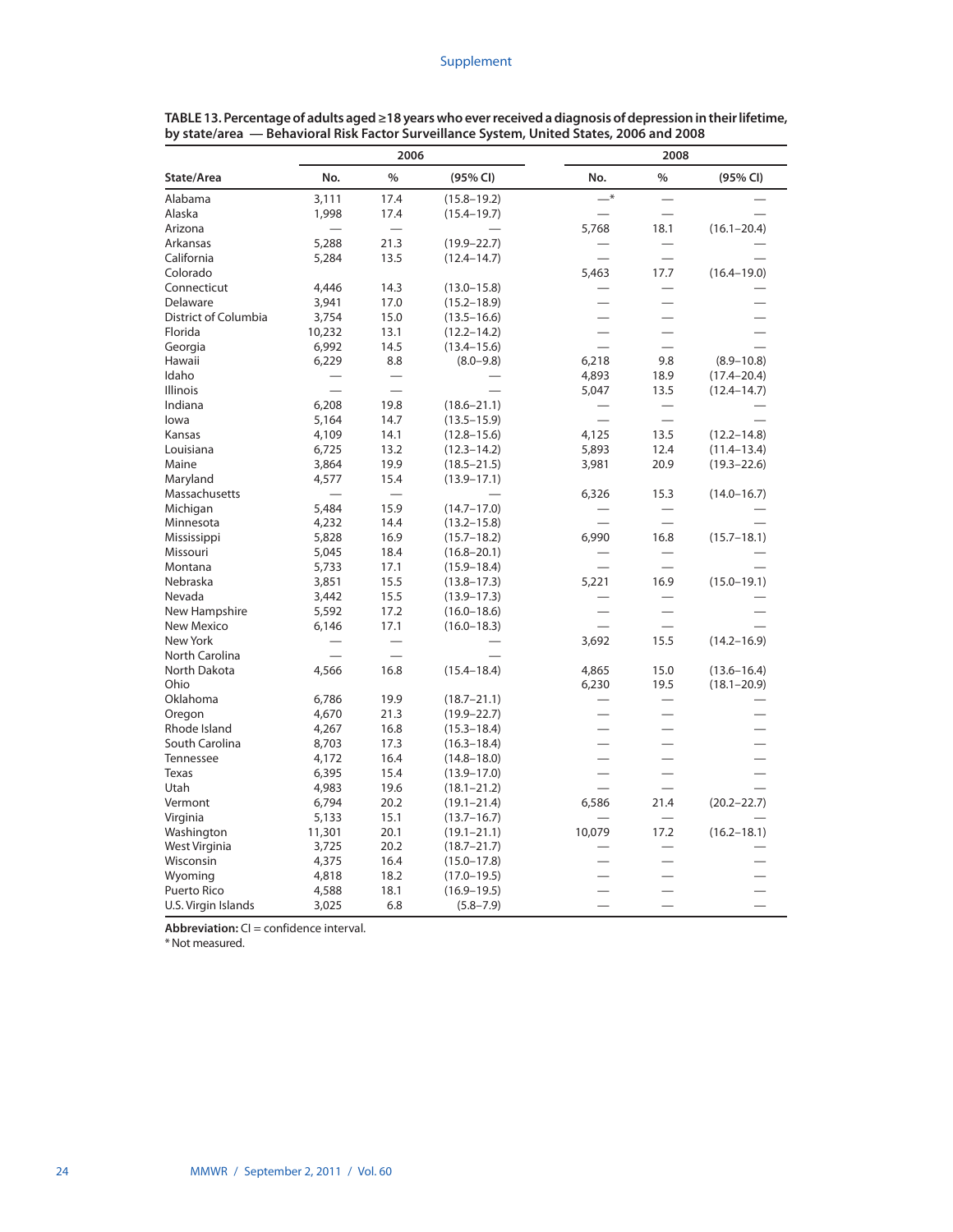**TABLE 13. Percentage of adults aged ≥18 years who ever received a diagnosis of depression in their lifetime, by state/area — Behavioral Risk Factor Surveillance System, United States, 2006 and 2008**

| State/Area | 2006 | | | 2008 | | |
|---|---|---|---|---|---|---|
| | No. | % | (95% CI) | No. | % | (95% CI) |
| Alabama | 3,111 | 17.4 | (15.8–19.2) | —* | — | — |
| Alaska | 1,998 | 17.4 | (15.4–19.7) | — | — | — |
| Arizona | — | — | — | 5,768 | 18.1 | (16.1–20.4) |
| Arkansas | 5,288 | 21.3 | (19.9–22.7) | — | — | — |
| California | 5,284 | 13.5 | (12.4–14.7) | — | — | — |
| Colorado | | | | 5,463 | 17.7 | (16.4–19.0) |
| Connecticut | 4,446 | 14.3 | (13.0–15.8) | — | — | — |
| Delaware | 3,941 | 17.0 | (15.2–18.9) | — | — | — |
| District of Columbia | 3,754 | 15.0 | (13.5–16.6) | — | — | — |
| Florida | 10,232 | 13.1 | (12.2–14.2) | — | — | — |
| Georgia | 6,992 | 14.5 | (13.4–15.6) | — | — | — |
| Hawaii | 6,229 | 8.8 | (8.0–9.8) | 6,218 | 9.8 | (8.9–10.8) |
| Idaho | — | — | — | 4,893 | 18.9 | (17.4–20.4) |
| Illinois | — | — | — | 5,047 | 13.5 | (12.4–14.7) |
| Indiana | 6,208 | 19.8 | (18.6–21.1) | — | — | — |
| Iowa | 5,164 | 14.7 | (13.5–15.9) | — | — | — |
| Kansas | 4,109 | 14.1 | (12.8–15.6) | 4,125 | 13.5 | (12.2–14.8) |
| Louisiana | 6,725 | 13.2 | (12.3–14.2) | 5,893 | 12.4 | (11.4–13.4) |
| Maine | 3,864 | 19.9 | (18.5–21.5) | 3,981 | 20.9 | (19.3–22.6) |
| Maryland | 4,577 | 15.4 | (13.9–17.1) | | | |
| Massachusetts | — | — | — | 6,326 | 15.3 | (14.0–16.7) |
| Michigan | 5,484 | 15.9 | (14.7–17.0) | — | — | — |
| Minnesota | 4,232 | 14.4 | (13.2–15.8) | — | — | — |
| Mississippi | 5,828 | 16.9 | (15.7–18.2) | 6,990 | 16.8 | (15.7–18.1) |
| Missouri | 5,045 | 18.4 | (16.8–20.1) | — | — | — |
| Montana | 5,733 | 17.1 | (15.9–18.4) | — | — | — |
| Nebraska | 3,851 | 15.5 | (13.8–17.3) | 5,221 | 16.9 | (15.0–19.1) |
| Nevada | 3,442 | 15.5 | (13.9–17.3) | — | — | — |
| New Hampshire | 5,592 | 17.2 | (16.0–18.6) | — | — | — |
| New Mexico | 6,146 | 17.1 | (16.0–18.3) | — | — | — |
| New York | — | — | — | 3,692 | 15.5 | (14.2–16.9) |
| North Carolina | — | — | — | | | |
| North Dakota | 4,566 | 16.8 | (15.4–18.4) | 4,865 | 15.0 | (13.6–16.4) |
| Ohio | | | | 6,230 | 19.5 | (18.1–20.9) |
| Oklahoma | 6,786 | 19.9 | (18.7–21.1) | — | — | — |
| Oregon | 4,670 | 21.3 | (19.9–22.7) | — | — | — |
| Rhode Island | 4,267 | 16.8 | (15.3–18.4) | — | — | — |
| South Carolina | 8,703 | 17.3 | (16.3–18.4) | — | — | — |
| Tennessee | 4,172 | 16.4 | (14.8–18.0) | — | — | — |
| Texas | 6,395 | 15.4 | (13.9–17.0) | — | — | — |
| Utah | 4,983 | 19.6 | (18.1–21.2) | — | — | — |
| Vermont | 6,794 | 20.2 | (19.1–21.4) | 6,586 | 21.4 | (20.2–22.7) |
| Virginia | 5,133 | 15.1 | (13.7–16.7) | — | — | — |
| Washington | 11,301 | 20.1 | (19.1–21.1) | 10,079 | 17.2 | (16.2–18.1) |
| West Virginia | 3,725 | 20.2 | (18.7–21.7) | — | — | — |
| Wisconsin | 4,375 | 16.4 | (15.0–17.8) | — | — | — |
| Wyoming | 4,818 | 18.2 | (17.0–19.5) | — | — | — |
| Puerto Rico | 4,588 | 18.1 | (16.9–19.5) | — | — | — |
| U.S. Virgin Islands | 3,025 | 6.8 | (5.8–7.9) | — | — | — |

**Abbreviation:** CI = confidence interval.

* Not measured.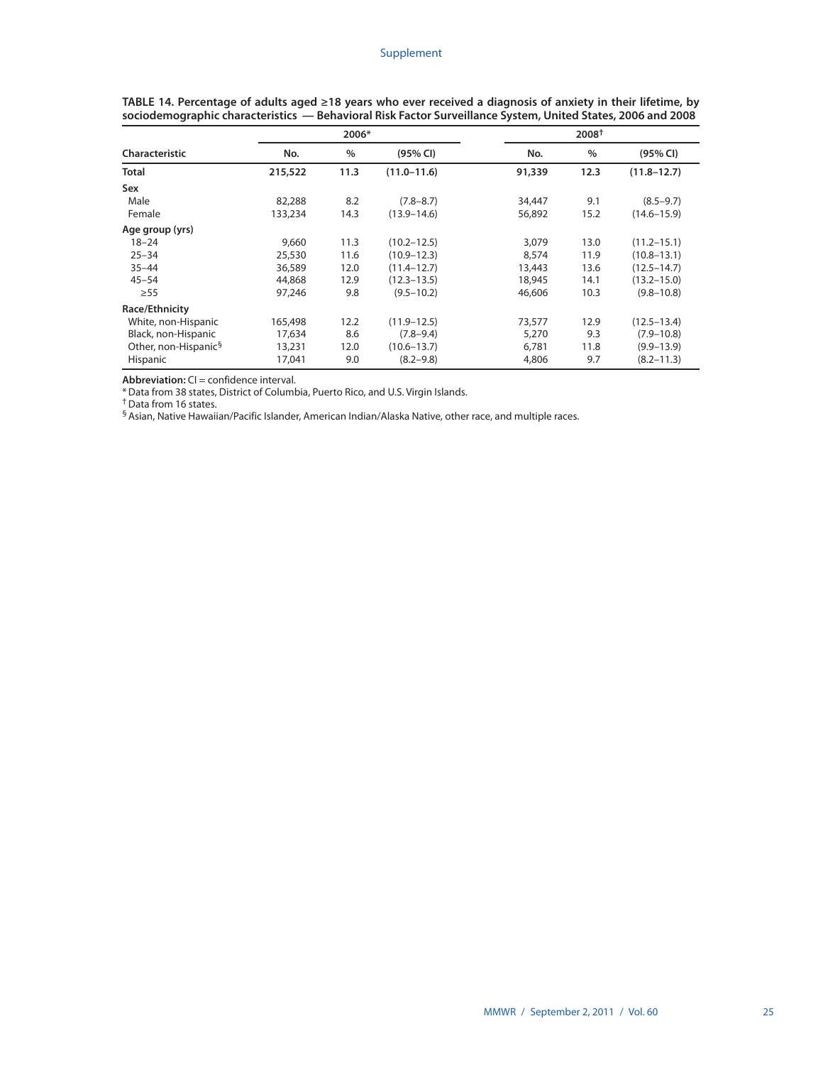**TABLE 14. Percentage of adults aged ≥18 years who ever received a diagnosis of anxiety in their lifetime, by sociodemographic characteristics — Behavioral Risk Factor Surveillance System, United States, 2006 and 2008**

| Characteristic | 2006* | | | 2008† | | |
|---|---|---|---|---|---|---|
| | No. | % | (95% CI) | No. | % | (95% CI) |
| **Total** | **215,522** | **11.3** | **(11.0–11.6)** | **91,339** | **12.3** | **(11.8–12.7)** |
| **Sex** | | | | | | |
| Male | 82,288 | 8.2 | (7.8–8.7) | 34,447 | 9.1 | (8.5–9.7) |
| Female | 133,234 | 14.3 | (13.9–14.6) | 56,892 | 15.2 | (14.6–15.9) |
| **Age group (yrs)** | | | | | | |
| 18–24 | 9,660 | 11.3 | (10.2–12.5) | 3,079 | 13.0 | (11.2–15.1) |
| 25–34 | 25,530 | 11.6 | (10.9–12.3) | 8,574 | 11.9 | (10.8–13.1) |
| 35–44 | 36,589 | 12.0 | (11.4–12.7) | 13,443 | 13.6 | (12.5–14.7) |
| 45–54 | 44,868 | 12.9 | (12.3–13.5) | 18,945 | 14.1 | (13.2–15.0) |
| ≥55 | 97,246 | 9.8 | (9.5–10.2) | 46,606 | 10.3 | (9.8–10.8) |
| **Race/Ethnicity** | | | | | | |
| White, non-Hispanic | 165,498 | 12.2 | (11.9–12.5) | 73,577 | 12.9 | (12.5–13.4) |
| Black, non-Hispanic | 17,634 | 8.6 | (7.8–9.4) | 5,270 | 9.3 | (7.9–10.8) |
| Other, non-Hispanic§ | 13,231 | 12.0 | (10.6–13.7) | 6,781 | 11.8 | (9.9–13.9) |
| Hispanic | 17,041 | 9.0 | (8.2–9.8) | 4,806 | 9.7 | (8.2–11.3) |

**Abbreviation:** CI = confidence interval.

\* Data from 38 states, District of Columbia, Puerto Rico, and U.S. Virgin Islands.

† Data from 16 states.

§ Asian, Native Hawaiian/Pacific Islander, American Indian/Alaska Native, other race, and multiple races.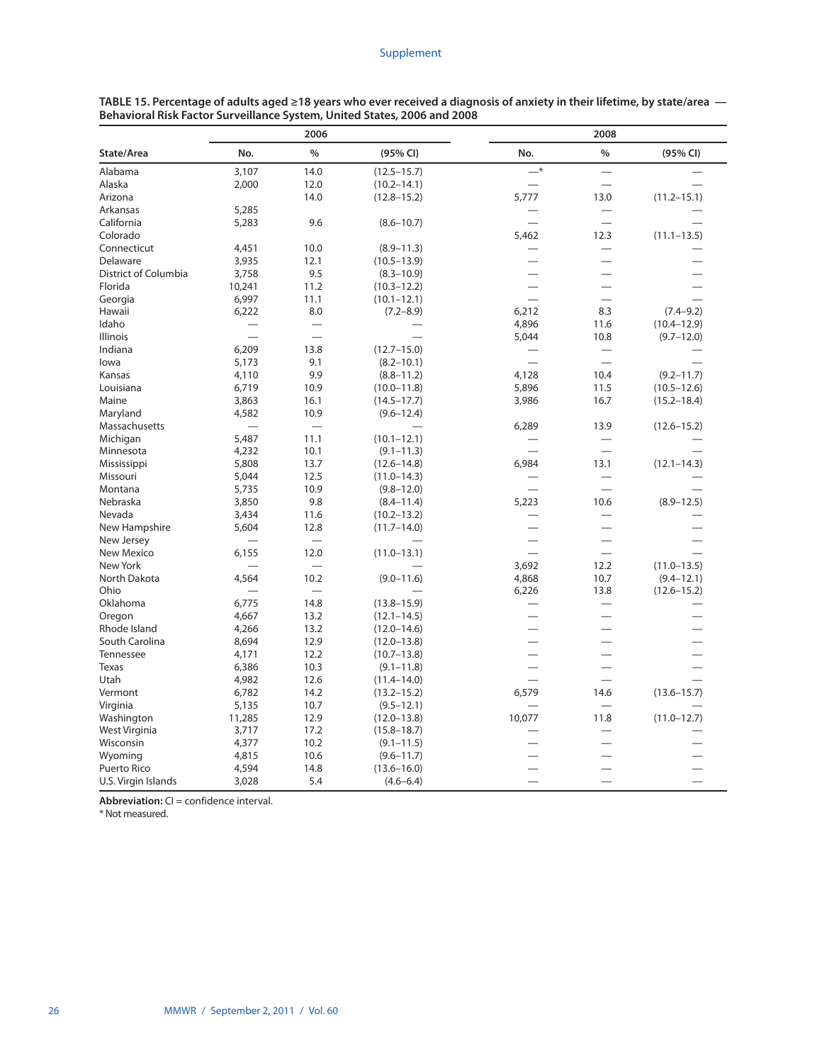**TABLE 15. Percentage of adults aged ≥18 years who ever received a diagnosis of anxiety in their lifetime, by state/area — Behavioral Risk Factor Surveillance System, United States, 2006 and 2008**

| State/Area | 2006 | | | 2008 | | |
|---|---|---|---|---|---|---|
| | No. | % | (95% CI) | No. | % | (95% CI) |
| Alabama | 3,107 | 14.0 | (12.5–15.7) | —* | — | — |
| Alaska | 2,000 | 12.0 | (10.2–14.1) | — | — | — |
| Arizona | | 14.0 | (12.8–15.2) | 5,777 | 13.0 | (11.2–15.1) |
| Arkansas | 5,285 | | | — | — | — |
| California | 5,283 | 9.6 | (8.6–10.7) | — | — | — |
| Colorado | | | | 5,462 | 12.3 | (11.1–13.5) |
| Connecticut | 4,451 | 10.0 | (8.9–11.3) | — | — | — |
| Delaware | 3,935 | 12.1 | (10.5–13.9) | — | — | — |
| District of Columbia | 3,758 | 9.5 | (8.3–10.9) | — | — | — |
| Florida | 10,241 | 11.2 | (10.3–12.2) | — | — | — |
| Georgia | 6,997 | 11.1 | (10.1–12.1) | — | — | — |
| Hawaii | 6,222 | 8.0 | (7.2–8.9) | 6,212 | 8.3 | (7.4–9.2) |
| Idaho | — | — | — | 4,896 | 11.6 | (10.4–12.9) |
| Illinois | — | — | — | 5,044 | 10.8 | (9.7–12.0) |
| Indiana | 6,209 | 13.8 | (12.7–15.0) | — | — | — |
| Iowa | 5,173 | 9.1 | (8.2–10.1) | — | — | — |
| Kansas | 4,110 | 9.9 | (8.8–11.2) | 4,128 | 10.4 | (9.2–11.7) |
| Louisiana | 6,719 | 10.9 | (10.0–11.8) | 5,896 | 11.5 | (10.5–12.6) |
| Maine | 3,863 | 16.1 | (14.5–17.7) | 3,986 | 16.7 | (15.2–18.4) |
| Maryland | 4,582 | 10.9 | (9.6–12.4) | | | |
| Massachusetts | — | — | — | 6,289 | 13.9 | (12.6–15.2) |
| Michigan | 5,487 | 11.1 | (10.1–12.1) | — | — | — |
| Minnesota | 4,232 | 10.1 | (9.1–11.3) | — | — | — |
| Mississippi | 5,808 | 13.7 | (12.6–14.8) | 6,984 | 13.1 | (12.1–14.3) |
| Missouri | 5,044 | 12.5 | (11.0–14.3) | — | — | — |
| Montana | 5,735 | 10.9 | (9.8–12.0) | — | — | — |
| Nebraska | 3,850 | 9.8 | (8.4–11.4) | 5,223 | 10.6 | (8.9–12.5) |
| Nevada | 3,434 | 11.6 | (10.2–13.2) | — | — | — |
| New Hampshire | 5,604 | 12.8 | (11.7–14.0) | — | — | — |
| New Jersey | — | — | — | — | — | — |
| New Mexico | 6,155 | 12.0 | (11.0–13.1) | — | — | — |
| New York | — | — | — | 3,692 | 12.2 | (11.0–13.5) |
| North Dakota | 4,564 | 10.2 | (9.0–11.6) | 4,868 | 10.7 | (9.4–12.1) |
| Ohio | — | — | — | 6,226 | 13.8 | (12.6–15.2) |
| Oklahoma | 6,775 | 14.8 | (13.8–15.9) | — | — | — |
| Oregon | 4,667 | 13.2 | (12.1–14.5) | — | — | — |
| Rhode Island | 4,266 | 13.2 | (12.0–14.6) | — | — | — |
| South Carolina | 8,694 | 12.9 | (12.0–13.8) | — | — | — |
| Tennessee | 4,171 | 12.2 | (10.7–13.8) | — | — | — |
| Texas | 6,386 | 10.3 | (9.1–11.8) | — | — | — |
| Utah | 4,982 | 12.6 | (11.4–14.0) | — | — | — |
| Vermont | 6,782 | 14.2 | (13.2–15.2) | 6,579 | 14.6 | (13.6–15.7) |
| Virginia | 5,135 | 10.7 | (9.5–12.1) | — | — | — |
| Washington | 11,285 | 12.9 | (12.0–13.8) | 10,077 | 11.8 | (11.0–12.7) |
| West Virginia | 3,717 | 17.2 | (15.8–18.7) | — | — | — |
| Wisconsin | 4,377 | 10.2 | (9.1–11.5) | — | — | — |
| Wyoming | 4,815 | 10.6 | (9.6–11.7) | — | — | — |
| Puerto Rico | 4,594 | 14.8 | (13.6–16.0) | — | — | — |
| U.S. Virgin Islands | 3,028 | 5.4 | (4.6–6.4) | — | — | — |

**Abbreviation:** CI = confidence interval.
\* Not measured.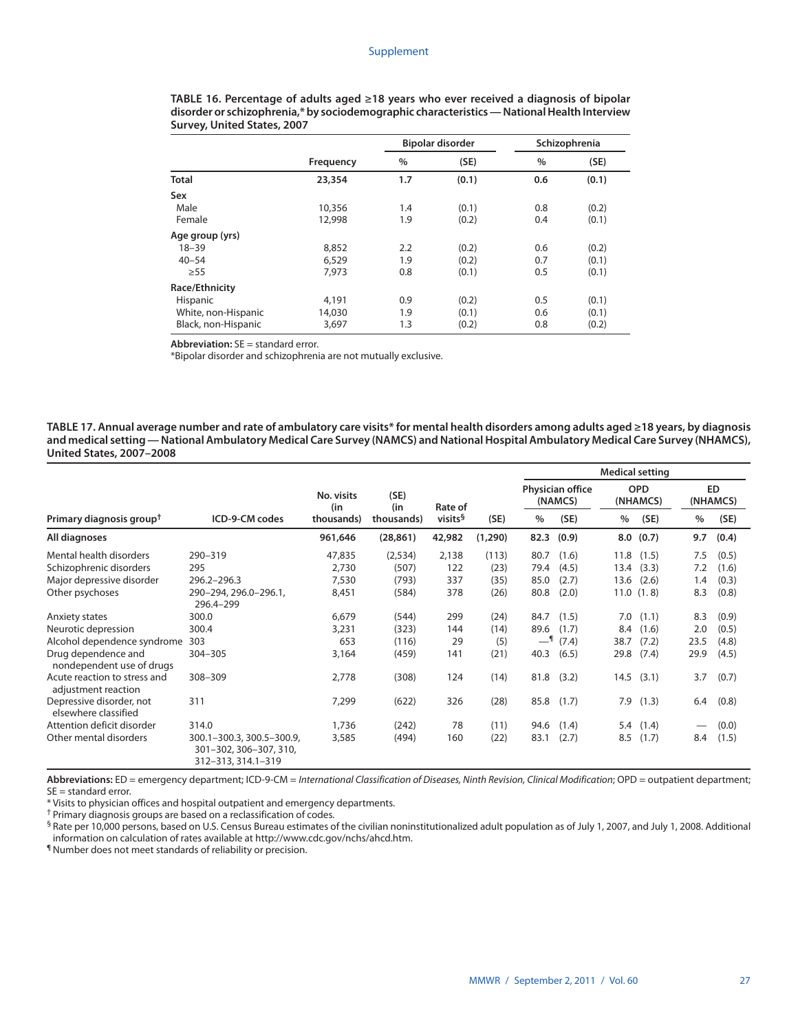**TABLE 16. Percentage of adults aged ≥18 years who ever received a diagnosis of bipolar disorder or schizophrenia,* by sociodemographic characteristics — National Health Interview Survey, United States, 2007**

| | Frequency | Bipolar disorder | | Schizophrenia | |
|---|---|---|---|---|---|
| | | % | (SE) | % | (SE) |
| **Total** | **23,354** | **1.7** | **(0.1)** | **0.6** | **(0.1)** |
| **Sex** | | | | | |
| Male | 10,356 | 1.4 | (0.1) | 0.8 | (0.2) |
| Female | 12,998 | 1.9 | (0.2) | 0.4 | (0.1) |
| **Age group (yrs)** | | | | | |
| 18–39 | 8,852 | 2.2 | (0.2) | 0.6 | (0.2) |
| 40–54 | 6,529 | 1.9 | (0.2) | 0.7 | (0.1) |
| ≥55 | 7,973 | 0.8 | (0.1) | 0.5 | (0.1) |
| **Race/Ethnicity** | | | | | |
| Hispanic | 4,191 | 0.9 | (0.2) | 0.5 | (0.1) |
| White, non-Hispanic | 14,030 | 1.9 | (0.1) | 0.6 | (0.1) |
| Black, non-Hispanic | 3,697 | 1.3 | (0.2) | 0.8 | (0.2) |

**Abbreviation:** SE = standard error.

*Bipolar disorder and schizophrenia are not mutually exclusive.

**TABLE 17. Annual average number and rate of ambulatory care visits* for mental health disorders among adults aged ≥18 years, by diagnosis and medical setting — National Ambulatory Medical Care Survey (NAMCS) and National Hospital Ambulatory Medical Care Survey (NHAMCS), United States, 2007–2008**

| | | | | | | Medical setting | | | | | |
|---|---|---|---|---|---|---|---|---|---|---|---|
| | | | | | | Physician office (NAMCS) | | OPD (NHAMCS) | | ED (NHAMCS) | |
| Primary diagnosis group[†] | ICD-9-CM codes | No. visits (in thousands) | (SE) (in thousands) | Rate of visits[§] | (SE) | % | (SE) | % | (SE) | % | (SE) |
| **All diagnoses** | | **961,646** | **(28,861)** | **42,982** | **(1,290)** | **82.3** | **(0.9)** | **8.0** | **(0.7)** | **9.7** | **(0.4)** |
| Mental health disorders | 290–319 | 47,835 | (2,534) | 2,138 | (113) | 80.7 | (1.6) | 11.8 | (1.5) | 7.5 | (0.5) |
| Schizophrenic disorders | 295 | 2,730 | (507) | 122 | (23) | 79.4 | (4.5) | 13.4 | (3.3) | 7.2 | (1.6) |
| Major depressive disorder | 296.2–296.3 | 7,530 | (793) | 337 | (35) | 85.0 | (2.7) | 13.6 | (2.6) | 1.4 | (0.3) |
| Other psychoses | 290–294, 296.0–296.1, 296.4–299 | 8,451 | (584) | 378 | (26) | 80.8 | (2.0) | 11.0 | (1. 8) | 8.3 | (0.8) |
| Anxiety states | 300.0 | 6,679 | (544) | 299 | (24) | 84.7 | (1.5) | 7.0 | (1.1) | 8.3 | (0.9) |
| Neurotic depression | 300.4 | 3,231 | (323) | 144 | (14) | 89.6 | (1.7) | 8.4 | (1.6) | 2.0 | (0.5) |
| Alcohol dependence syndrome | 303 | 653 | (116) | 29 | (5) | —[¶] | (7.4) | 38.7 | (7.2) | 23.5 | (4.8) |
| Drug dependence and nondependent use of drugs | 304–305 | 3,164 | (459) | 141 | (21) | 40.3 | (6.5) | 29.8 | (7.4) | 29.9 | (4.5) |
| Acute reaction to stress and adjustment reaction | 308–309 | 2,778 | (308) | 124 | (14) | 81.8 | (3.2) | 14.5 | (3.1) | 3.7 | (0.7) |
| Depressive disorder, not elsewhere classified | 311 | 7,299 | (622) | 326 | (28) | 85.8 | (1.7) | 7.9 | (1.3) | 6.4 | (0.8) |
| Attention deficit disorder | 314.0 | 1,736 | (242) | 78 | (11) | 94.6 | (1.4) | 5.4 | (1.4) | — | (0.0) |
| Other mental disorders | 300.1–300.3, 300.5–300.9, 301–302, 306–307, 310, 312–313, 314.1–319 | 3,585 | (494) | 160 | (22) | 83.1 | (2.7) | 8.5 | (1.7) | 8.4 | (1.5) |

**Abbreviations:** ED = emergency department; ICD-9-CM = *International Classification of Diseases, Ninth Revision, Clinical Modification*; OPD = outpatient department; SE = standard error.

\* Visits to physician offices and hospital outpatient and emergency departments.

[†] Primary diagnosis groups are based on a reclassification of codes.

[§] Rate per 10,000 persons, based on U.S. Census Bureau estimates of the civilian noninstitutionalized adult population as of July 1, 2007, and July 1, 2008. Additional information on calculation of rates available at http://www.cdc.gov/nchs/ahcd.htm.

[¶] Number does not meet standards of reliability or precision.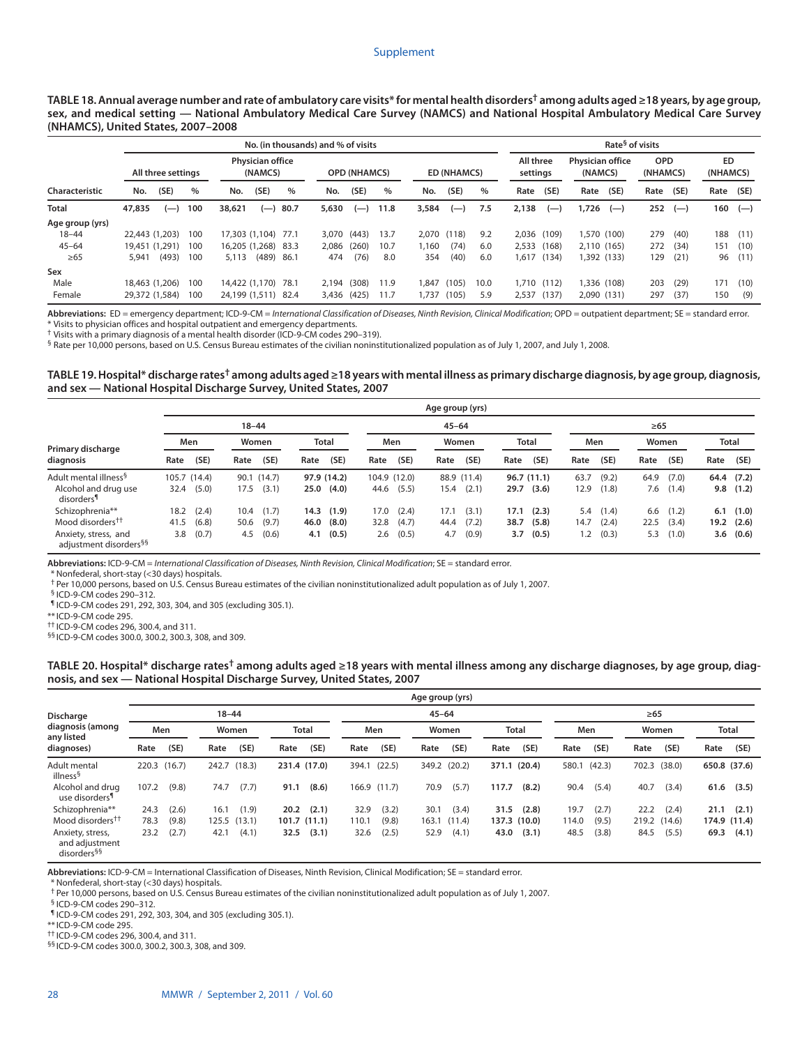**TABLE 18. Annual average number and rate of ambulatory care visits* for mental health disorders† among adults aged ≥18 years, by age group, sex, and medical setting — National Ambulatory Medical Care Survey (NAMCS) and National Hospital Ambulatory Medical Care Survey (NHAMCS), United States, 2007–2008**

| Characteristic | No. (in thousands) and % of visits | | | | | | | | | | | | Rate§ of visits | | | | | | | |
|---|---|---|---|---|---|---|---|---|---|---|---|---|---|---|---|---|---|---|---|---|
| | All three settings | | | Physician office (NAMCS) | | | OPD (NHAMCS) | | | ED (NHAMCS) | | | All three settings | | Physician office (NAMCS) | | OPD (NHAMCS) | | ED (NHAMCS) | |
| | No. | (SE) | % | No. | (SE) | % | No. | (SE) | % | No. | (SE) | % | Rate | (SE) | Rate | (SE) | Rate | (SE) | Rate | (SE) |
| **Total** | **47,835** | **(—)** | **100** | **38,621** | **(—)** | **80.7** | **5,630** | **(—)** | **11.8** | **3,584** | **(—)** | **7.5** | **2,138** | **(—)** | **1,726** | **(—)** | **252** | **(—)** | **160** | **(—)** |
| **Age group (yrs)** | | | | | | | | | | | | | | | | | | | | |
| 18–44 | 22,443 | (1,203) | 100 | 17,303 | (1,104) | 77.1 | 3,070 | (443) | 13.7 | 2,070 | (118) | 9.2 | 2,036 | (109) | 1,570 | (100) | 279 | (40) | 188 | (11) |
| 45–64 | 19,451 | (1,291) | 100 | 16,205 | (1,268) | 83.3 | 2,086 | (260) | 10.7 | 1,160 | (74) | 6.0 | 2,533 | (168) | 2,110 | (165) | 272 | (34) | 151 | (10) |
| ≥65 | 5,941 | (493) | 100 | 5,113 | (489) | 86.1 | 474 | (76) | 8.0 | 354 | (40) | 6.0 | 1,617 | (134) | 1,392 | (133) | 129 | (21) | 96 | (11) |
| **Sex** | | | | | | | | | | | | | | | | | | | | |
| Male | 18,463 | (1,206) | 100 | 14,422 | (1,170) | 78.1 | 2,194 | (308) | 11.9 | 1,847 | (105) | 10.0 | 1,710 | (112) | 1,336 | (108) | 203 | (29) | 171 | (10) |
| Female | 29,372 | (1,584) | 100 | 24,199 | (1,511) | 82.4 | 3,436 | (425) | 11.7 | 1,737 | (105) | 5.9 | 2,537 | (137) | 2,090 | (131) | 297 | (37) | 150 | (9) |

**Abbreviations:** ED = emergency department; ICD-9-CM = *International Classification of Diseases, Ninth Revision, Clinical Modification*; OPD = outpatient department; SE = standard error.
\* Visits to physician offices and hospital outpatient and emergency departments.
† Visits with a primary diagnosis of a mental health disorder (ICD-9-CM codes 290–319).
§ Rate per 10,000 persons, based on U.S. Census Bureau estimates of the civilian noninstitutionalized population as of July 1, 2007, and July 1, 2008.

**TABLE 19. Hospital* discharge rates† among adults aged ≥18 years with mental illness as primary discharge diagnosis, by age group, diagnosis, and sex — National Hospital Discharge Survey, United States, 2007**

| Primary discharge diagnosis | 18–44 | | | | | | 45–64 | | | | | | ≥65 | | | | | |
|---|---|---|---|---|---|---|---|---|---|---|---|---|---|---|---|---|---|---|
| | Men | | Women | | Total | | Men | | Women | | Total | | Men | | Women | | Total | |
| | Rate | (SE) | Rate | (SE) | Rate | (SE) | Rate | (SE) | Rate | (SE) | Rate | (SE) | Rate | (SE) | Rate | (SE) | Rate | (SE) |
| Adult mental illness§ | 105.7 | (14.4) | 90.1 | (14.7) | **97.9** | **(14.2)** | 104.9 | (12.0) | 88.9 | (11.4) | **96.7** | **(11.1)** | 63.7 | (9.2) | 64.9 | (7.0) | **64.4** | **(7.2)** |
| Alcohol and drug use disorders¶ | 32.4 | (5.0) | 17.5 | (3.1) | **25.0** | **(4.0)** | 44.6 | (5.5) | 15.4 | (2.1) | **29.7** | **(3.6)** | 12.9 | (1.8) | 7.6 | (1.4) | **9.8** | **(1.2)** |
| Schizophrenia** | 18.2 | (2.4) | 10.4 | (1.7) | **14.3** | **(1.9)** | 17.0 | (2.4) | 17.1 | (3.1) | **17.1** | **(2.3)** | 5.4 | (1.4) | 6.6 | (1.2) | **6.1** | **(1.0)** |
| Mood disorders†† | 41.5 | (6.8) | 50.6 | (9.7) | **46.0** | **(8.0)** | 32.8 | (4.7) | 44.4 | (7.2) | **38.7** | **(5.8)** | 14.7 | (2.4) | 22.5 | (3.4) | **19.2** | **(2.6)** |
| Anxiety, stress, and adjustment disorders§§ | 3.8 | (0.7) | 4.5 | (0.6) | **4.1** | **(0.5)** | 2.6 | (0.5) | 4.7 | (0.9) | **3.7** | **(0.5)** | 1.2 | (0.3) | 5.3 | (1.0) | **3.6** | **(0.6)** |

**Abbreviations:** ICD-9-CM = *International Classification of Diseases, Ninth Revision, Clinical Modification*; SE = standard error.
\* Nonfederal, short-stay (<30 days) hospitals.
† Per 10,000 persons, based on U.S. Census Bureau estimates of the civilian noninstitutionalized adult population as of July 1, 2007.
§ ICD-9-CM codes 290–312.
¶ ICD-9-CM codes 291, 292, 303, 304, and 305 (excluding 305.1).
\*\* ICD-9-CM code 295.
†† ICD-9-CM codes 296, 300.4, and 311.
§§ ICD-9-CM codes 300.0, 300.2, 300.3, 308, and 309.

**TABLE 20. Hospital* discharge rates† among adults aged ≥18 years with mental illness among any discharge diagnoses, by age group, diagnosis, and sex — National Hospital Discharge Survey, United States, 2007**

| Discharge diagnosis (among any listed diagnoses) | 18–44 | | | | | | 45–64 | | | | | | ≥65 | | | | | |
|---|---|---|---|---|---|---|---|---|---|---|---|---|---|---|---|---|---|---|
| | Men | | Women | | Total | | Men | | Women | | Total | | Men | | Women | | Total | |
| | Rate | (SE) | Rate | (SE) | Rate | (SE) | Rate | (SE) | Rate | (SE) | Rate | (SE) | Rate | (SE) | Rate | (SE) | Rate | (SE) |
| Adult mental illness§ | 220.3 | (16.7) | 242.7 | (18.3) | **231.4** | **(17.0)** | 394.1 | (22.5) | 349.2 | (20.2) | **371.1** | **(20.4)** | 580.1 | (42.3) | 702.3 | (38.0) | **650.8** | **(37.6)** |
| Alcohol and drug use disorders¶ | 107.2 | (9.8) | 74.7 | (7.7) | **91.1** | **(8.6)** | 166.9 | (11.7) | 70.9 | (5.7) | **117.7** | **(8.2)** | 90.4 | (5.4) | 40.7 | (3.4) | **61.6** | **(3.5)** |
| Schizophrenia** | 24.3 | (2.6) | 16.1 | (1.9) | **20.2** | **(2.1)** | 32.9 | (3.2) | 30.1 | (3.4) | **31.5** | **(2.8)** | 19.7 | (2.7) | 22.2 | (2.4) | **21.1** | **(2.1)** |
| Mood disorders†† | 78.3 | (9.8) | 125.5 | (13.1) | **101.7** | **(11.1)** | 110.1 | (9.8) | 163.1 | (11.4) | **137.3** | **(10.0)** | 114.0 | (9.5) | 219.2 | (14.6) | **174.9** | **(11.4)** |
| Anxiety, stress, and adjustment disorders§§ | 23.2 | (2.7) | 42.1 | (4.1) | **32.5** | **(3.1)** | 32.6 | (2.5) | 52.9 | (4.1) | **43.0** | **(3.1)** | 48.5 | (3.8) | 84.5 | (5.5) | **69.3** | **(4.1)** |

**Abbreviations:** ICD-9-CM = International Classification of Diseases, Ninth Revision, Clinical Modification; SE = standard error.
\* Nonfederal, short-stay (<30 days) hospitals.
† Per 10,000 persons, based on U.S. Census Bureau estimates of the civilian noninstitutionalized adult population as of July 1, 2007.
§ ICD-9-CM codes 290–312.
¶ ICD-9-CM codes 291, 292, 303, 304, and 305 (excluding 305.1).
\*\* ICD-9-CM code 295.
†† ICD-9-CM codes 296, 300.4, and 311.
§§ ICD-9-CM codes 300.0, 300.2, 300.3, 308, and 309.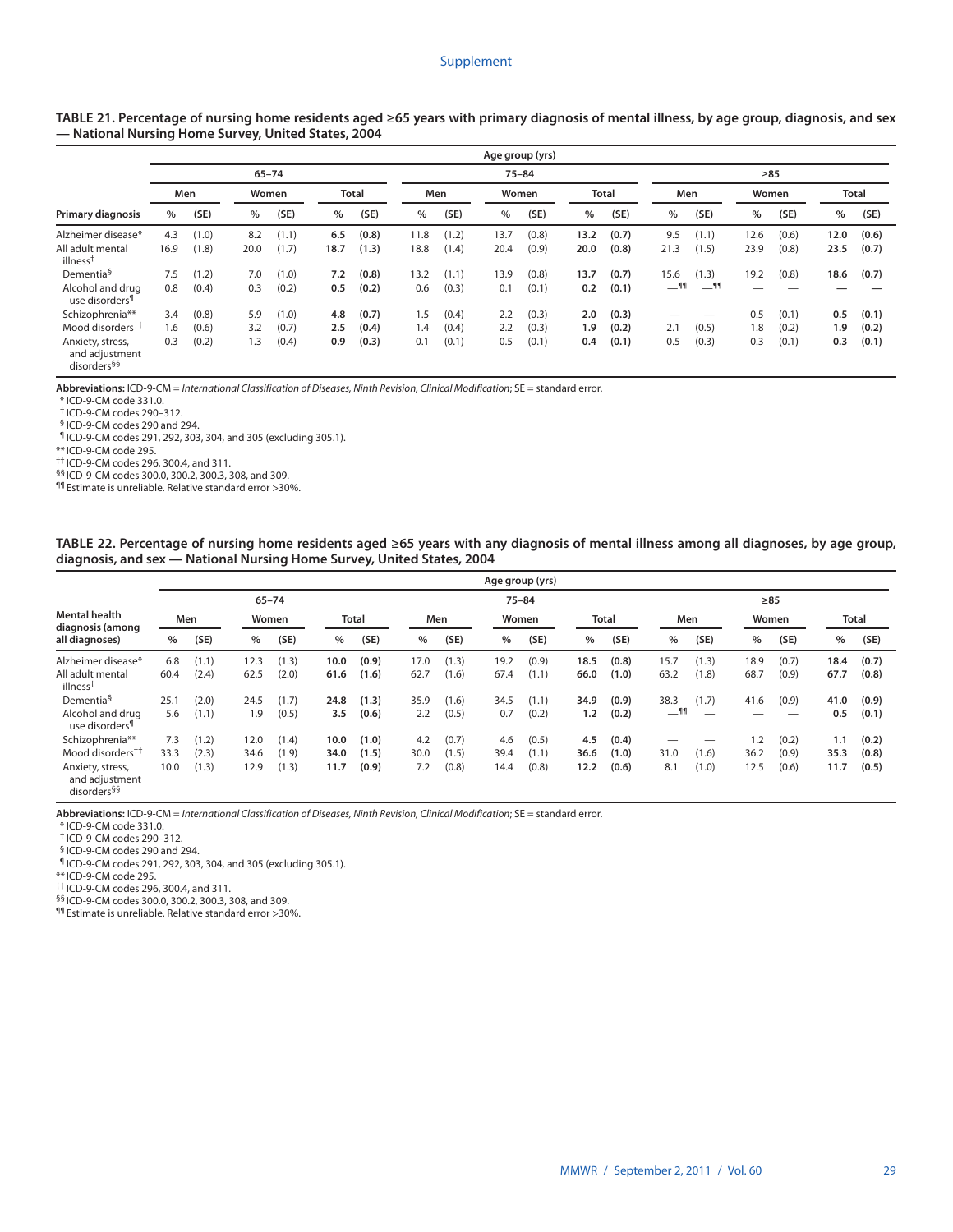**TABLE 21. Percentage of nursing home residents aged ≥65 years with primary diagnosis of mental illness, by age group, diagnosis, and sex — National Nursing Home Survey, United States, 2004**

| | Age group (yrs) | | | | | | | | | | | | | | | | | |
|---|---|---|---|---|---|---|---|---|---|---|---|---|---|---|---|---|---|---|
| | 65–74 | | | | | | 75–84 | | | | | | ≥85 | | | | | |
| | Men | | Women | | Total | | Men | | Women | | Total | | Men | | Women | | Total | |
| Primary diagnosis | % | (SE) | % | (SE) | % | (SE) | % | (SE) | % | (SE) | % | (SE) | % | (SE) | % | (SE) | % | (SE) |
| Alzheimer disease* | 4.3 | (1.0) | 8.2 | (1.1) | **6.5** | **(0.8)** | 11.8 | (1.2) | 13.7 | (0.8) | **13.2** | **(0.7)** | 9.5 | (1.1) | 12.6 | (0.6) | **12.0** | **(0.6)** |
| All adult mental illness† | 16.9 | (1.8) | 20.0 | (1.7) | **18.7** | **(1.3)** | 18.8 | (1.4) | 20.4 | (0.9) | **20.0** | **(0.8)** | 21.3 | (1.5) | 23.9 | (0.8) | **23.5** | **(0.7)** |
| Dementia§ | 7.5 | (1.2) | 7.0 | (1.0) | **7.2** | **(0.8)** | 13.2 | (1.1) | 13.9 | (0.8) | **13.7** | **(0.7)** | 15.6 | (1.3) | 19.2 | (0.8) | **18.6** | **(0.7)** |
| Alcohol and drug use disorders¶ | 0.8 | (0.4) | 0.3 | (0.2) | **0.5** | **(0.2)** | 0.6 | (0.3) | 0.1 | (0.1) | **0.2** | **(0.1)** | —¶¶ | —¶¶ | — | — | — | — |
| Schizophrenia** | 3.4 | (0.8) | 5.9 | (1.0) | **4.8** | **(0.7)** | 1.5 | (0.4) | 2.2 | (0.3) | **2.0** | **(0.3)** | — | — | 0.5 | (0.1) | **0.5** | **(0.1)** |
| Mood disorders†† | 1.6 | (0.6) | 3.2 | (0.7) | **2.5** | **(0.4)** | 1.4 | (0.4) | 2.2 | (0.3) | **1.9** | **(0.2)** | 2.1 | (0.5) | 1.8 | (0.2) | **1.9** | **(0.2)** |
| Anxiety, stress, and adjustment disorders§§ | 0.3 | (0.2) | 1.3 | (0.4) | **0.9** | **(0.3)** | 0.1 | (0.1) | 0.5 | (0.1) | **0.4** | **(0.1)** | 0.5 | (0.3) | 0.3 | (0.1) | **0.3** | **(0.1)** |

**Abbreviations:** ICD-9-CM = *International Classification of Diseases, Ninth Revision, Clinical Modification*; SE = standard error.
\* ICD-9-CM code 331.0.
† ICD-9-CM codes 290–312.
§ ICD-9-CM codes 290 and 294.
¶ ICD-9-CM codes 291, 292, 303, 304, and 305 (excluding 305.1).
** ICD-9-CM code 295.
†† ICD-9-CM codes 296, 300.4, and 311.
§§ ICD-9-CM codes 300.0, 300.2, 300.3, 308, and 309.
¶¶ Estimate is unreliable. Relative standard error >30%.

**TABLE 22. Percentage of nursing home residents aged ≥65 years with any diagnosis of mental illness among all diagnoses, by age group, diagnosis, and sex — National Nursing Home Survey, United States, 2004**

| | Age group (yrs) | | | | | | | | | | | | | | | | | |
|---|---|---|---|---|---|---|---|---|---|---|---|---|---|---|---|---|---|---|
| | 65–74 | | | | | | 75–84 | | | | | | ≥85 | | | | | |
| | Men | | Women | | Total | | Men | | Women | | Total | | Men | | Women | | Total | |
| Mental health diagnosis (among all diagnoses) | % | (SE) | % | (SE) | % | (SE) | % | (SE) | % | (SE) | % | (SE) | % | (SE) | % | (SE) | % | (SE) |
| Alzheimer disease* | 6.8 | (1.1) | 12.3 | (1.3) | **10.0** | **(0.9)** | 17.0 | (1.3) | 19.2 | (0.9) | **18.5** | **(0.8)** | 15.7 | (1.3) | 18.9 | (0.7) | **18.4** | **(0.7)** |
| All adult mental illness† | 60.4 | (2.4) | 62.5 | (2.0) | **61.6** | **(1.6)** | 62.7 | (1.6) | 67.4 | (1.1) | **66.0** | **(1.0)** | 63.2 | (1.8) | 68.7 | (0.9) | **67.7** | **(0.8)** |
| Dementia§ | 25.1 | (2.0) | 24.5 | (1.7) | **24.8** | **(1.3)** | 35.9 | (1.6) | 34.5 | (1.1) | **34.9** | **(0.9)** | 38.3 | (1.7) | 41.6 | (0.9) | **41.0** | **(0.9)** |
| Alcohol and drug use disorders¶ | 5.6 | (1.1) | 1.9 | (0.5) | **3.5** | **(0.6)** | 2.2 | (0.5) | 0.7 | (0.2) | **1.2** | **(0.2)** | —¶¶ | — | — | — | **0.5** | **(0.1)** |
| Schizophrenia** | 7.3 | (1.2) | 12.0 | (1.4) | **10.0** | **(1.0)** | 4.2 | (0.7) | 4.6 | (0.5) | **4.5** | **(0.4)** | — | — | 1.2 | (0.2) | **1.1** | **(0.2)** |
| Mood disorders†† | 33.3 | (2.3) | 34.6 | (1.9) | **34.0** | **(1.5)** | 30.0 | (1.5) | 39.4 | (1.1) | **36.6** | **(1.0)** | 31.0 | (1.6) | 36.2 | (0.9) | **35.3** | **(0.8)** |
| Anxiety, stress, and adjustment disorders§§ | 10.0 | (1.3) | 12.9 | (1.3) | **11.7** | **(0.9)** | 7.2 | (0.8) | 14.4 | (0.8) | **12.2** | **(0.6)** | 8.1 | (1.0) | 12.5 | (0.6) | **11.7** | **(0.5)** |

**Abbreviations:** ICD-9-CM = *International Classification of Diseases, Ninth Revision, Clinical Modification*; SE = standard error.
\* ICD-9-CM code 331.0.
† ICD-9-CM codes 290–312.
§ ICD-9-CM codes 290 and 294.
¶ ICD-9-CM codes 291, 292, 303, 304, and 305 (excluding 305.1).
** ICD-9-CM code 295.
†† ICD-9-CM codes 296, 300.4, and 311.
§§ ICD-9-CM codes 300.0, 300.2, 300.3, 308, and 309.
¶¶ Estimate is unreliable. Relative standard error >30%.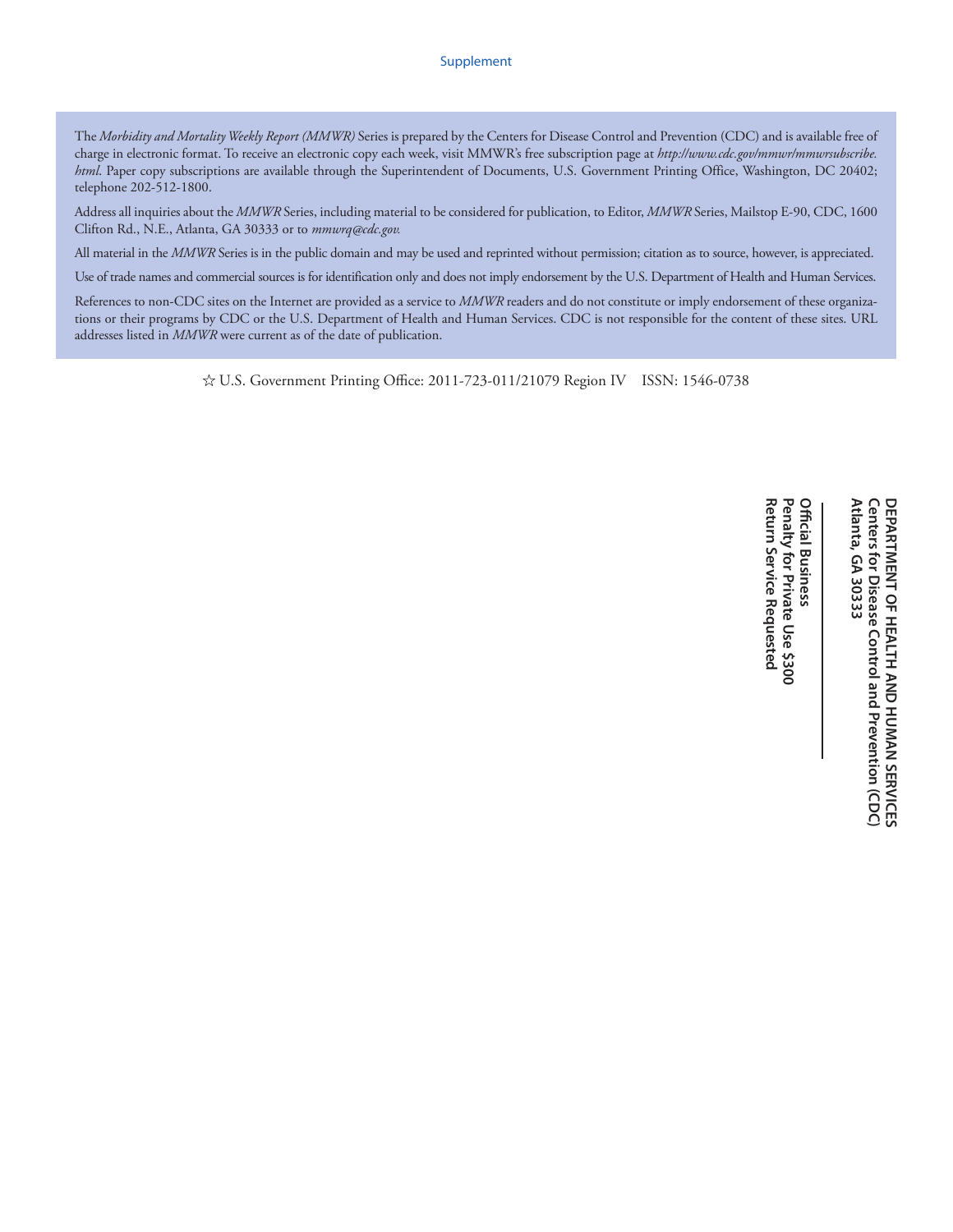The *Morbidity and Mortality Weekly Report (MMWR)* Series is prepared by the Centers for Disease Control and Prevention (CDC) and is available free of charge in electronic format. To receive an electronic copy each week, visit MMWR's free subscription page at *http://www.cdc.gov/mmwr/mmwrsubscribe.html*. Paper copy subscriptions are available through the Superintendent of Documents, U.S. Government Printing Office, Washington, DC 20402; telephone 202-512-1800.

Address all inquiries about the *MMWR* Series, including material to be considered for publication, to Editor, *MMWR* Series, Mailstop E-90, CDC, 1600 Clifton Rd., N.E., Atlanta, GA 30333 or to *mmwrq@cdc.gov.*

All material in the *MMWR* Series is in the public domain and may be used and reprinted without permission; citation as to source, however, is appreciated.

Use of trade names and commercial sources is for identification only and does not imply endorsement by the U.S. Department of Health and Human Services.

References to non-CDC sites on the Internet are provided as a service to *MMWR* readers and do not constitute or imply endorsement of these organizations or their programs by CDC or the U.S. Department of Health and Human Services. CDC is not responsible for the content of these sites. URL addresses listed in *MMWR* were current as of the date of publication.

☆ U.S. Government Printing Office: 2011-723-011/21079 Region IV ISSN: 1546-0738

**DEPARTMENT OF HEALTH AND HUMAN SERVICES**
**Centers for Disease Control and Prevention (CDC)**
**Atlanta, GA 30333**

**Official Business**
**Penalty for Private Use $300**
**Return Service Requested**